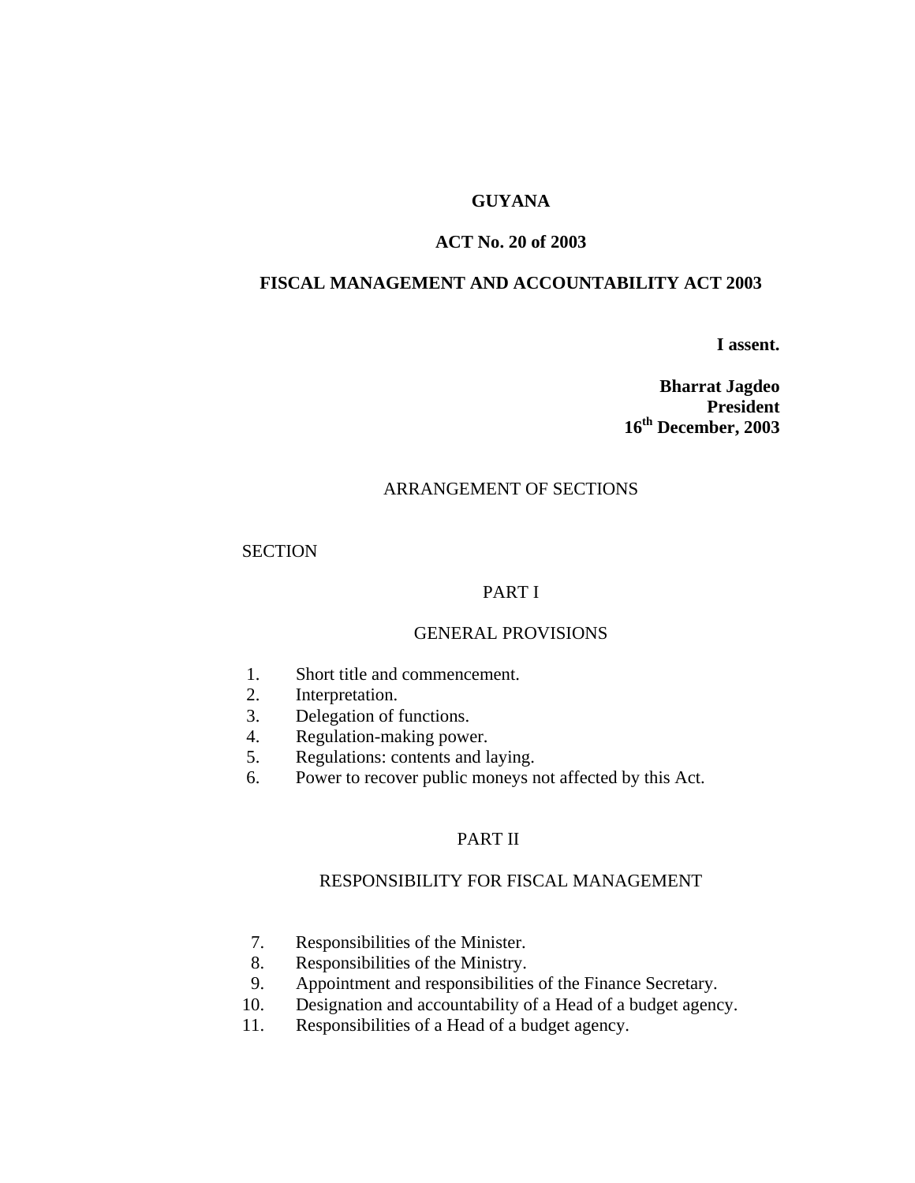# GUYANA

## ACT No. 20 of 2003

## FISCAL MANAGEMENT AND ACCOUNTABILITY ACT 2003

**I assent.**

**Bharrat Jagdeo**
**President**
**16th December, 2003**

ARRANGEMENT OF SECTIONS

SECTION

PART I

GENERAL PROVISIONS

1. Short title and commencement.
2. Interpretation.
3. Delegation of functions.
4. Regulation-making power.
5. Regulations: contents and laying.
6. Power to recover public moneys not affected by this Act.

PART II

RESPONSIBILITY FOR FISCAL MANAGEMENT

7. Responsibilities of the Minister.
8. Responsibilities of the Ministry.
9. Appointment and responsibilities of the Finance Secretary.
10. Designation and accountability of a Head of a budget agency.
11. Responsibilities of a Head of a budget agency.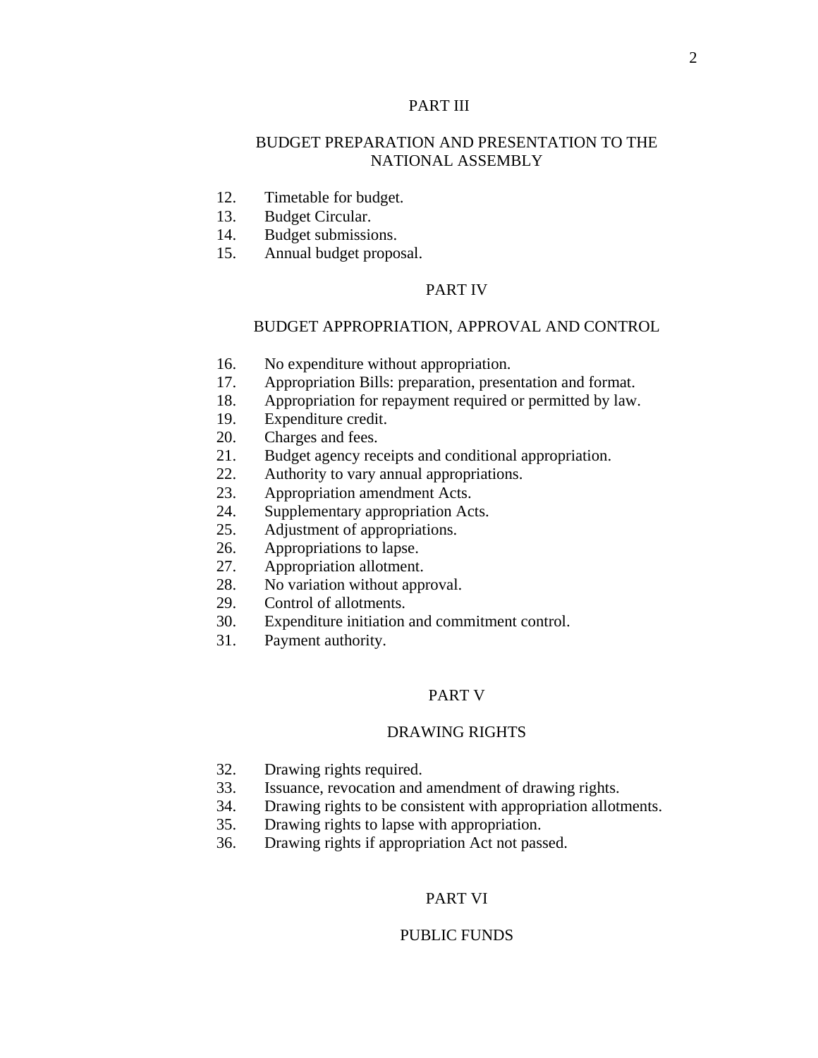## PART III

## BUDGET PREPARATION AND PRESENTATION TO THE NATIONAL ASSEMBLY

12. Timetable for budget.
13. Budget Circular.
14. Budget submissions.
15. Annual budget proposal.

## PART IV

## BUDGET APPROPRIATION, APPROVAL AND CONTROL

16. No expenditure without appropriation.
17. Appropriation Bills: preparation, presentation and format.
18. Appropriation for repayment required or permitted by law.
19. Expenditure credit.
20. Charges and fees.
21. Budget agency receipts and conditional appropriation.
22. Authority to vary annual appropriations.
23. Appropriation amendment Acts.
24. Supplementary appropriation Acts.
25. Adjustment of appropriations.
26. Appropriations to lapse.
27. Appropriation allotment.
28. No variation without approval.
29. Control of allotments.
30. Expenditure initiation and commitment control.
31. Payment authority.

## PART V

## DRAWING RIGHTS

32. Drawing rights required.
33. Issuance, revocation and amendment of drawing rights.
34. Drawing rights to be consistent with appropriation allotments.
35. Drawing rights to lapse with appropriation.
36. Drawing rights if appropriation Act not passed.

## PART VI

## PUBLIC FUNDS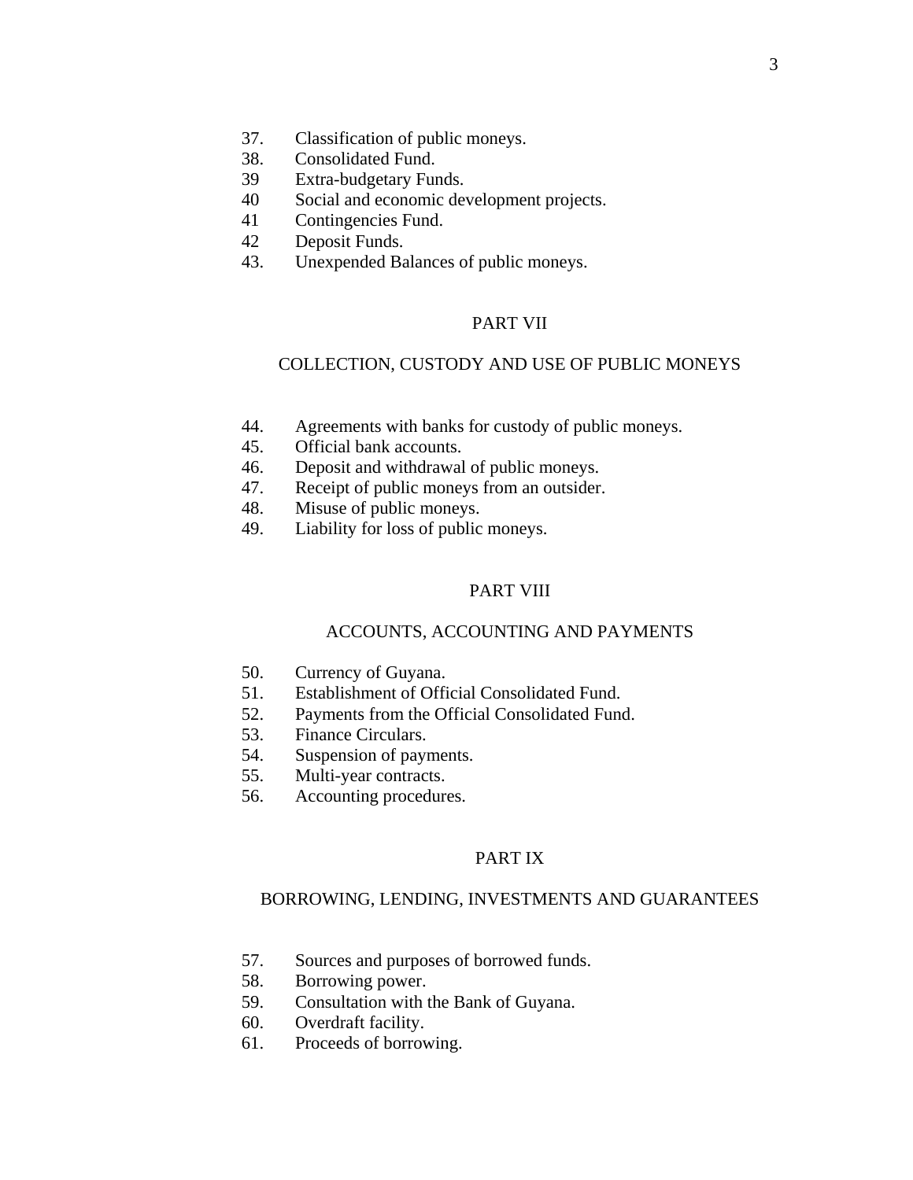37. Classification of public moneys.
38. Consolidated Fund.
39 Extra-budgetary Funds.
40 Social and economic development projects.
41 Contingencies Fund.
42 Deposit Funds.
43. Unexpended Balances of public moneys.

## PART VII

## COLLECTION, CUSTODY AND USE OF PUBLIC MONEYS

44. Agreements with banks for custody of public moneys.
45. Official bank accounts.
46. Deposit and withdrawal of public moneys.
47. Receipt of public moneys from an outsider.
48. Misuse of public moneys.
49. Liability for loss of public moneys.

## PART VIII

## ACCOUNTS, ACCOUNTING AND PAYMENTS

50. Currency of Guyana.
51. Establishment of Official Consolidated Fund.
52. Payments from the Official Consolidated Fund.
53. Finance Circulars.
54. Suspension of payments.
55. Multi-year contracts.
56. Accounting procedures.

## PART IX

## BORROWING, LENDING, INVESTMENTS AND GUARANTEES

57. Sources and purposes of borrowed funds.
58. Borrowing power.
59. Consultation with the Bank of Guyana.
60. Overdraft facility.
61. Proceeds of borrowing.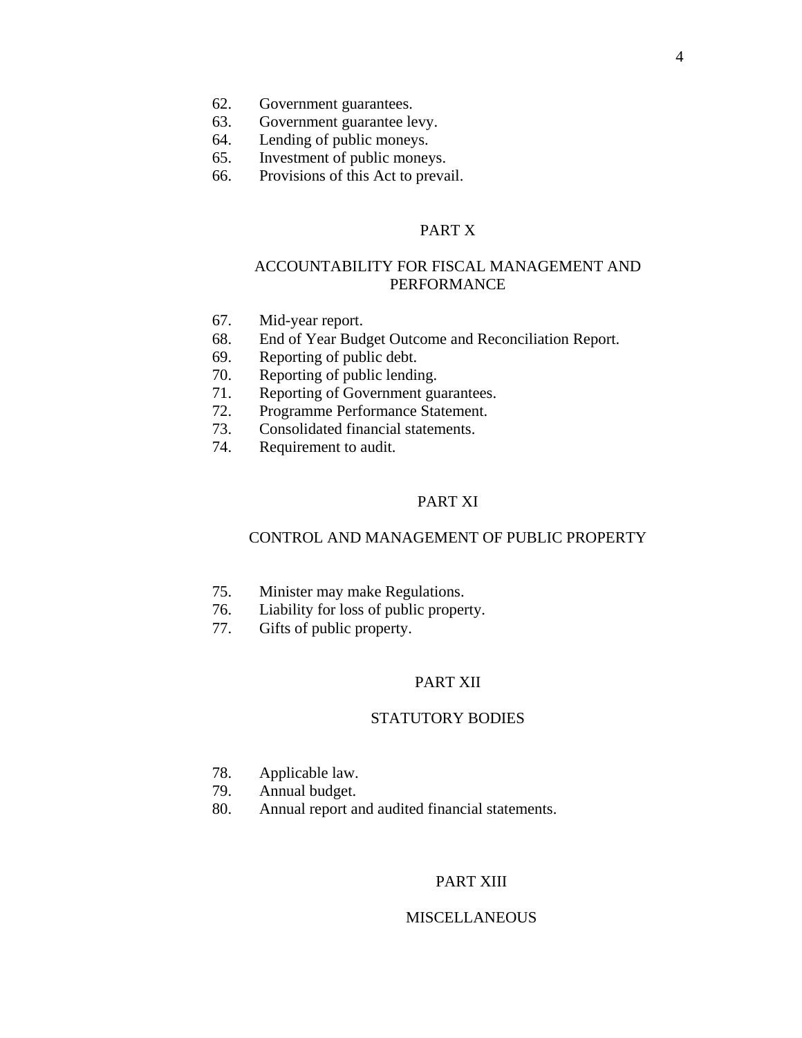62. Government guarantees.
63. Government guarantee levy.
64. Lending of public moneys.
65. Investment of public moneys.
66. Provisions of this Act to prevail.

## PART X

## ACCOUNTABILITY FOR FISCAL MANAGEMENT AND PERFORMANCE

67. Mid-year report.
68. End of Year Budget Outcome and Reconciliation Report.
69. Reporting of public debt.
70. Reporting of public lending.
71. Reporting of Government guarantees.
72. Programme Performance Statement.
73. Consolidated financial statements.
74. Requirement to audit.

## PART XI

## CONTROL AND MANAGEMENT OF PUBLIC PROPERTY

75. Minister may make Regulations.
76. Liability for loss of public property.
77. Gifts of public property.

## PART XII

## STATUTORY BODIES

78. Applicable law.
79. Annual budget.
80. Annual report and audited financial statements.

## PART XIII

## MISCELLANEOUS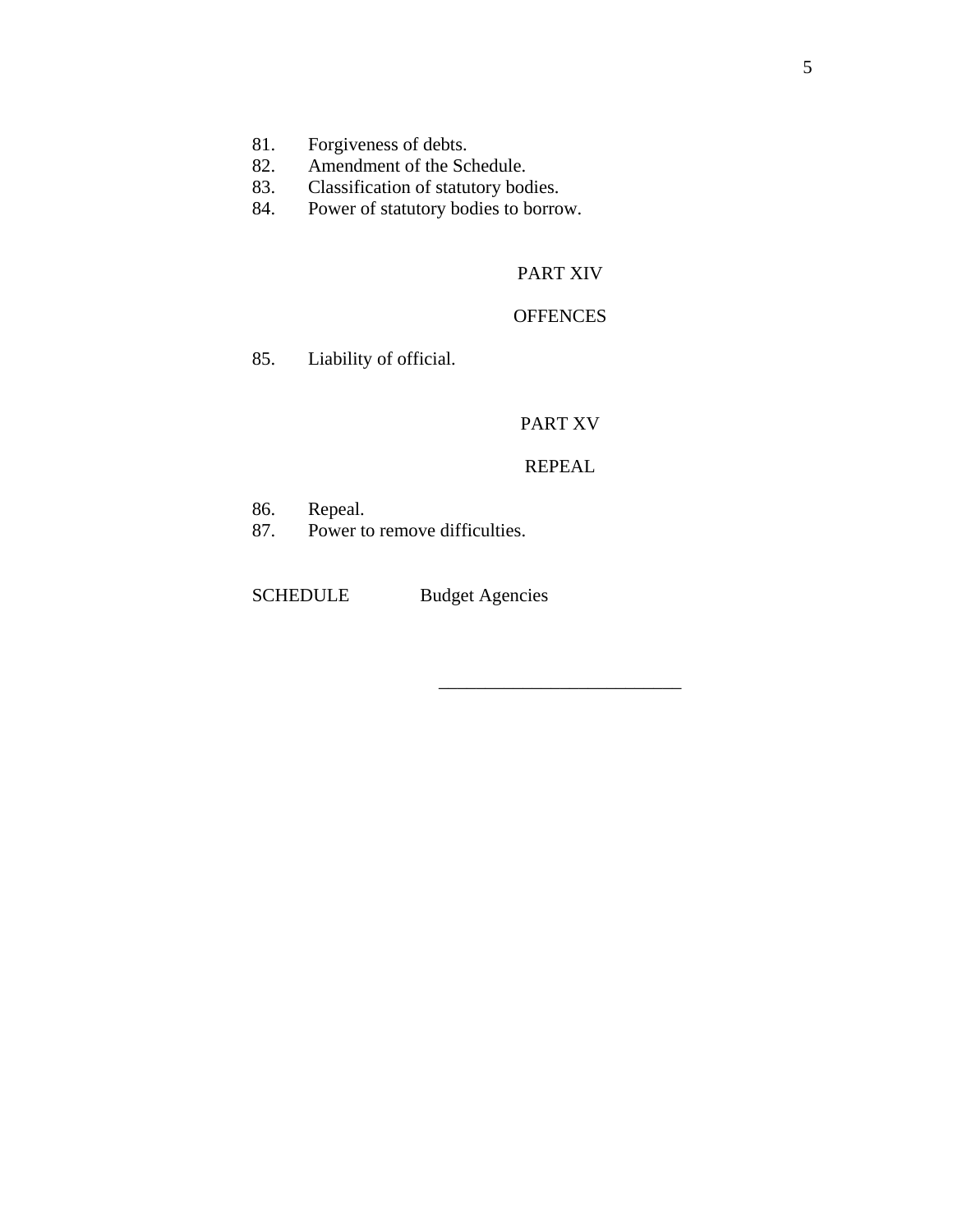81. Forgiveness of debts.
82. Amendment of the Schedule.
83. Classification of statutory bodies.
84. Power of statutory bodies to borrow.

## PART XIV

## OFFENCES

85. Liability of official.

## PART XV

## REPEAL

86. Repeal.
87. Power to remove difficulties.

SCHEDULE Budget Agencies

---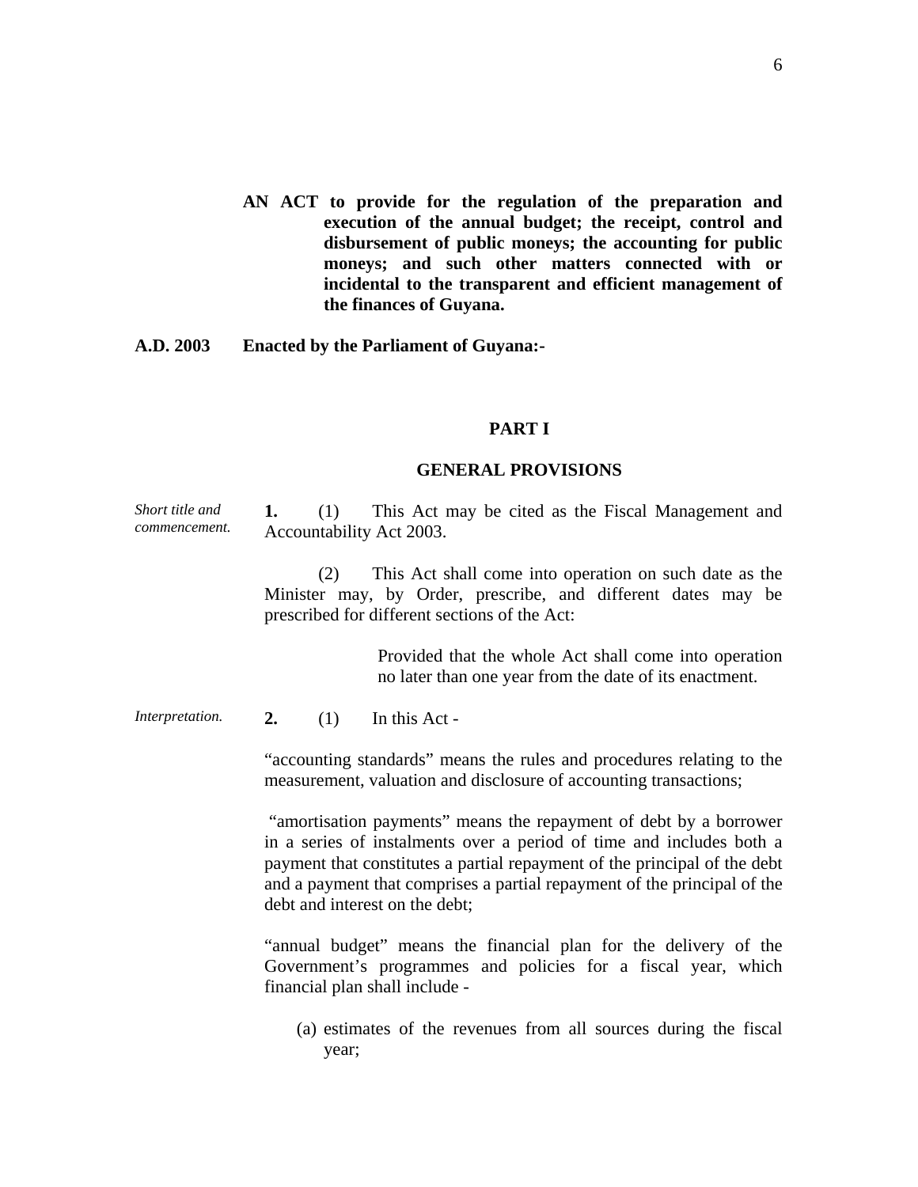**AN ACT to provide for the regulation of the preparation and execution of the annual budget; the receipt, control and disbursement of public moneys; the accounting for public moneys; and such other matters connected with or incidental to the transparent and efficient management of the finances of Guyana.**

**A.D. 2003 Enacted by the Parliament of Guyana:-**

## PART I

## GENERAL PROVISIONS

*Short title and commencement.*

**1.** (1) This Act may be cited as the Fiscal Management and Accountability Act 2003.

(2) This Act shall come into operation on such date as the Minister may, by Order, prescribe, and different dates may be prescribed for different sections of the Act:

Provided that the whole Act shall come into operation no later than one year from the date of its enactment.

*Interpretation.*

**2.** (1) In this Act -

"accounting standards" means the rules and procedures relating to the measurement, valuation and disclosure of accounting transactions;

"amortisation payments" means the repayment of debt by a borrower in a series of instalments over a period of time and includes both a payment that constitutes a partial repayment of the principal of the debt and a payment that comprises a partial repayment of the principal of the debt and interest on the debt;

"annual budget" means the financial plan for the delivery of the Government's programmes and policies for a fiscal year, which financial plan shall include -

(a) estimates of the revenues from all sources during the fiscal year;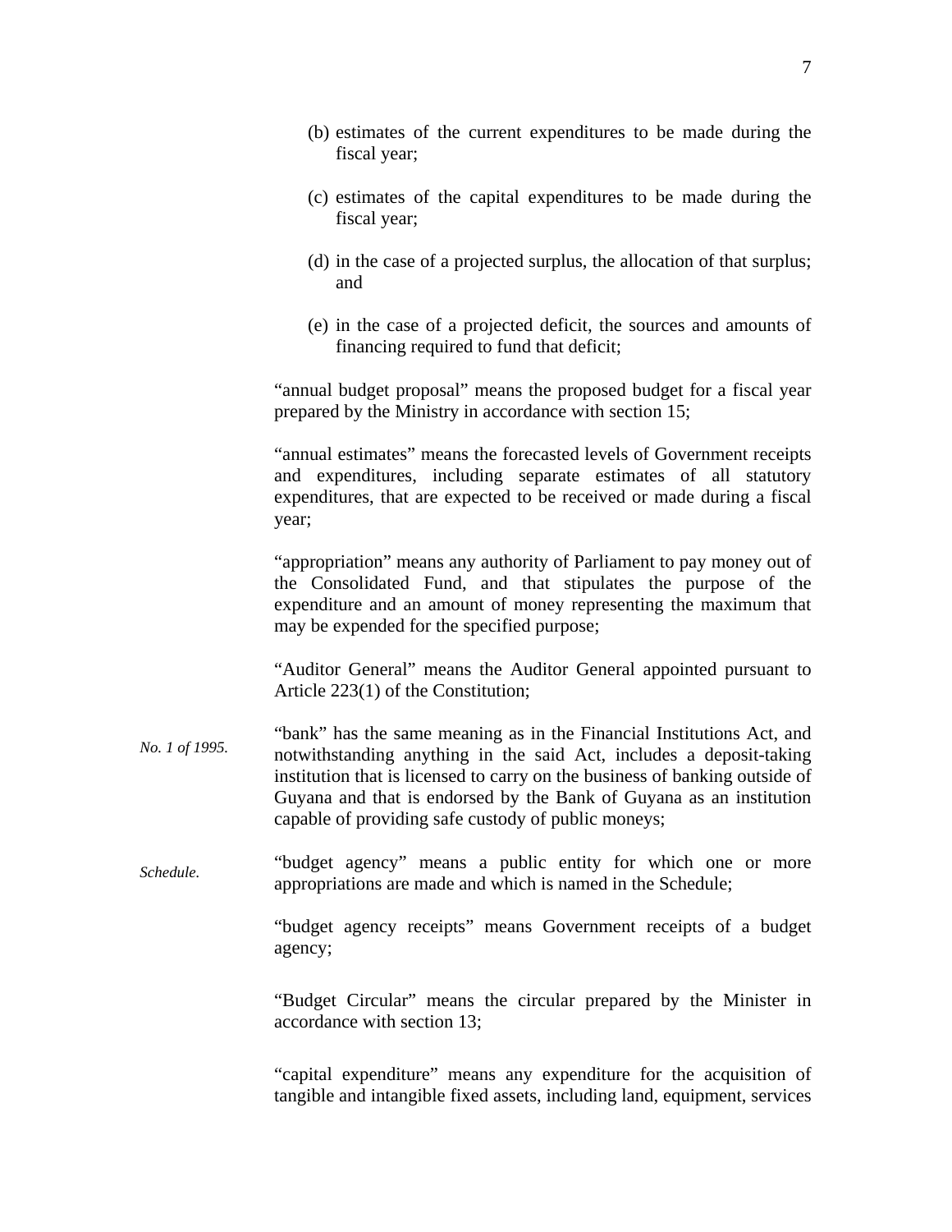(b) estimates of the current expenditures to be made during the fiscal year;

(c) estimates of the capital expenditures to be made during the fiscal year;

(d) in the case of a projected surplus, the allocation of that surplus; and

(e) in the case of a projected deficit, the sources and amounts of financing required to fund that deficit;

"annual budget proposal" means the proposed budget for a fiscal year prepared by the Ministry in accordance with section 15;

"annual estimates" means the forecasted levels of Government receipts and expenditures, including separate estimates of all statutory expenditures, that are expected to be received or made during a fiscal year;

"appropriation" means any authority of Parliament to pay money out of the Consolidated Fund, and that stipulates the purpose of the expenditure and an amount of money representing the maximum that may be expended for the specified purpose;

"Auditor General" means the Auditor General appointed pursuant to Article 223(1) of the Constitution;

*No. 1 of 1995.*

"bank" has the same meaning as in the Financial Institutions Act, and notwithstanding anything in the said Act, includes a deposit-taking institution that is licensed to carry on the business of banking outside of Guyana and that is endorsed by the Bank of Guyana as an institution capable of providing safe custody of public moneys;

*Schedule.*

"budget agency" means a public entity for which one or more appropriations are made and which is named in the Schedule;

"budget agency receipts" means Government receipts of a budget agency;

"Budget Circular" means the circular prepared by the Minister in accordance with section 13;

"capital expenditure" means any expenditure for the acquisition of tangible and intangible fixed assets, including land, equipment, services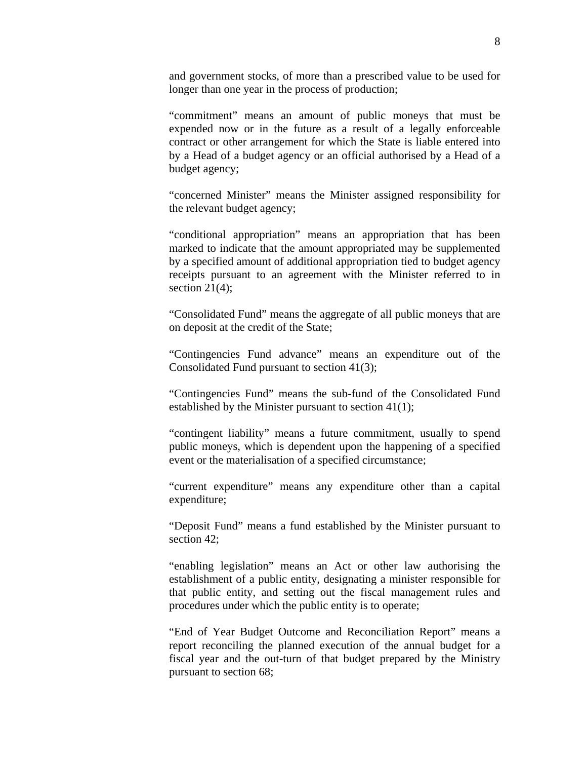and government stocks, of more than a prescribed value to be used for longer than one year in the process of production;

"commitment" means an amount of public moneys that must be expended now or in the future as a result of a legally enforceable contract or other arrangement for which the State is liable entered into by a Head of a budget agency or an official authorised by a Head of a budget agency;

"concerned Minister" means the Minister assigned responsibility for the relevant budget agency;

"conditional appropriation" means an appropriation that has been marked to indicate that the amount appropriated may be supplemented by a specified amount of additional appropriation tied to budget agency receipts pursuant to an agreement with the Minister referred to in section 21(4);

"Consolidated Fund" means the aggregate of all public moneys that are on deposit at the credit of the State;

"Contingencies Fund advance" means an expenditure out of the Consolidated Fund pursuant to section 41(3);

"Contingencies Fund" means the sub-fund of the Consolidated Fund established by the Minister pursuant to section 41(1);

"contingent liability" means a future commitment, usually to spend public moneys, which is dependent upon the happening of a specified event or the materialisation of a specified circumstance;

"current expenditure" means any expenditure other than a capital expenditure;

"Deposit Fund" means a fund established by the Minister pursuant to section 42;

"enabling legislation" means an Act or other law authorising the establishment of a public entity, designating a minister responsible for that public entity, and setting out the fiscal management rules and procedures under which the public entity is to operate;

"End of Year Budget Outcome and Reconciliation Report" means a report reconciling the planned execution of the annual budget for a fiscal year and the out-turn of that budget prepared by the Ministry pursuant to section 68;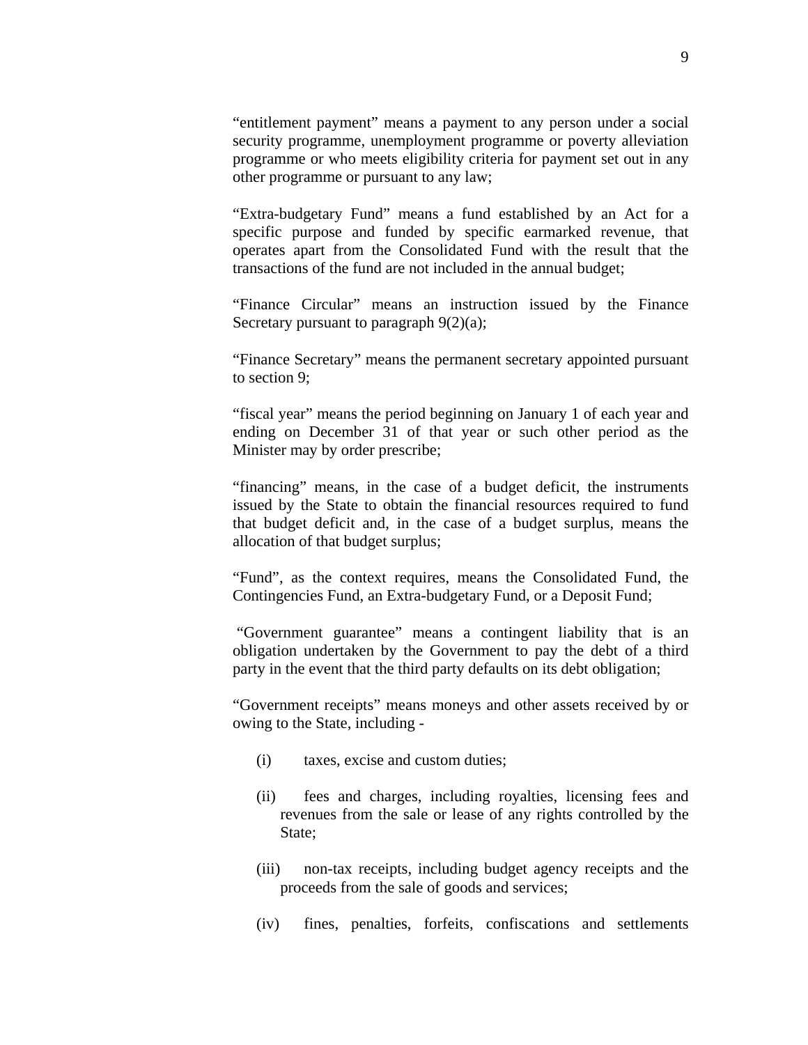"entitlement payment" means a payment to any person under a social security programme, unemployment programme or poverty alleviation programme or who meets eligibility criteria for payment set out in any other programme or pursuant to any law;

"Extra-budgetary Fund" means a fund established by an Act for a specific purpose and funded by specific earmarked revenue, that operates apart from the Consolidated Fund with the result that the transactions of the fund are not included in the annual budget;

"Finance Circular" means an instruction issued by the Finance Secretary pursuant to paragraph 9(2)(a);

"Finance Secretary" means the permanent secretary appointed pursuant to section 9;

"fiscal year" means the period beginning on January 1 of each year and ending on December 31 of that year or such other period as the Minister may by order prescribe;

"financing" means, in the case of a budget deficit, the instruments issued by the State to obtain the financial resources required to fund that budget deficit and, in the case of a budget surplus, means the allocation of that budget surplus;

"Fund", as the context requires, means the Consolidated Fund, the Contingencies Fund, an Extra-budgetary Fund, or a Deposit Fund;

"Government guarantee" means a contingent liability that is an obligation undertaken by the Government to pay the debt of a third party in the event that the third party defaults on its debt obligation;

"Government receipts" means moneys and other assets received by or owing to the State, including -

(i) taxes, excise and custom duties;

(ii) fees and charges, including royalties, licensing fees and revenues from the sale or lease of any rights controlled by the State;

(iii) non-tax receipts, including budget agency receipts and the proceeds from the sale of goods and services;

(iv) fines, penalties, forfeits, confiscations and settlements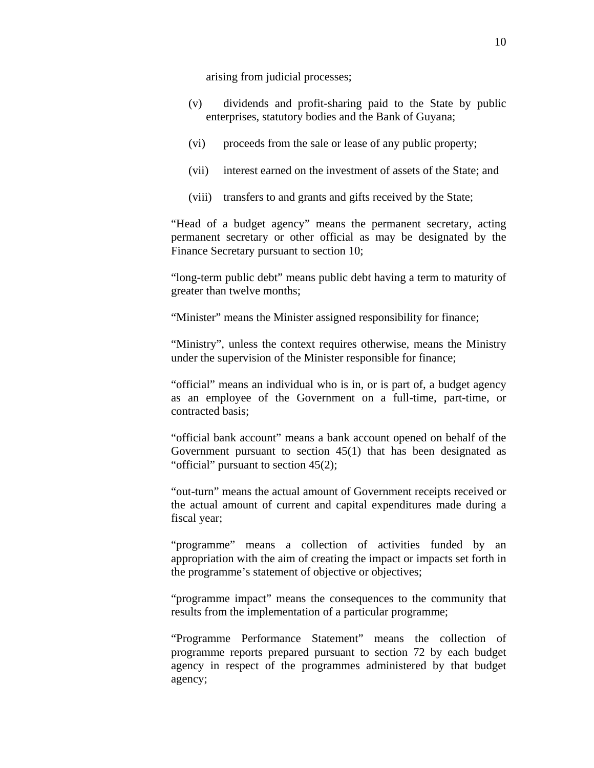arising from judicial processes;

(v) dividends and profit-sharing paid to the State by public enterprises, statutory bodies and the Bank of Guyana;

(vi) proceeds from the sale or lease of any public property;

(vii) interest earned on the investment of assets of the State; and

(viii) transfers to and grants and gifts received by the State;

"Head of a budget agency" means the permanent secretary, acting permanent secretary or other official as may be designated by the Finance Secretary pursuant to section 10;

"long-term public debt" means public debt having a term to maturity of greater than twelve months;

"Minister" means the Minister assigned responsibility for finance;

"Ministry", unless the context requires otherwise, means the Ministry under the supervision of the Minister responsible for finance;

"official" means an individual who is in, or is part of, a budget agency as an employee of the Government on a full-time, part-time, or contracted basis;

"official bank account" means a bank account opened on behalf of the Government pursuant to section 45(1) that has been designated as "official" pursuant to section 45(2);

"out-turn" means the actual amount of Government receipts received or the actual amount of current and capital expenditures made during a fiscal year;

"programme" means a collection of activities funded by an appropriation with the aim of creating the impact or impacts set forth in the programme's statement of objective or objectives;

"programme impact" means the consequences to the community that results from the implementation of a particular programme;

"Programme Performance Statement" means the collection of programme reports prepared pursuant to section 72 by each budget agency in respect of the programmes administered by that budget agency;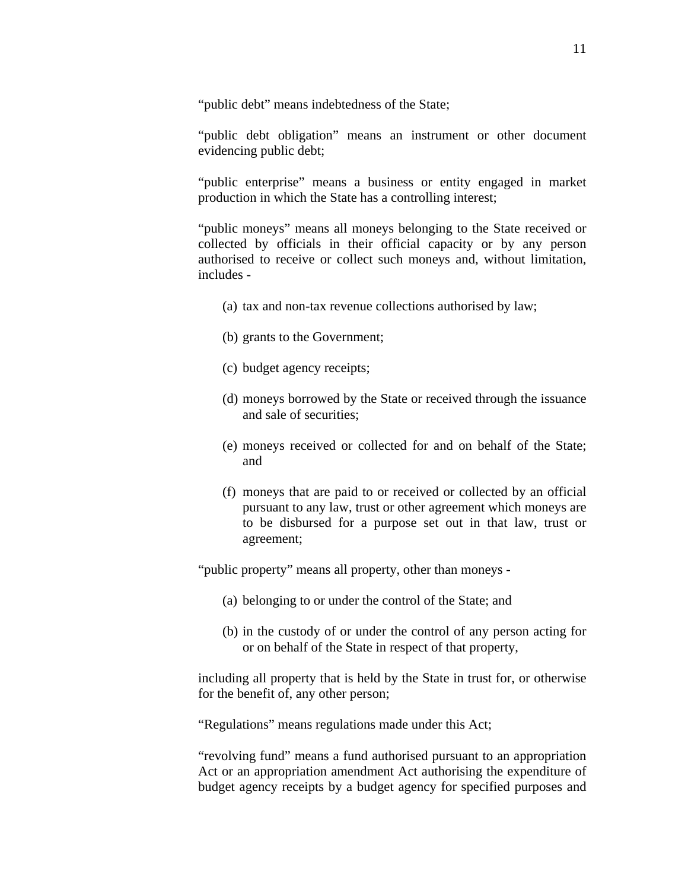"public debt" means indebtedness of the State;

"public debt obligation" means an instrument or other document evidencing public debt;

"public enterprise" means a business or entity engaged in market production in which the State has a controlling interest;

"public moneys" means all moneys belonging to the State received or collected by officials in their official capacity or by any person authorised to receive or collect such moneys and, without limitation, includes -

(a) tax and non-tax revenue collections authorised by law;

(b) grants to the Government;

(c) budget agency receipts;

(d) moneys borrowed by the State or received through the issuance and sale of securities;

(e) moneys received or collected for and on behalf of the State; and

(f) moneys that are paid to or received or collected by an official pursuant to any law, trust or other agreement which moneys are to be disbursed for a purpose set out in that law, trust or agreement;

"public property" means all property, other than moneys -

(a) belonging to or under the control of the State; and

(b) in the custody of or under the control of any person acting for or on behalf of the State in respect of that property,

including all property that is held by the State in trust for, or otherwise for the benefit of, any other person;

"Regulations" means regulations made under this Act;

"revolving fund" means a fund authorised pursuant to an appropriation Act or an appropriation amendment Act authorising the expenditure of budget agency receipts by a budget agency for specified purposes and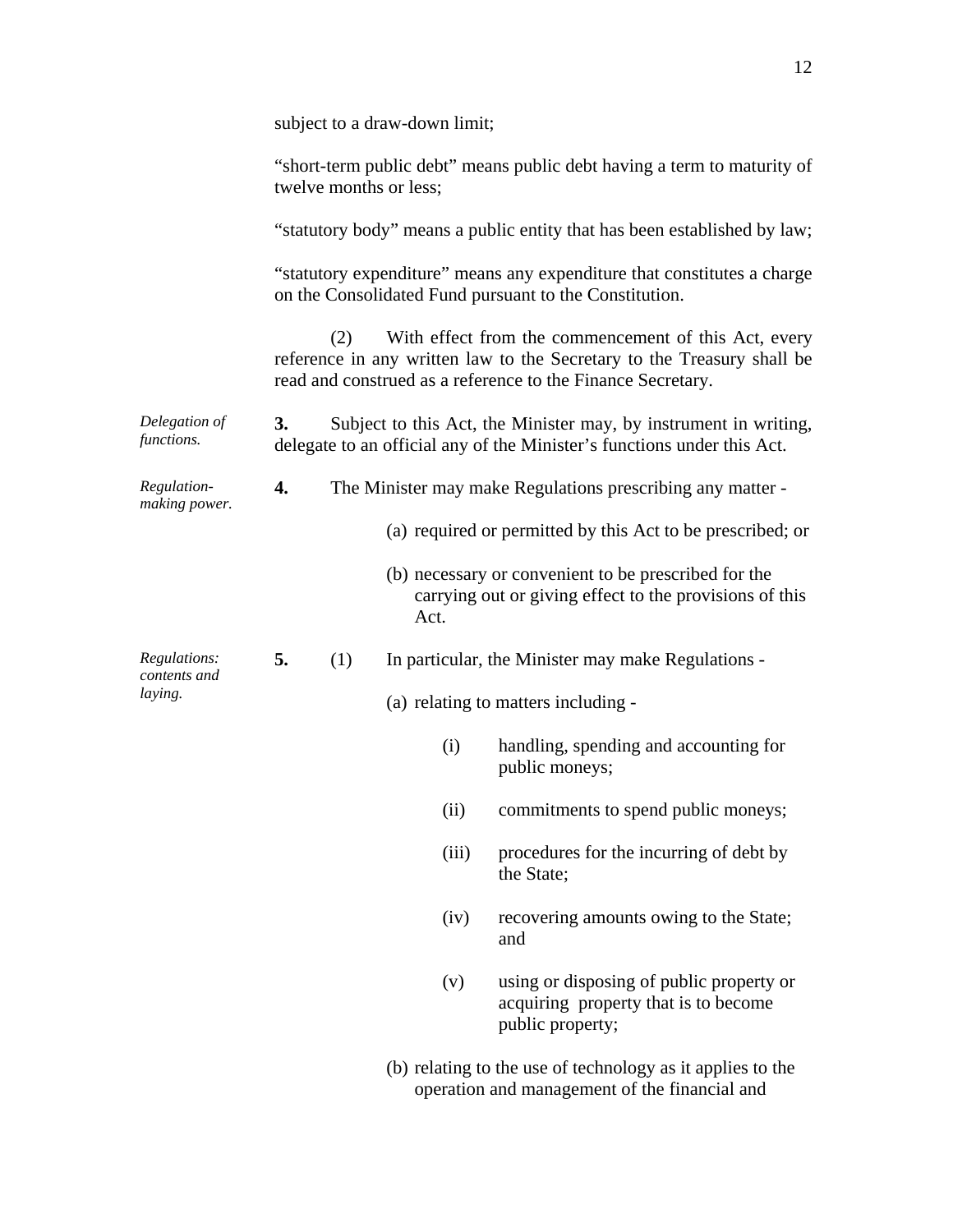subject to a draw-down limit;

"short-term public debt" means public debt having a term to maturity of twelve months or less;

"statutory body" means a public entity that has been established by law;

"statutory expenditure" means any expenditure that constitutes a charge on the Consolidated Fund pursuant to the Constitution.

(2) With effect from the commencement of this Act, every reference in any written law to the Secretary to the Treasury shall be read and construed as a reference to the Finance Secretary.

*Delegation of functions.*

**3.** Subject to this Act, the Minister may, by instrument in writing, delegate to an official any of the Minister's functions under this Act.

*Regulation-making power.*

**4.** The Minister may make Regulations prescribing any matter -

(a) required or permitted by this Act to be prescribed; or

(b) necessary or convenient to be prescribed for the carrying out or giving effect to the provisions of this Act.

*Regulations: contents and laying.*

**5.** (1) In particular, the Minister may make Regulations -

(a) relating to matters including -

(i) handling, spending and accounting for public moneys;

(ii) commitments to spend public moneys;

(iii) procedures for the incurring of debt by the State;

(iv) recovering amounts owing to the State; and

(v) using or disposing of public property or acquiring property that is to become public property;

(b) relating to the use of technology as it applies to the operation and management of the financial and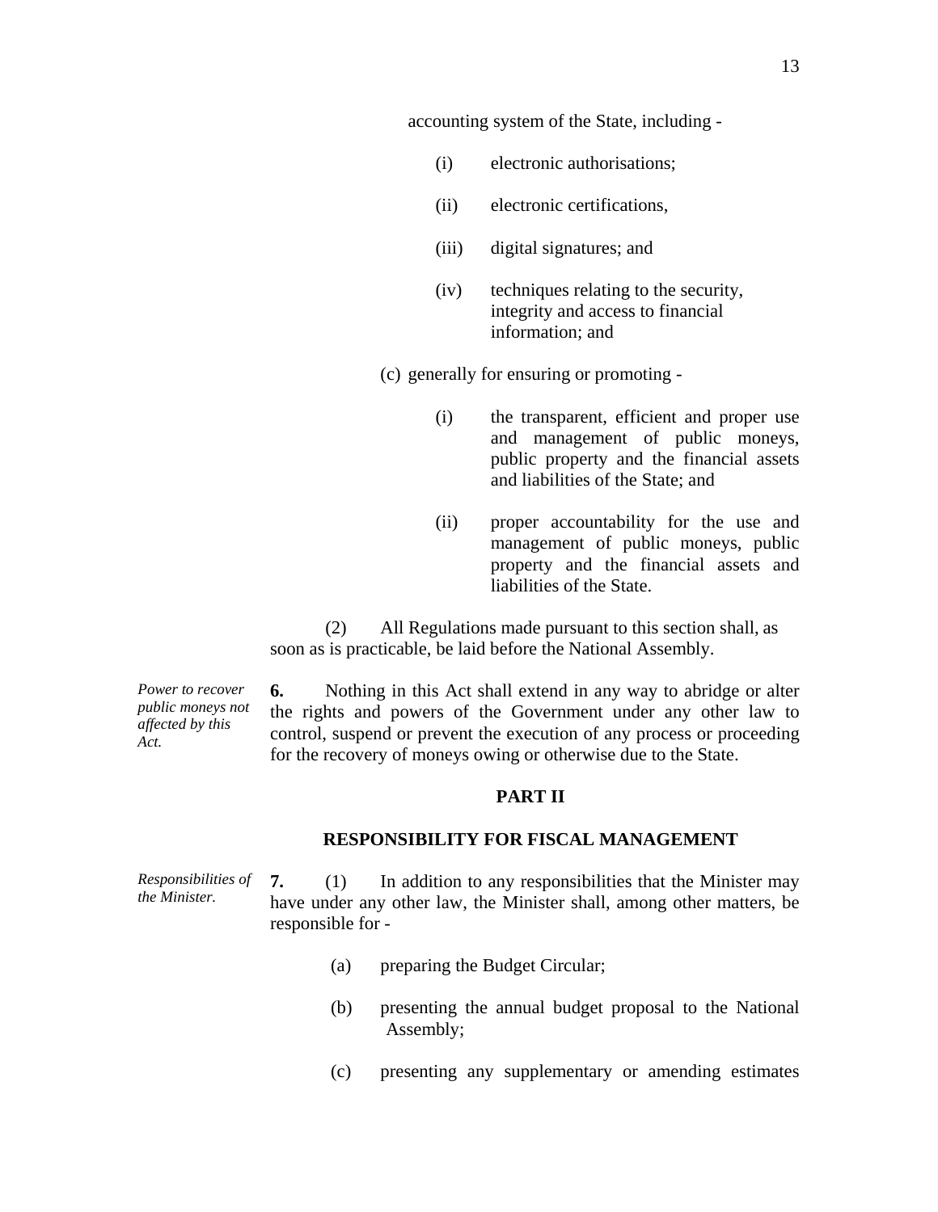accounting system of the State, including -

(i) electronic authorisations;

(ii) electronic certifications,

(iii) digital signatures; and

(iv) techniques relating to the security, integrity and access to financial information; and

(c) generally for ensuring or promoting -

(i) the transparent, efficient and proper use and management of public moneys, public property and the financial assets and liabilities of the State; and

(ii) proper accountability for the use and management of public moneys, public property and the financial assets and liabilities of the State.

(2) All Regulations made pursuant to this section shall, as soon as is practicable, be laid before the National Assembly.

*Power to recover public moneys not affected by this Act.*

**6.** Nothing in this Act shall extend in any way to abridge or alter the rights and powers of the Government under any other law to control, suspend or prevent the execution of any process or proceeding for the recovery of moneys owing or otherwise due to the State.

## PART II

## RESPONSIBILITY FOR FISCAL MANAGEMENT

*Responsibilities of the Minister.*

**7.** (1) In addition to any responsibilities that the Minister may have under any other law, the Minister shall, among other matters, be responsible for -

(a) preparing the Budget Circular;

(b) presenting the annual budget proposal to the National Assembly;

(c) presenting any supplementary or amending estimates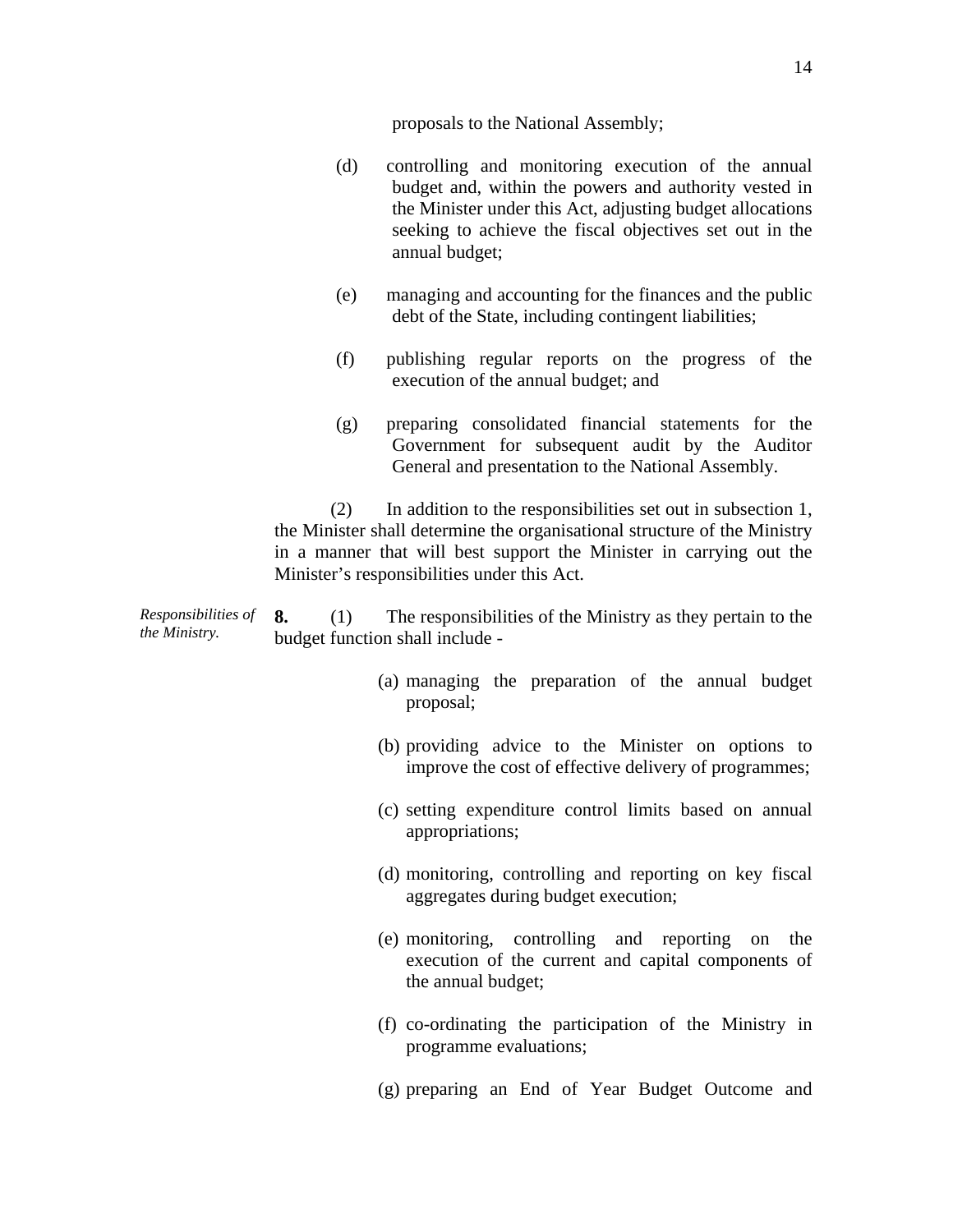proposals to the National Assembly;

(d) controlling and monitoring execution of the annual budget and, within the powers and authority vested in the Minister under this Act, adjusting budget allocations seeking to achieve the fiscal objectives set out in the annual budget;

(e) managing and accounting for the finances and the public debt of the State, including contingent liabilities;

(f) publishing regular reports on the progress of the execution of the annual budget; and

(g) preparing consolidated financial statements for the Government for subsequent audit by the Auditor General and presentation to the National Assembly.

(2) In addition to the responsibilities set out in subsection 1, the Minister shall determine the organisational structure of the Ministry in a manner that will best support the Minister in carrying out the Minister's responsibilities under this Act.

*Responsibilities of the Ministry.*

**8.** (1) The responsibilities of the Ministry as they pertain to the budget function shall include -

(a) managing the preparation of the annual budget proposal;

(b) providing advice to the Minister on options to improve the cost of effective delivery of programmes;

(c) setting expenditure control limits based on annual appropriations;

(d) monitoring, controlling and reporting on key fiscal aggregates during budget execution;

(e) monitoring, controlling and reporting on the execution of the current and capital components of the annual budget;

(f) co-ordinating the participation of the Ministry in programme evaluations;

(g) preparing an End of Year Budget Outcome and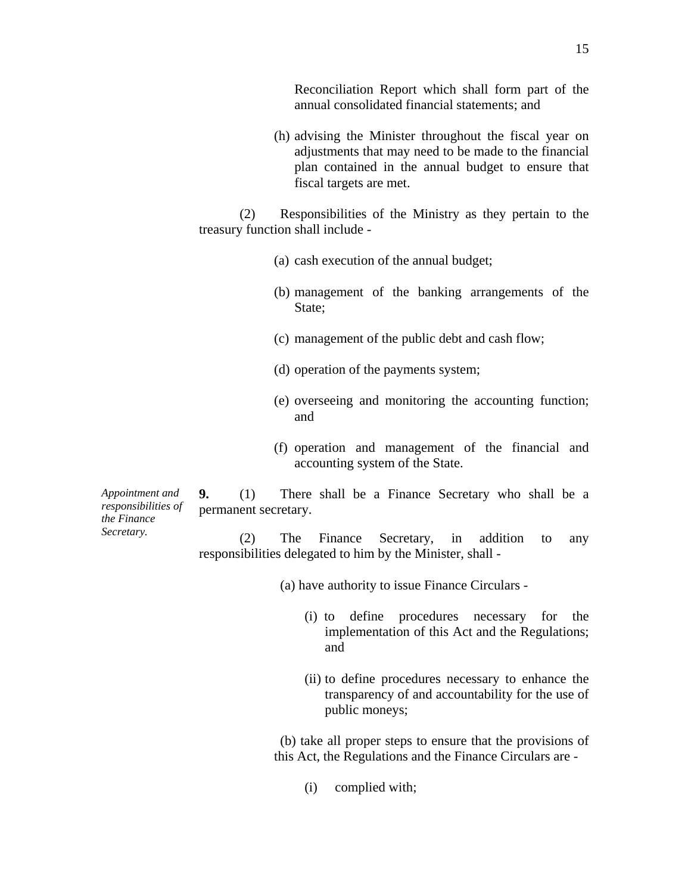Reconciliation Report which shall form part of the annual consolidated financial statements; and

(h) advising the Minister throughout the fiscal year on adjustments that may need to be made to the financial plan contained in the annual budget to ensure that fiscal targets are met.

(2) Responsibilities of the Ministry as they pertain to the treasury function shall include -

(a) cash execution of the annual budget;

(b) management of the banking arrangements of the State;

(c) management of the public debt and cash flow;

(d) operation of the payments system;

(e) overseeing and monitoring the accounting function; and

(f) operation and management of the financial and accounting system of the State.

*Appointment and responsibilities of the Finance Secretary.*

**9.** (1) There shall be a Finance Secretary who shall be a permanent secretary.

(2) The Finance Secretary, in addition to any responsibilities delegated to him by the Minister, shall -

(a) have authority to issue Finance Circulars -

(i) to define procedures necessary for the implementation of this Act and the Regulations; and

(ii) to define procedures necessary to enhance the transparency of and accountability for the use of public moneys;

(b) take all proper steps to ensure that the provisions of this Act, the Regulations and the Finance Circulars are -

(i) complied with;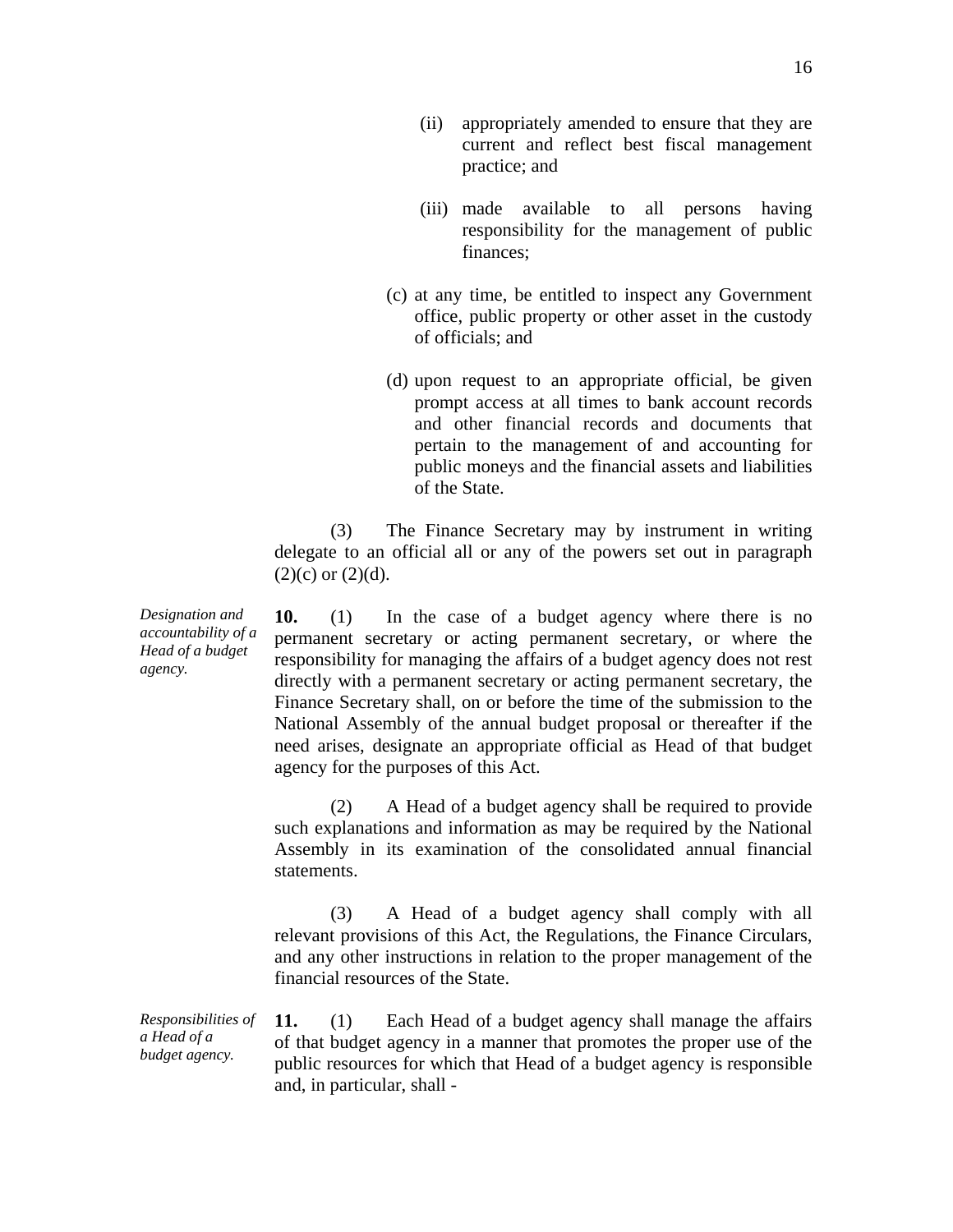(ii) appropriately amended to ensure that they are current and reflect best fiscal management practice; and

(iii) made available to all persons having responsibility for the management of public finances;

(c) at any time, be entitled to inspect any Government office, public property or other asset in the custody of officials; and

(d) upon request to an appropriate official, be given prompt access at all times to bank account records and other financial records and documents that pertain to the management of and accounting for public moneys and the financial assets and liabilities of the State.

(3) The Finance Secretary may by instrument in writing delegate to an official all or any of the powers set out in paragraph (2)(c) or (2)(d).

*Designation and accountability of a Head of a budget agency.*

**10.** (1) In the case of a budget agency where there is no permanent secretary or acting permanent secretary, or where the responsibility for managing the affairs of a budget agency does not rest directly with a permanent secretary or acting permanent secretary, the Finance Secretary shall, on or before the time of the submission to the National Assembly of the annual budget proposal or thereafter if the need arises, designate an appropriate official as Head of that budget agency for the purposes of this Act.

(2) A Head of a budget agency shall be required to provide such explanations and information as may be required by the National Assembly in its examination of the consolidated annual financial statements.

(3) A Head of a budget agency shall comply with all relevant provisions of this Act, the Regulations, the Finance Circulars, and any other instructions in relation to the proper management of the financial resources of the State.

*Responsibilities of a Head of a budget agency.*

**11.** (1) Each Head of a budget agency shall manage the affairs of that budget agency in a manner that promotes the proper use of the public resources for which that Head of a budget agency is responsible and, in particular, shall -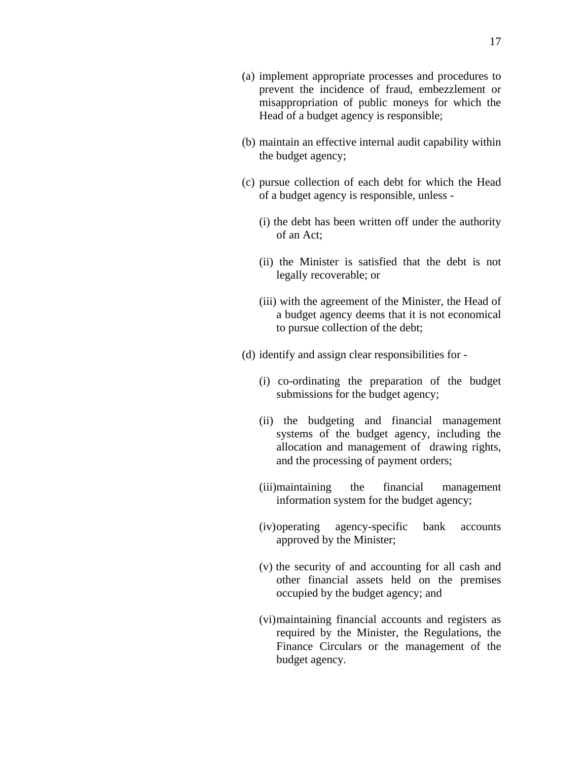(a) implement appropriate processes and procedures to prevent the incidence of fraud, embezzlement or misappropriation of public moneys for which the Head of a budget agency is responsible;

(b) maintain an effective internal audit capability within the budget agency;

(c) pursue collection of each debt for which the Head of a budget agency is responsible, unless -

  (i) the debt has been written off under the authority of an Act;

  (ii) the Minister is satisfied that the debt is not legally recoverable; or

  (iii) with the agreement of the Minister, the Head of a budget agency deems that it is not economical to pursue collection of the debt;

(d) identify and assign clear responsibilities for -

  (i) co-ordinating the preparation of the budget submissions for the budget agency;

  (ii) the budgeting and financial management systems of the budget agency, including the allocation and management of drawing rights, and the processing of payment orders;

  (iii) maintaining the financial management information system for the budget agency;

  (iv) operating agency-specific bank accounts approved by the Minister;

  (v) the security of and accounting for all cash and other financial assets held on the premises occupied by the budget agency; and

  (vi) maintaining financial accounts and registers as required by the Minister, the Regulations, the Finance Circulars or the management of the budget agency.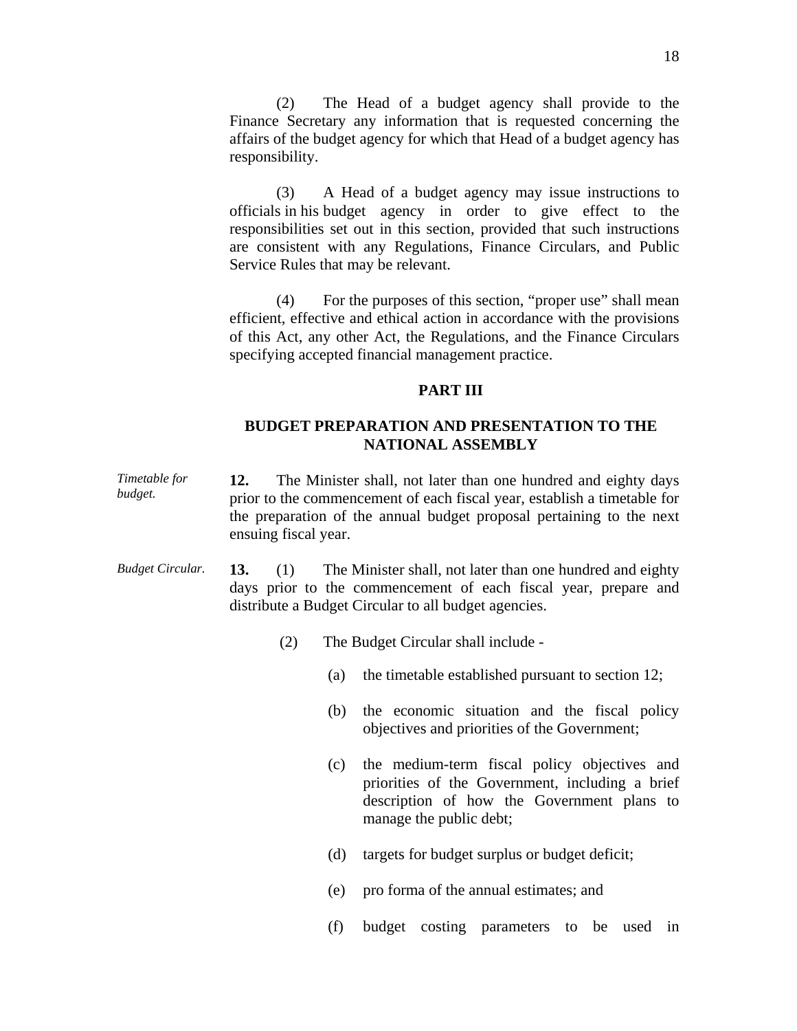(2) The Head of a budget agency shall provide to the Finance Secretary any information that is requested concerning the affairs of the budget agency for which that Head of a budget agency has responsibility.

(3) A Head of a budget agency may issue instructions to officials in his budget agency in order to give effect to the responsibilities set out in this section, provided that such instructions are consistent with any Regulations, Finance Circulars, and Public Service Rules that may be relevant.

(4) For the purposes of this section, "proper use" shall mean efficient, effective and ethical action in accordance with the provisions of this Act, any other Act, the Regulations, and the Finance Circulars specifying accepted financial management practice.

## PART III

## BUDGET PREPARATION AND PRESENTATION TO THE NATIONAL ASSEMBLY

*Timetable for budget.*

**12.** The Minister shall, not later than one hundred and eighty days prior to the commencement of each fiscal year, establish a timetable for the preparation of the annual budget proposal pertaining to the next ensuing fiscal year.

*Budget Circular.*

**13.** (1) The Minister shall, not later than one hundred and eighty days prior to the commencement of each fiscal year, prepare and distribute a Budget Circular to all budget agencies.

(2) The Budget Circular shall include -

(a) the timetable established pursuant to section 12;

(b) the economic situation and the fiscal policy objectives and priorities of the Government;

(c) the medium-term fiscal policy objectives and priorities of the Government, including a brief description of how the Government plans to manage the public debt;

(d) targets for budget surplus or budget deficit;

(e) pro forma of the annual estimates; and

(f) budget costing parameters to be used in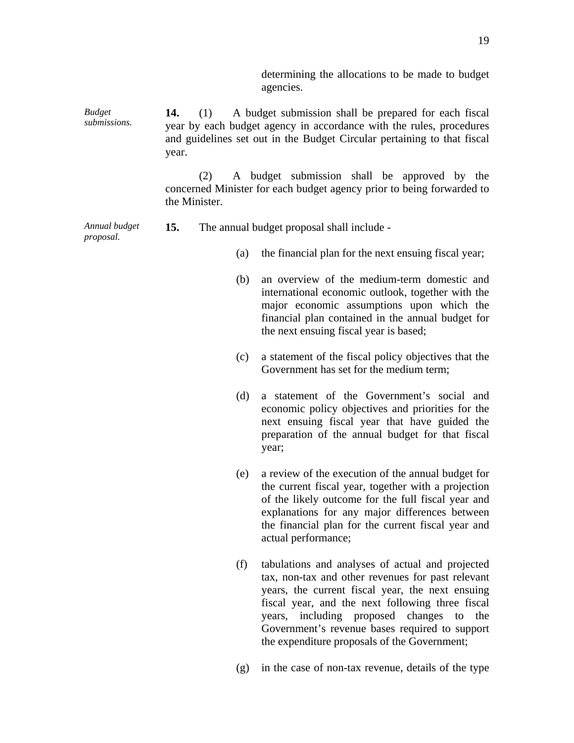determining the allocations to be made to budget agencies.

*Budget submissions.*

**14.** (1) A budget submission shall be prepared for each fiscal year by each budget agency in accordance with the rules, procedures and guidelines set out in the Budget Circular pertaining to that fiscal year.

(2) A budget submission shall be approved by the concerned Minister for each budget agency prior to being forwarded to the Minister.

*Annual budget proposal.*

**15.** The annual budget proposal shall include -

(a) the financial plan for the next ensuing fiscal year;

(b) an overview of the medium-term domestic and international economic outlook, together with the major economic assumptions upon which the financial plan contained in the annual budget for the next ensuing fiscal year is based;

(c) a statement of the fiscal policy objectives that the Government has set for the medium term;

(d) a statement of the Government's social and economic policy objectives and priorities for the next ensuing fiscal year that have guided the preparation of the annual budget for that fiscal year;

(e) a review of the execution of the annual budget for the current fiscal year, together with a projection of the likely outcome for the full fiscal year and explanations for any major differences between the financial plan for the current fiscal year and actual performance;

(f) tabulations and analyses of actual and projected tax, non-tax and other revenues for past relevant years, the current fiscal year, the next ensuing fiscal year, and the next following three fiscal years, including proposed changes to the Government's revenue bases required to support the expenditure proposals of the Government;

(g) in the case of non-tax revenue, details of the type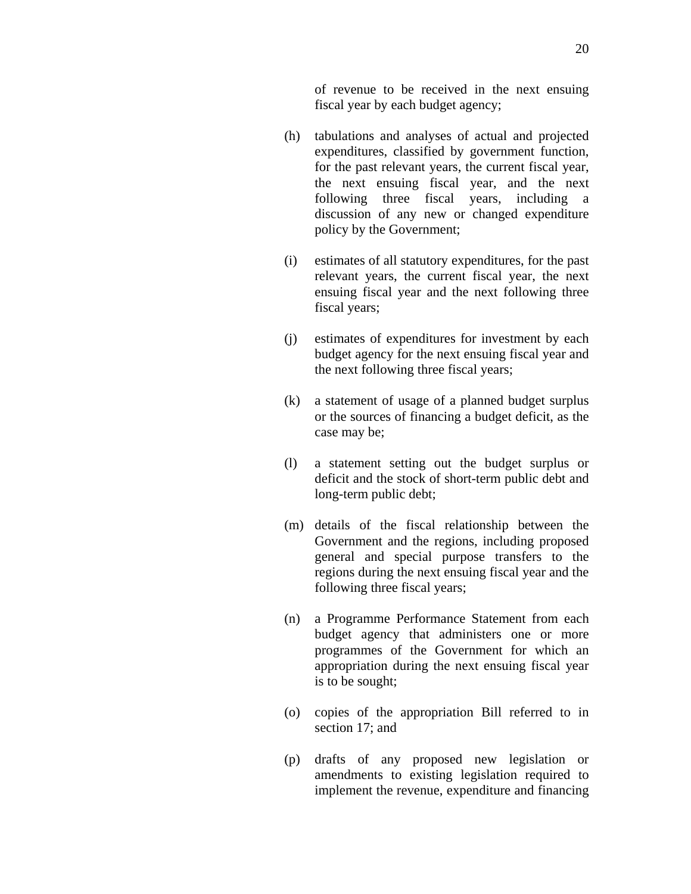of revenue to be received in the next ensuing fiscal year by each budget agency;

(h) tabulations and analyses of actual and projected expenditures, classified by government function, for the past relevant years, the current fiscal year, the next ensuing fiscal year, and the next following three fiscal years, including a discussion of any new or changed expenditure policy by the Government;

(i) estimates of all statutory expenditures, for the past relevant years, the current fiscal year, the next ensuing fiscal year and the next following three fiscal years;

(j) estimates of expenditures for investment by each budget agency for the next ensuing fiscal year and the next following three fiscal years;

(k) a statement of usage of a planned budget surplus or the sources of financing a budget deficit, as the case may be;

(l) a statement setting out the budget surplus or deficit and the stock of short-term public debt and long-term public debt;

(m) details of the fiscal relationship between the Government and the regions, including proposed general and special purpose transfers to the regions during the next ensuing fiscal year and the following three fiscal years;

(n) a Programme Performance Statement from each budget agency that administers one or more programmes of the Government for which an appropriation during the next ensuing fiscal year is to be sought;

(o) copies of the appropriation Bill referred to in section 17; and

(p) drafts of any proposed new legislation or amendments to existing legislation required to implement the revenue, expenditure and financing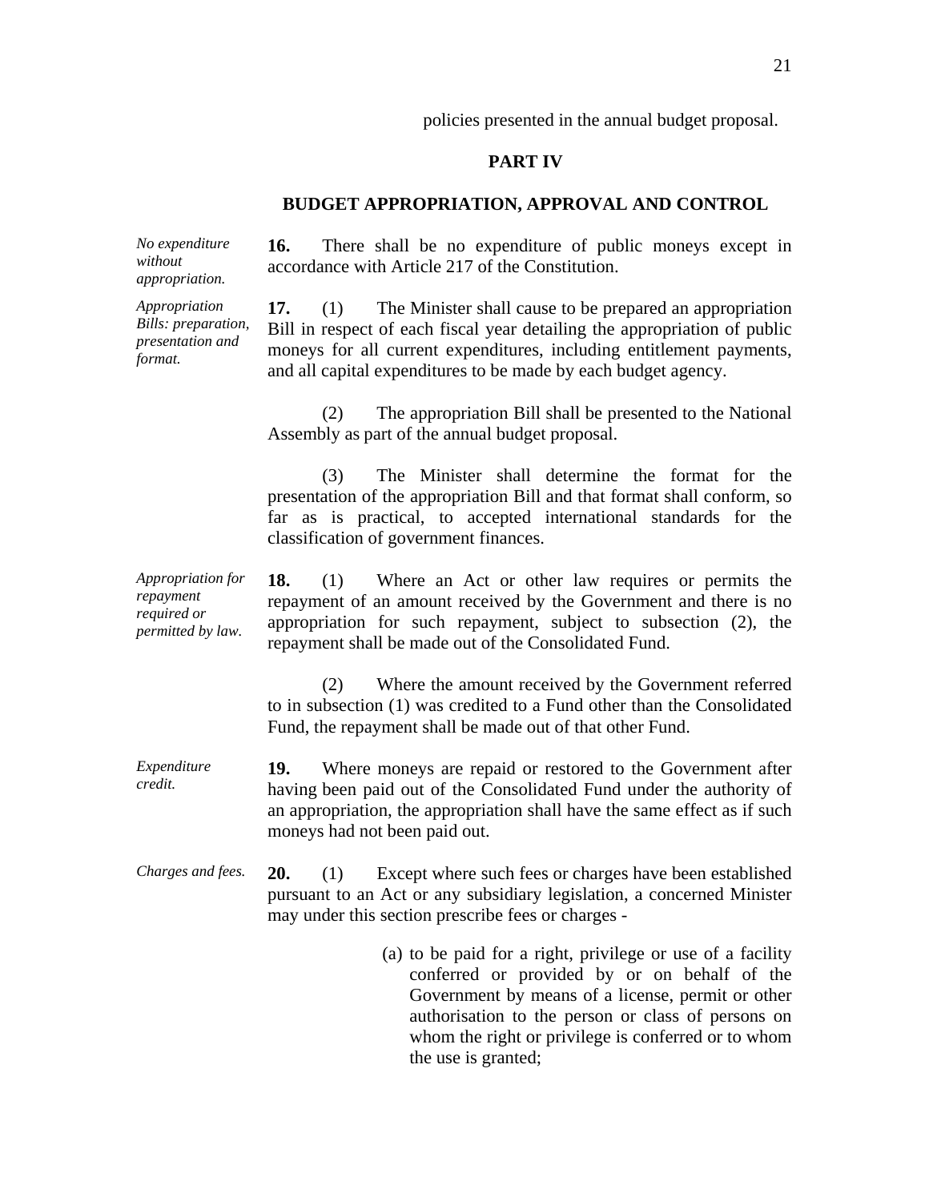policies presented in the annual budget proposal.

## PART IV

## BUDGET APPROPRIATION, APPROVAL AND CONTROL

*No expenditure without appropriation.*

**16.** There shall be no expenditure of public moneys except in accordance with Article 217 of the Constitution.

*Appropriation Bills: preparation, presentation and format.*

**17.** (1) The Minister shall cause to be prepared an appropriation Bill in respect of each fiscal year detailing the appropriation of public moneys for all current expenditures, including entitlement payments, and all capital expenditures to be made by each budget agency.

(2) The appropriation Bill shall be presented to the National Assembly as part of the annual budget proposal.

(3) The Minister shall determine the format for the presentation of the appropriation Bill and that format shall conform, so far as is practical, to accepted international standards for the classification of government finances.

*Appropriation for repayment required or permitted by law.*

**18.** (1) Where an Act or other law requires or permits the repayment of an amount received by the Government and there is no appropriation for such repayment, subject to subsection (2), the repayment shall be made out of the Consolidated Fund.

(2) Where the amount received by the Government referred to in subsection (1) was credited to a Fund other than the Consolidated Fund, the repayment shall be made out of that other Fund.

*Expenditure credit.*

**19.** Where moneys are repaid or restored to the Government after having been paid out of the Consolidated Fund under the authority of an appropriation, the appropriation shall have the same effect as if such moneys had not been paid out.

*Charges and fees.*

**20.** (1) Except where such fees or charges have been established pursuant to an Act or any subsidiary legislation, a concerned Minister may under this section prescribe fees or charges -

(a) to be paid for a right, privilege or use of a facility conferred or provided by or on behalf of the Government by means of a license, permit or other authorisation to the person or class of persons on whom the right or privilege is conferred or to whom the use is granted;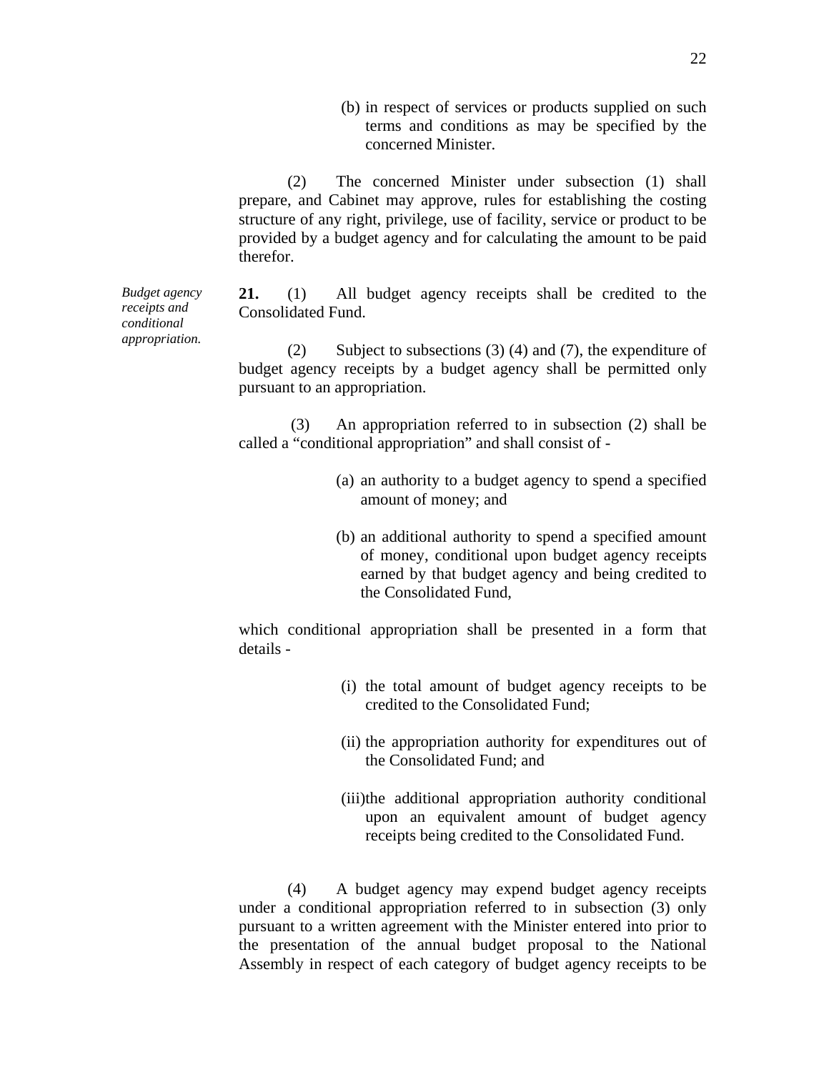(b) in respect of services or products supplied on such terms and conditions as may be specified by the concerned Minister.

(2) The concerned Minister under subsection (1) shall prepare, and Cabinet may approve, rules for establishing the costing structure of any right, privilege, use of facility, service or product to be provided by a budget agency and for calculating the amount to be paid therefor.

*Budget agency receipts and conditional appropriation.*

**21.** (1) All budget agency receipts shall be credited to the Consolidated Fund.

(2) Subject to subsections (3) (4) and (7), the expenditure of budget agency receipts by a budget agency shall be permitted only pursuant to an appropriation.

(3) An appropriation referred to in subsection (2) shall be called a "conditional appropriation" and shall consist of -

(a) an authority to a budget agency to spend a specified amount of money; and

(b) an additional authority to spend a specified amount of money, conditional upon budget agency receipts earned by that budget agency and being credited to the Consolidated Fund,

which conditional appropriation shall be presented in a form that details -

(i) the total amount of budget agency receipts to be credited to the Consolidated Fund;

(ii) the appropriation authority for expenditures out of the Consolidated Fund; and

(iii) the additional appropriation authority conditional upon an equivalent amount of budget agency receipts being credited to the Consolidated Fund.

(4) A budget agency may expend budget agency receipts under a conditional appropriation referred to in subsection (3) only pursuant to a written agreement with the Minister entered into prior to the presentation of the annual budget proposal to the National Assembly in respect of each category of budget agency receipts to be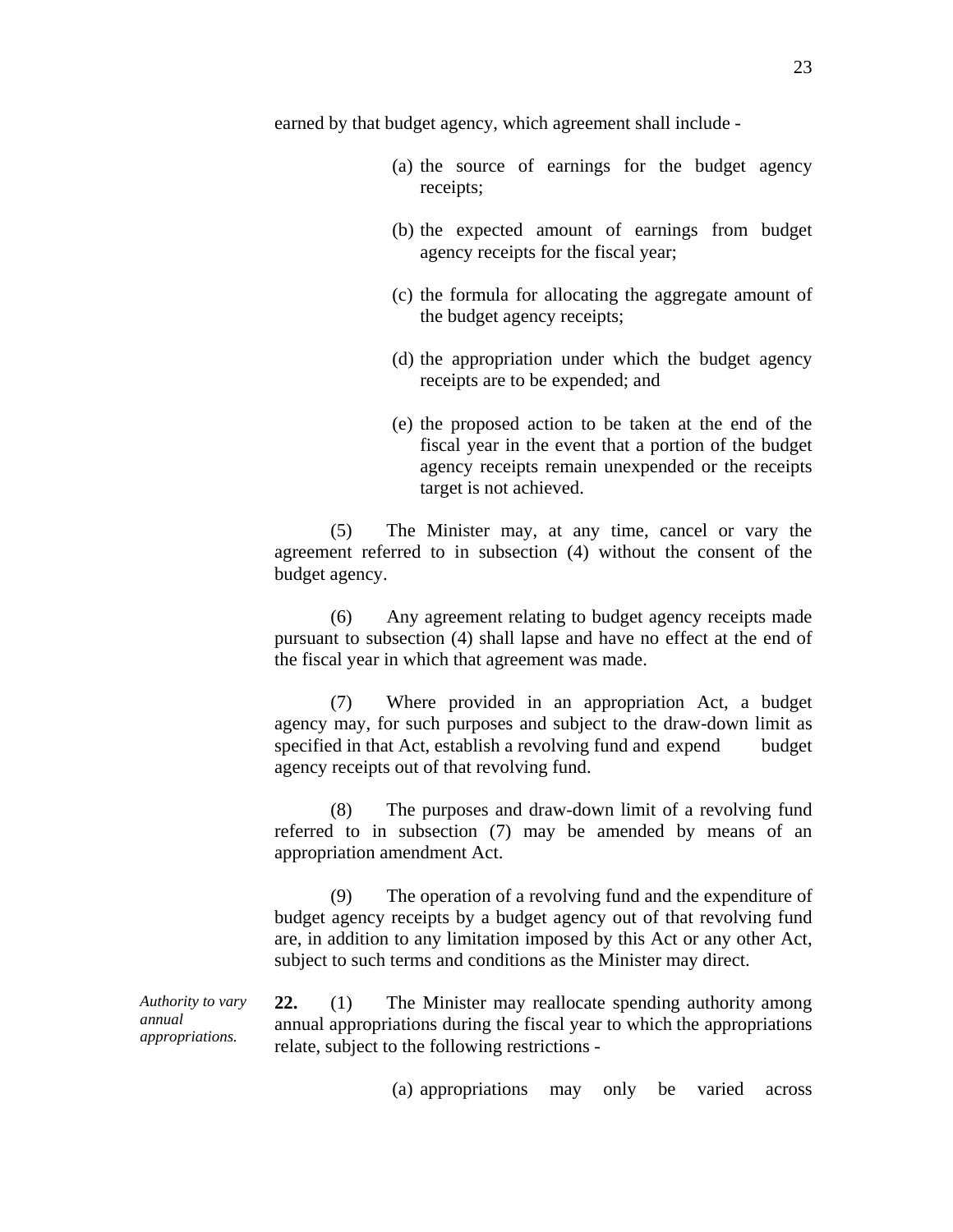earned by that budget agency, which agreement shall include -

(a) the source of earnings for the budget agency receipts;

(b) the expected amount of earnings from budget agency receipts for the fiscal year;

(c) the formula for allocating the aggregate amount of the budget agency receipts;

(d) the appropriation under which the budget agency receipts are to be expended; and

(e) the proposed action to be taken at the end of the fiscal year in the event that a portion of the budget agency receipts remain unexpended or the receipts target is not achieved.

(5) The Minister may, at any time, cancel or vary the agreement referred to in subsection (4) without the consent of the budget agency.

(6) Any agreement relating to budget agency receipts made pursuant to subsection (4) shall lapse and have no effect at the end of the fiscal year in which that agreement was made.

(7) Where provided in an appropriation Act, a budget agency may, for such purposes and subject to the draw-down limit as specified in that Act, establish a revolving fund and expend budget agency receipts out of that revolving fund.

(8) The purposes and draw-down limit of a revolving fund referred to in subsection (7) may be amended by means of an appropriation amendment Act.

(9) The operation of a revolving fund and the expenditure of budget agency receipts by a budget agency out of that revolving fund are, in addition to any limitation imposed by this Act or any other Act, subject to such terms and conditions as the Minister may direct.

*Authority to vary annual appropriations.*

**22.** (1) The Minister may reallocate spending authority among annual appropriations during the fiscal year to which the appropriations relate, subject to the following restrictions -

(a) appropriations may only be varied across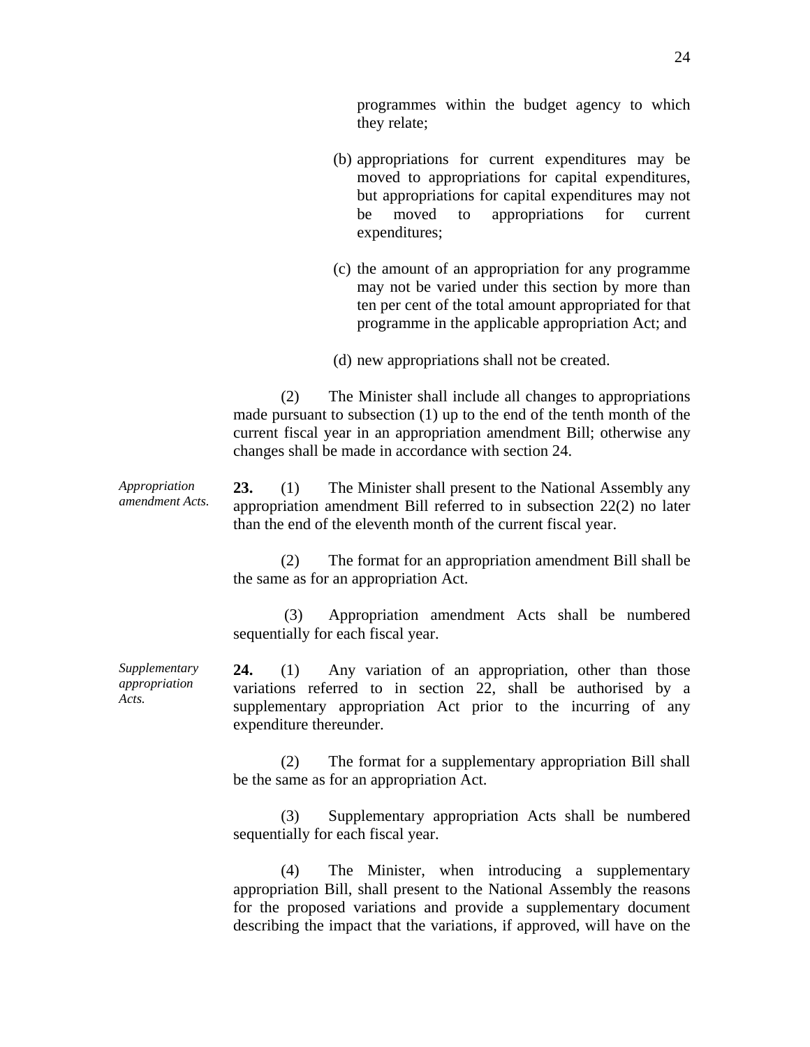programmes within the budget agency to which they relate;

(b) appropriations for current expenditures may be moved to appropriations for capital expenditures, but appropriations for capital expenditures may not be moved to appropriations for current expenditures;

(c) the amount of an appropriation for any programme may not be varied under this section by more than ten per cent of the total amount appropriated for that programme in the applicable appropriation Act; and

(d) new appropriations shall not be created.

(2) The Minister shall include all changes to appropriations made pursuant to subsection (1) up to the end of the tenth month of the current fiscal year in an appropriation amendment Bill; otherwise any changes shall be made in accordance with section 24.

*Appropriation amendment Acts.*

**23.** (1) The Minister shall present to the National Assembly any appropriation amendment Bill referred to in subsection 22(2) no later than the end of the eleventh month of the current fiscal year.

(2) The format for an appropriation amendment Bill shall be the same as for an appropriation Act.

(3) Appropriation amendment Acts shall be numbered sequentially for each fiscal year.

*Supplementary appropriation Acts.*

**24.** (1) Any variation of an appropriation, other than those variations referred to in section 22, shall be authorised by a supplementary appropriation Act prior to the incurring of any expenditure thereunder.

(2) The format for a supplementary appropriation Bill shall be the same as for an appropriation Act.

(3) Supplementary appropriation Acts shall be numbered sequentially for each fiscal year.

(4) The Minister, when introducing a supplementary appropriation Bill, shall present to the National Assembly the reasons for the proposed variations and provide a supplementary document describing the impact that the variations, if approved, will have on the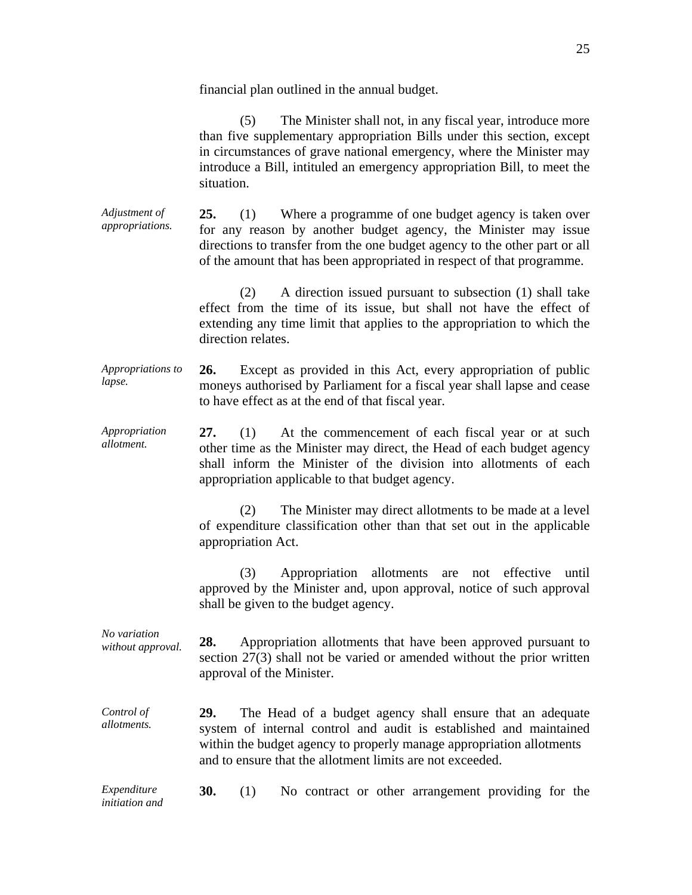financial plan outlined in the annual budget.

(5) The Minister shall not, in any fiscal year, introduce more than five supplementary appropriation Bills under this section, except in circumstances of grave national emergency, where the Minister may introduce a Bill, intituled an emergency appropriation Bill, to meet the situation.

*Adjustment of appropriations.*

**25.** (1) Where a programme of one budget agency is taken over for any reason by another budget agency, the Minister may issue directions to transfer from the one budget agency to the other part or all of the amount that has been appropriated in respect of that programme.

(2) A direction issued pursuant to subsection (1) shall take effect from the time of its issue, but shall not have the effect of extending any time limit that applies to the appropriation to which the direction relates.

*Appropriations to lapse.*

**26.** Except as provided in this Act, every appropriation of public moneys authorised by Parliament for a fiscal year shall lapse and cease to have effect as at the end of that fiscal year.

*Appropriation allotment.*

**27.** (1) At the commencement of each fiscal year or at such other time as the Minister may direct, the Head of each budget agency shall inform the Minister of the division into allotments of each appropriation applicable to that budget agency.

(2) The Minister may direct allotments to be made at a level of expenditure classification other than that set out in the applicable appropriation Act.

(3) Appropriation allotments are not effective until approved by the Minister and, upon approval, notice of such approval shall be given to the budget agency.

*No variation without approval.*

**28.** Appropriation allotments that have been approved pursuant to section 27(3) shall not be varied or amended without the prior written approval of the Minister.

*Control of allotments.*

**29.** The Head of a budget agency shall ensure that an adequate system of internal control and audit is established and maintained within the budget agency to properly manage appropriation allotments and to ensure that the allotment limits are not exceeded.

*Expenditure initiation and*

**30.** (1) No contract or other arrangement providing for the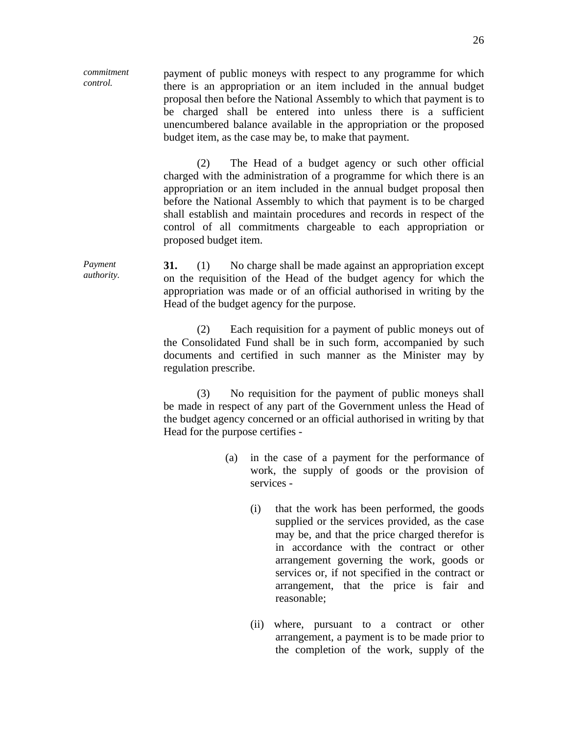*commitment control.*

payment of public moneys with respect to any programme for which there is an appropriation or an item included in the annual budget proposal then before the National Assembly to which that payment is to be charged shall be entered into unless there is a sufficient unencumbered balance available in the appropriation or the proposed budget item, as the case may be, to make that payment.

(2) The Head of a budget agency or such other official charged with the administration of a programme for which there is an appropriation or an item included in the annual budget proposal then before the National Assembly to which that payment is to be charged shall establish and maintain procedures and records in respect of the control of all commitments chargeable to each appropriation or proposed budget item.

*Payment authority.*

**31.** (1) No charge shall be made against an appropriation except on the requisition of the Head of the budget agency for which the appropriation was made or of an official authorised in writing by the Head of the budget agency for the purpose.

(2) Each requisition for a payment of public moneys out of the Consolidated Fund shall be in such form, accompanied by such documents and certified in such manner as the Minister may by regulation prescribe.

(3) No requisition for the payment of public moneys shall be made in respect of any part of the Government unless the Head of the budget agency concerned or an official authorised in writing by that Head for the purpose certifies -

(a) in the case of a payment for the performance of work, the supply of goods or the provision of services -

(i) that the work has been performed, the goods supplied or the services provided, as the case may be, and that the price charged therefor is in accordance with the contract or other arrangement governing the work, goods or services or, if not specified in the contract or arrangement, that the price is fair and reasonable;

(ii) where, pursuant to a contract or other arrangement, a payment is to be made prior to the completion of the work, supply of the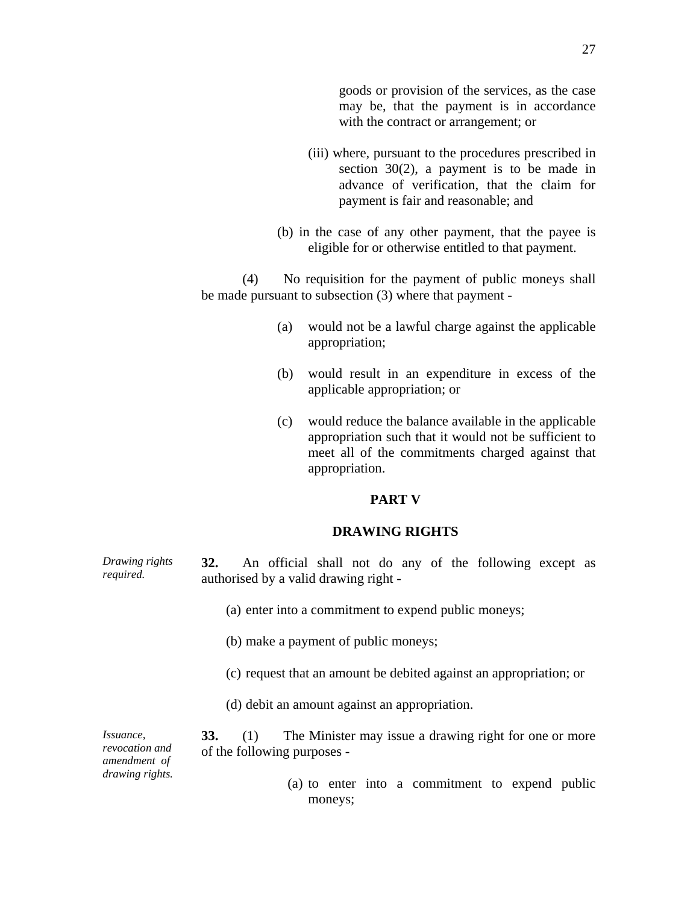goods or provision of the services, as the case may be, that the payment is in accordance with the contract or arrangement; or

(iii) where, pursuant to the procedures prescribed in section 30(2), a payment is to be made in advance of verification, that the claim for payment is fair and reasonable; and

(b) in the case of any other payment, that the payee is eligible for or otherwise entitled to that payment.

(4) No requisition for the payment of public moneys shall be made pursuant to subsection (3) where that payment -

(a) would not be a lawful charge against the applicable appropriation;

(b) would result in an expenditure in excess of the applicable appropriation; or

(c) would reduce the balance available in the applicable appropriation such that it would not be sufficient to meet all of the commitments charged against that appropriation.

## PART V

## DRAWING RIGHTS

*Drawing rights required.*

**32.** An official shall not do any of the following except as authorised by a valid drawing right -

(a) enter into a commitment to expend public moneys;

(b) make a payment of public moneys;

(c) request that an amount be debited against an appropriation; or

(d) debit an amount against an appropriation.

*Issuance, revocation and amendment of drawing rights.*

**33.** (1) The Minister may issue a drawing right for one or more of the following purposes -

(a) to enter into a commitment to expend public moneys;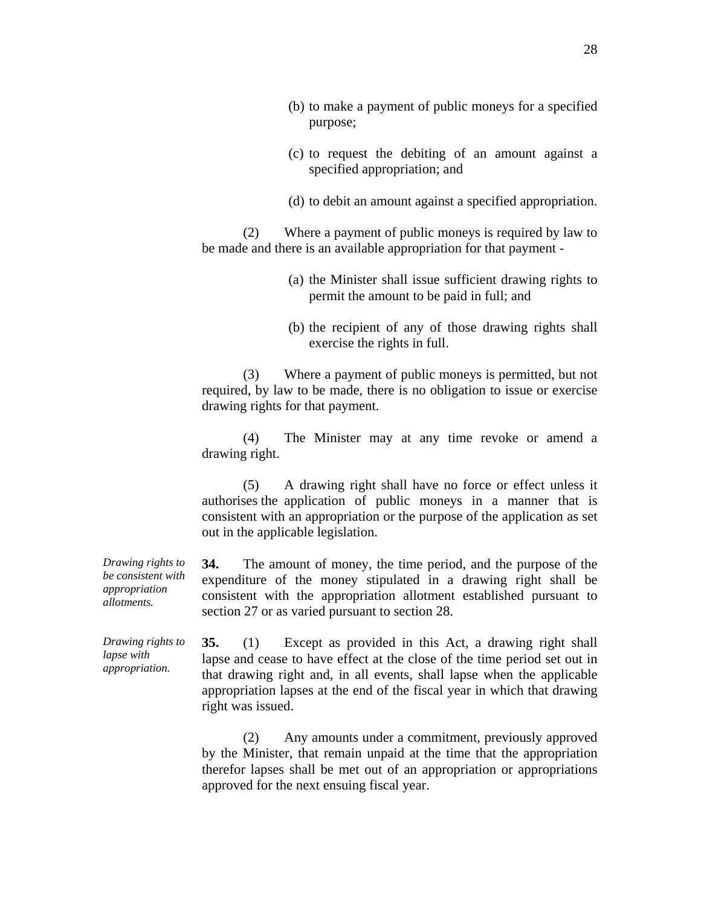(b) to make a payment of public moneys for a specified purpose;

(c) to request the debiting of an amount against a specified appropriation; and

(d) to debit an amount against a specified appropriation.

(2) Where a payment of public moneys is required by law to be made and there is an available appropriation for that payment -

(a) the Minister shall issue sufficient drawing rights to permit the amount to be paid in full; and

(b) the recipient of any of those drawing rights shall exercise the rights in full.

(3) Where a payment of public moneys is permitted, but not required, by law to be made, there is no obligation to issue or exercise drawing rights for that payment.

(4) The Minister may at any time revoke or amend a drawing right.

(5) A drawing right shall have no force or effect unless it authorises the application of public moneys in a manner that is consistent with an appropriation or the purpose of the application as set out in the applicable legislation.

*Drawing rights to be consistent with appropriation allotments.*

**34.** The amount of money, the time period, and the purpose of the expenditure of the money stipulated in a drawing right shall be consistent with the appropriation allotment established pursuant to section 27 or as varied pursuant to section 28.

*Drawing rights to lapse with appropriation.*

**35.** (1) Except as provided in this Act, a drawing right shall lapse and cease to have effect at the close of the time period set out in that drawing right and, in all events, shall lapse when the applicable appropriation lapses at the end of the fiscal year in which that drawing right was issued.

(2) Any amounts under a commitment, previously approved by the Minister, that remain unpaid at the time that the appropriation therefor lapses shall be met out of an appropriation or appropriations approved for the next ensuing fiscal year.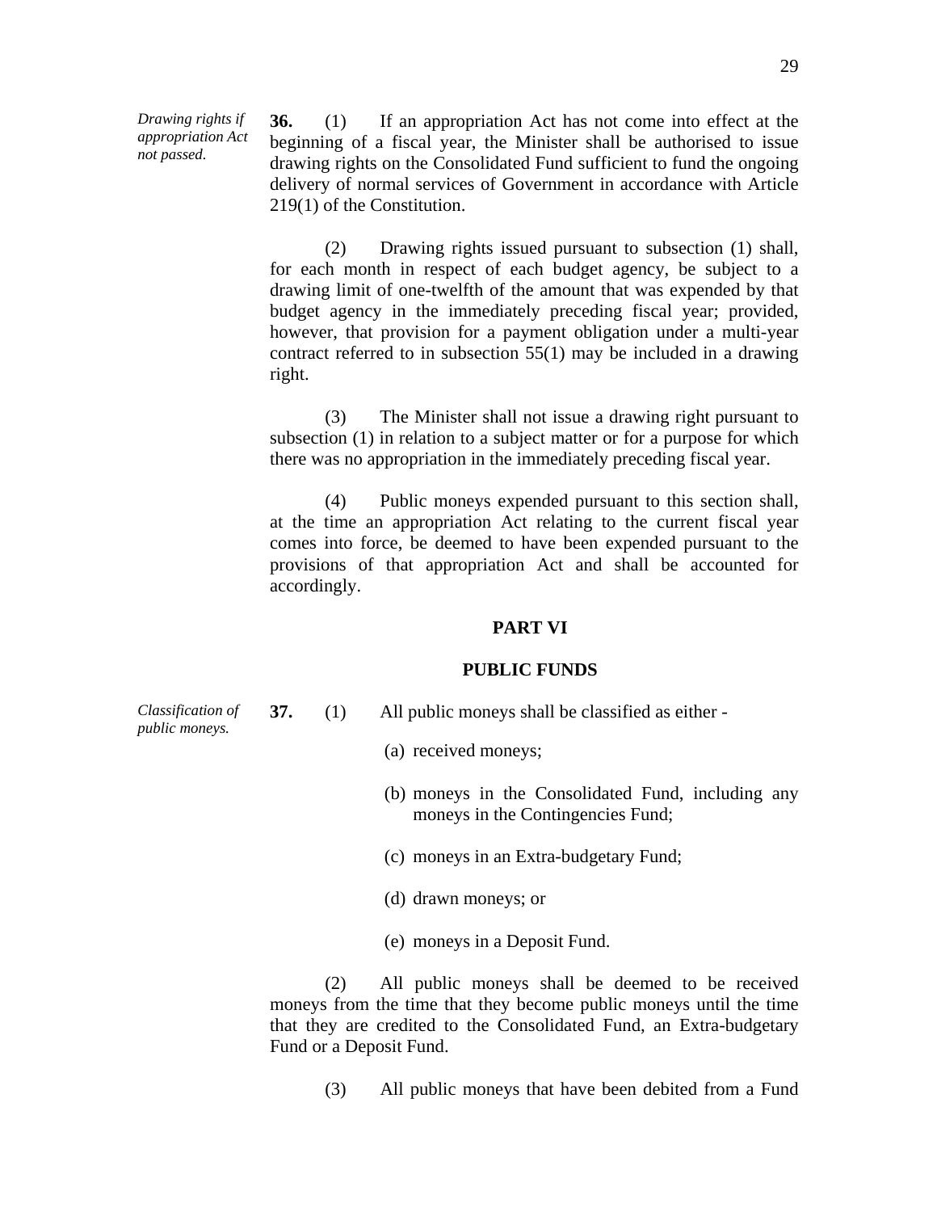*Drawing rights if appropriation Act not passed.*

**36.** (1) If an appropriation Act has not come into effect at the beginning of a fiscal year, the Minister shall be authorised to issue drawing rights on the Consolidated Fund sufficient to fund the ongoing delivery of normal services of Government in accordance with Article 219(1) of the Constitution.

(2) Drawing rights issued pursuant to subsection (1) shall, for each month in respect of each budget agency, be subject to a drawing limit of one-twelfth of the amount that was expended by that budget agency in the immediately preceding fiscal year; provided, however, that provision for a payment obligation under a multi-year contract referred to in subsection 55(1) may be included in a drawing right.

(3) The Minister shall not issue a drawing right pursuant to subsection (1) in relation to a subject matter or for a purpose for which there was no appropriation in the immediately preceding fiscal year.

(4) Public moneys expended pursuant to this section shall, at the time an appropriation Act relating to the current fiscal year comes into force, be deemed to have been expended pursuant to the provisions of that appropriation Act and shall be accounted for accordingly.

## PART VI

## PUBLIC FUNDS

*Classification of public moneys.*

**37.** (1) All public moneys shall be classified as either -

(a) received moneys;

(b) moneys in the Consolidated Fund, including any moneys in the Contingencies Fund;

(c) moneys in an Extra-budgetary Fund;

(d) drawn moneys; or

(e) moneys in a Deposit Fund.

(2) All public moneys shall be deemed to be received moneys from the time that they become public moneys until the time that they are credited to the Consolidated Fund, an Extra-budgetary Fund or a Deposit Fund.

(3) All public moneys that have been debited from a Fund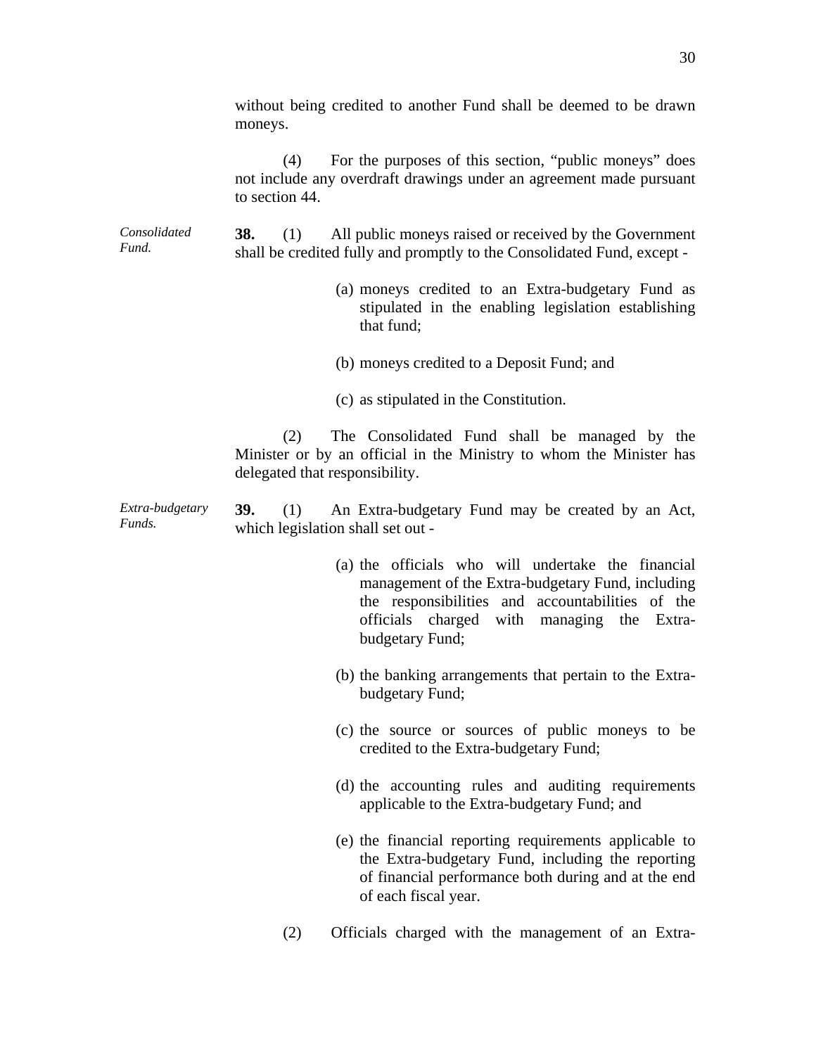without being credited to another Fund shall be deemed to be drawn moneys.

(4) For the purposes of this section, "public moneys" does not include any overdraft drawings under an agreement made pursuant to section 44.

*Consolidated Fund.*

**38.** (1) All public moneys raised or received by the Government shall be credited fully and promptly to the Consolidated Fund, except -

(a) moneys credited to an Extra-budgetary Fund as stipulated in the enabling legislation establishing that fund;

(b) moneys credited to a Deposit Fund; and

(c) as stipulated in the Constitution.

(2) The Consolidated Fund shall be managed by the Minister or by an official in the Ministry to whom the Minister has delegated that responsibility.

*Extra-budgetary Funds.*

**39.** (1) An Extra-budgetary Fund may be created by an Act, which legislation shall set out -

(a) the officials who will undertake the financial management of the Extra-budgetary Fund, including the responsibilities and accountabilities of the officials charged with managing the Extra-budgetary Fund;

(b) the banking arrangements that pertain to the Extra-budgetary Fund;

(c) the source or sources of public moneys to be credited to the Extra-budgetary Fund;

(d) the accounting rules and auditing requirements applicable to the Extra-budgetary Fund; and

(e) the financial reporting requirements applicable to the Extra-budgetary Fund, including the reporting of financial performance both during and at the end of each fiscal year.

(2) Officials charged with the management of an Extra-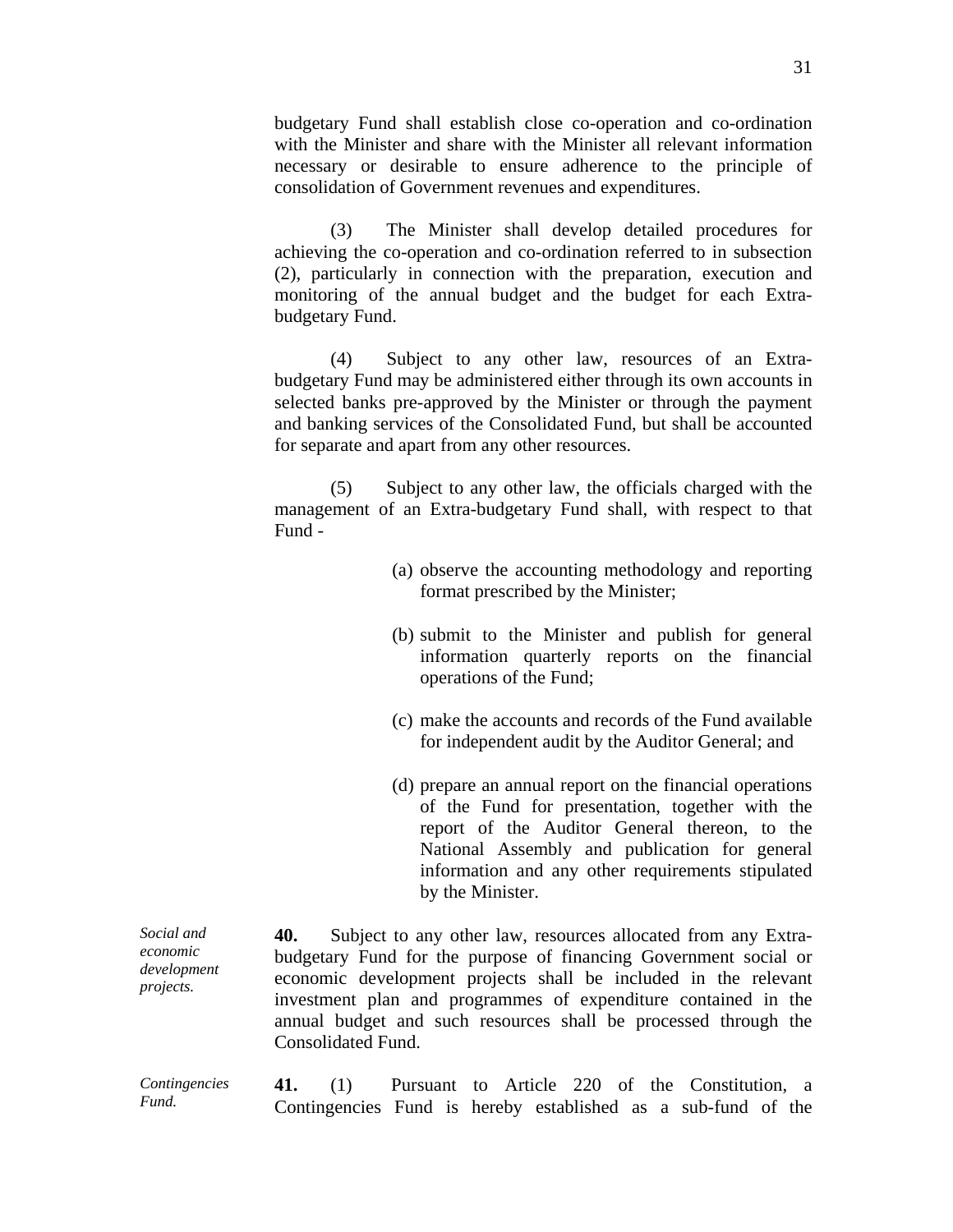budgetary Fund shall establish close co-operation and co-ordination with the Minister and share with the Minister all relevant information necessary or desirable to ensure adherence to the principle of consolidation of Government revenues and expenditures.

(3) The Minister shall develop detailed procedures for achieving the co-operation and co-ordination referred to in subsection (2), particularly in connection with the preparation, execution and monitoring of the annual budget and the budget for each Extra-budgetary Fund.

(4) Subject to any other law, resources of an Extra-budgetary Fund may be administered either through its own accounts in selected banks pre-approved by the Minister or through the payment and banking services of the Consolidated Fund, but shall be accounted for separate and apart from any other resources.

(5) Subject to any other law, the officials charged with the management of an Extra-budgetary Fund shall, with respect to that Fund -

(a) observe the accounting methodology and reporting format prescribed by the Minister;

(b) submit to the Minister and publish for general information quarterly reports on the financial operations of the Fund;

(c) make the accounts and records of the Fund available for independent audit by the Auditor General; and

(d) prepare an annual report on the financial operations of the Fund for presentation, together with the report of the Auditor General thereon, to the National Assembly and publication for general information and any other requirements stipulated by the Minister.

*Social and economic development projects.*

**40.** Subject to any other law, resources allocated from any Extra-budgetary Fund for the purpose of financing Government social or economic development projects shall be included in the relevant investment plan and programmes of expenditure contained in the annual budget and such resources shall be processed through the Consolidated Fund.

*Contingencies Fund.*

**41.** (1) Pursuant to Article 220 of the Constitution, a Contingencies Fund is hereby established as a sub-fund of the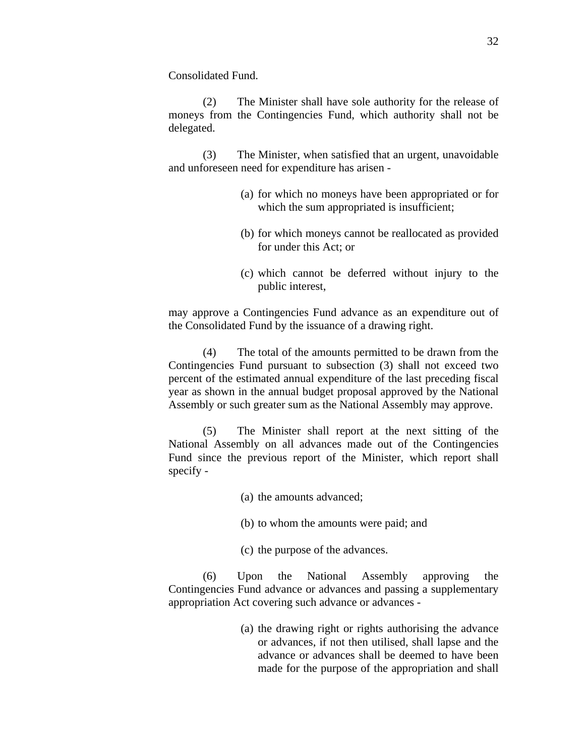Consolidated Fund.

(2) The Minister shall have sole authority for the release of moneys from the Contingencies Fund, which authority shall not be delegated.

(3) The Minister, when satisfied that an urgent, unavoidable and unforeseen need for expenditure has arisen -

(a) for which no moneys have been appropriated or for which the sum appropriated is insufficient;

(b) for which moneys cannot be reallocated as provided for under this Act; or

(c) which cannot be deferred without injury to the public interest,

may approve a Contingencies Fund advance as an expenditure out of the Consolidated Fund by the issuance of a drawing right.

(4) The total of the amounts permitted to be drawn from the Contingencies Fund pursuant to subsection (3) shall not exceed two percent of the estimated annual expenditure of the last preceding fiscal year as shown in the annual budget proposal approved by the National Assembly or such greater sum as the National Assembly may approve.

(5) The Minister shall report at the next sitting of the National Assembly on all advances made out of the Contingencies Fund since the previous report of the Minister, which report shall specify -

(a) the amounts advanced;

(b) to whom the amounts were paid; and

(c) the purpose of the advances.

(6) Upon the National Assembly approving the Contingencies Fund advance or advances and passing a supplementary appropriation Act covering such advance or advances -

(a) the drawing right or rights authorising the advance or advances, if not then utilised, shall lapse and the advance or advances shall be deemed to have been made for the purpose of the appropriation and shall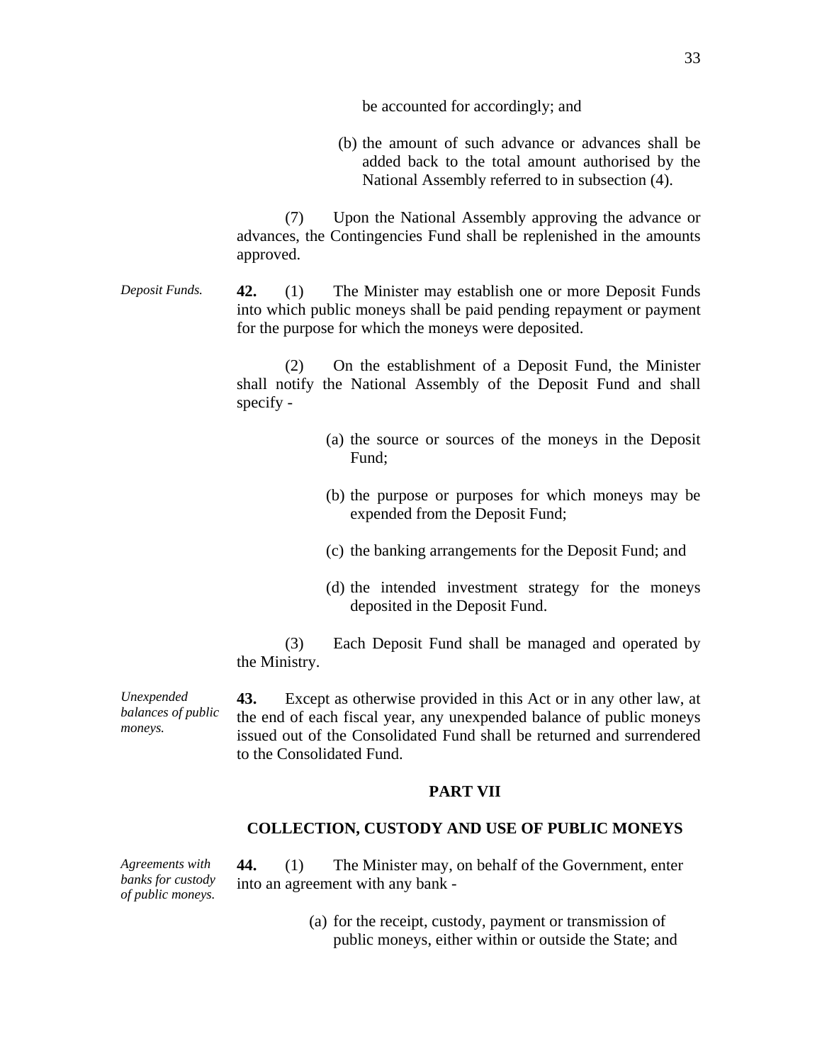be accounted for accordingly; and

(b) the amount of such advance or advances shall be added back to the total amount authorised by the National Assembly referred to in subsection (4).

(7) Upon the National Assembly approving the advance or advances, the Contingencies Fund shall be replenished in the amounts approved.

*Deposit Funds.*

**42.** (1) The Minister may establish one or more Deposit Funds into which public moneys shall be paid pending repayment or payment for the purpose for which the moneys were deposited.

(2) On the establishment of a Deposit Fund, the Minister shall notify the National Assembly of the Deposit Fund and shall specify -

(a) the source or sources of the moneys in the Deposit Fund;

(b) the purpose or purposes for which moneys may be expended from the Deposit Fund;

(c) the banking arrangements for the Deposit Fund; and

(d) the intended investment strategy for the moneys deposited in the Deposit Fund.

(3) Each Deposit Fund shall be managed and operated by the Ministry.

*Unexpended balances of public moneys.*

**43.** Except as otherwise provided in this Act or in any other law, at the end of each fiscal year, any unexpended balance of public moneys issued out of the Consolidated Fund shall be returned and surrendered to the Consolidated Fund.

## PART VII

## COLLECTION, CUSTODY AND USE OF PUBLIC MONEYS

*Agreements with banks for custody of public moneys.*

**44.** (1) The Minister may, on behalf of the Government, enter into an agreement with any bank -

(a) for the receipt, custody, payment or transmission of public moneys, either within or outside the State; and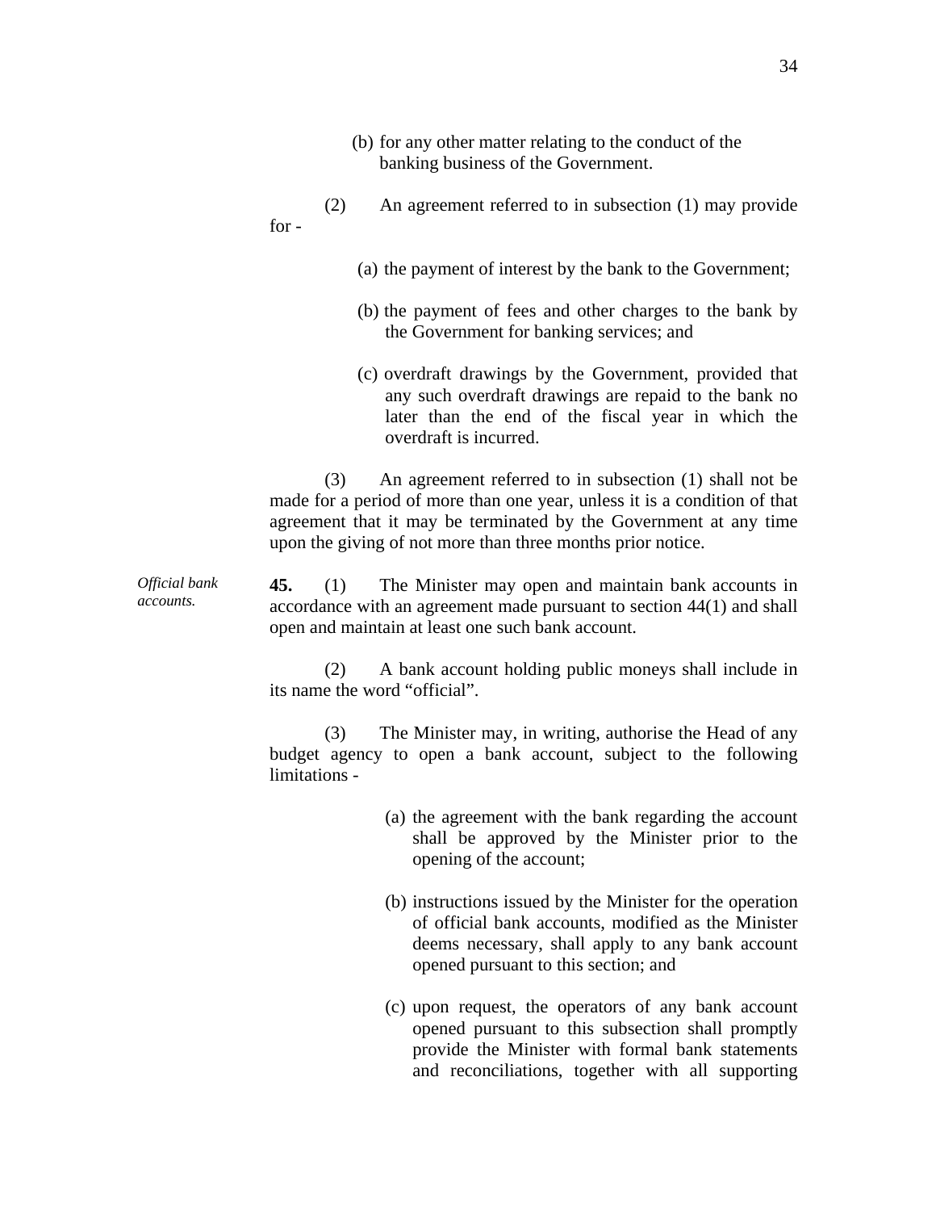(b) for any other matter relating to the conduct of the banking business of the Government.

(2) An agreement referred to in subsection (1) may provide for -

(a) the payment of interest by the bank to the Government;

(b) the payment of fees and other charges to the bank by the Government for banking services; and

(c) overdraft drawings by the Government, provided that any such overdraft drawings are repaid to the bank no later than the end of the fiscal year in which the overdraft is incurred.

(3) An agreement referred to in subsection (1) shall not be made for a period of more than one year, unless it is a condition of that agreement that it may be terminated by the Government at any time upon the giving of not more than three months prior notice.

*Official bank accounts.*

**45.** (1) The Minister may open and maintain bank accounts in accordance with an agreement made pursuant to section 44(1) and shall open and maintain at least one such bank account.

(2) A bank account holding public moneys shall include in its name the word "official".

(3) The Minister may, in writing, authorise the Head of any budget agency to open a bank account, subject to the following limitations -

(a) the agreement with the bank regarding the account shall be approved by the Minister prior to the opening of the account;

(b) instructions issued by the Minister for the operation of official bank accounts, modified as the Minister deems necessary, shall apply to any bank account opened pursuant to this section; and

(c) upon request, the operators of any bank account opened pursuant to this subsection shall promptly provide the Minister with formal bank statements and reconciliations, together with all supporting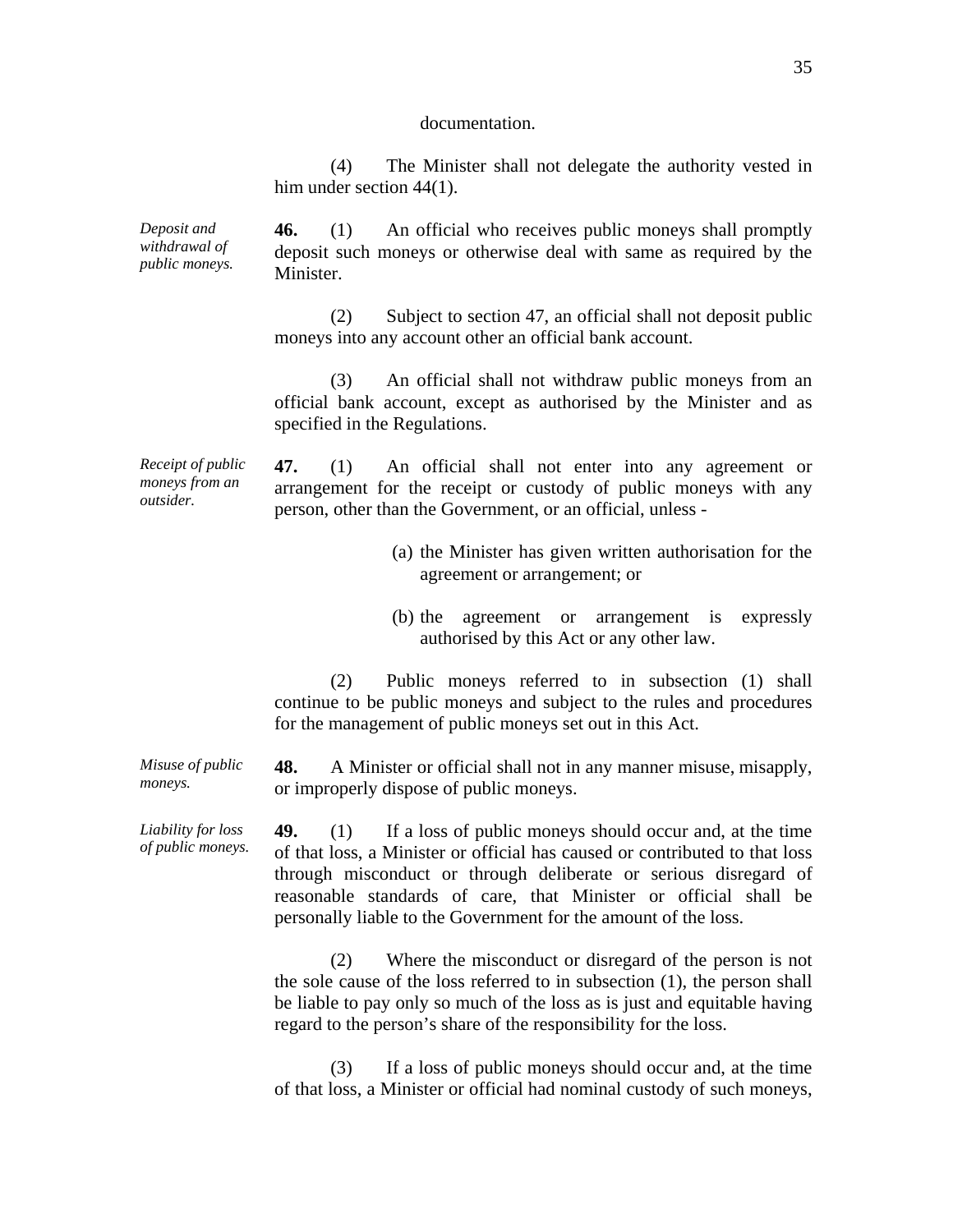documentation.

(4) The Minister shall not delegate the authority vested in him under section 44(1).

*Deposit and withdrawal of public moneys.*

**46.** (1) An official who receives public moneys shall promptly deposit such moneys or otherwise deal with same as required by the Minister.

(2) Subject to section 47, an official shall not deposit public moneys into any account other an official bank account.

(3) An official shall not withdraw public moneys from an official bank account, except as authorised by the Minister and as specified in the Regulations.

*Receipt of public moneys from an outsider.*

**47.** (1) An official shall not enter into any agreement or arrangement for the receipt or custody of public moneys with any person, other than the Government, or an official, unless -

(a) the Minister has given written authorisation for the agreement or arrangement; or

(b) the agreement or arrangement is expressly authorised by this Act or any other law.

(2) Public moneys referred to in subsection (1) shall continue to be public moneys and subject to the rules and procedures for the management of public moneys set out in this Act.

*Misuse of public moneys.*

**48.** A Minister or official shall not in any manner misuse, misapply, or improperly dispose of public moneys.

*Liability for loss of public moneys.*

**49.** (1) If a loss of public moneys should occur and, at the time of that loss, a Minister or official has caused or contributed to that loss through misconduct or through deliberate or serious disregard of reasonable standards of care, that Minister or official shall be personally liable to the Government for the amount of the loss.

(2) Where the misconduct or disregard of the person is not the sole cause of the loss referred to in subsection (1), the person shall be liable to pay only so much of the loss as is just and equitable having regard to the person's share of the responsibility for the loss.

(3) If a loss of public moneys should occur and, at the time of that loss, a Minister or official had nominal custody of such moneys,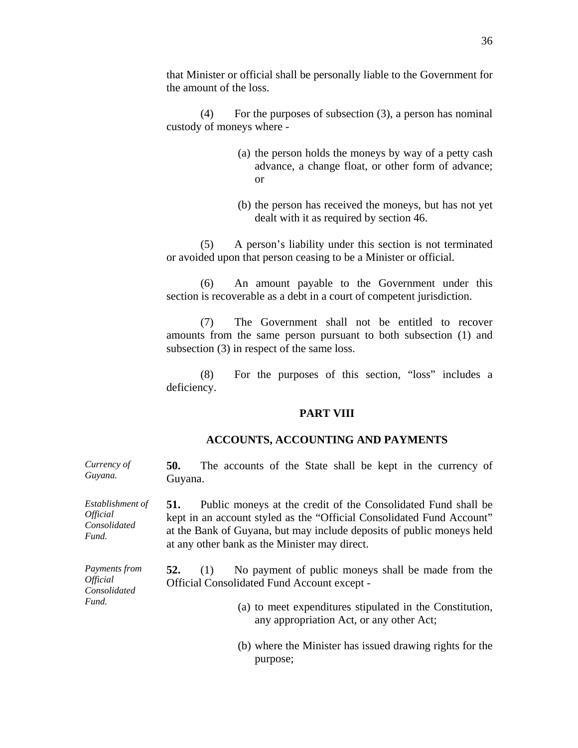that Minister or official shall be personally liable to the Government for the amount of the loss.

(4) For the purposes of subsection (3), a person has nominal custody of moneys where -

(a) the person holds the moneys by way of a petty cash advance, a change float, or other form of advance; or

(b) the person has received the moneys, but has not yet dealt with it as required by section 46.

(5) A person's liability under this section is not terminated or avoided upon that person ceasing to be a Minister or official.

(6) An amount payable to the Government under this section is recoverable as a debt in a court of competent jurisdiction.

(7) The Government shall not be entitled to recover amounts from the same person pursuant to both subsection (1) and subsection (3) in respect of the same loss.

(8) For the purposes of this section, "loss" includes a deficiency.

## PART VIII

## ACCOUNTS, ACCOUNTING AND PAYMENTS

*Currency of Guyana.*

**50.** The accounts of the State shall be kept in the currency of Guyana.

*Establishment of Official Consolidated Fund.*

**51.** Public moneys at the credit of the Consolidated Fund shall be kept in an account styled as the "Official Consolidated Fund Account" at the Bank of Guyana, but may include deposits of public moneys held at any other bank as the Minister may direct.

*Payments from Official Consolidated Fund.*

**52.** (1) No payment of public moneys shall be made from the Official Consolidated Fund Account except -

(a) to meet expenditures stipulated in the Constitution, any appropriation Act, or any other Act;

(b) where the Minister has issued drawing rights for the purpose;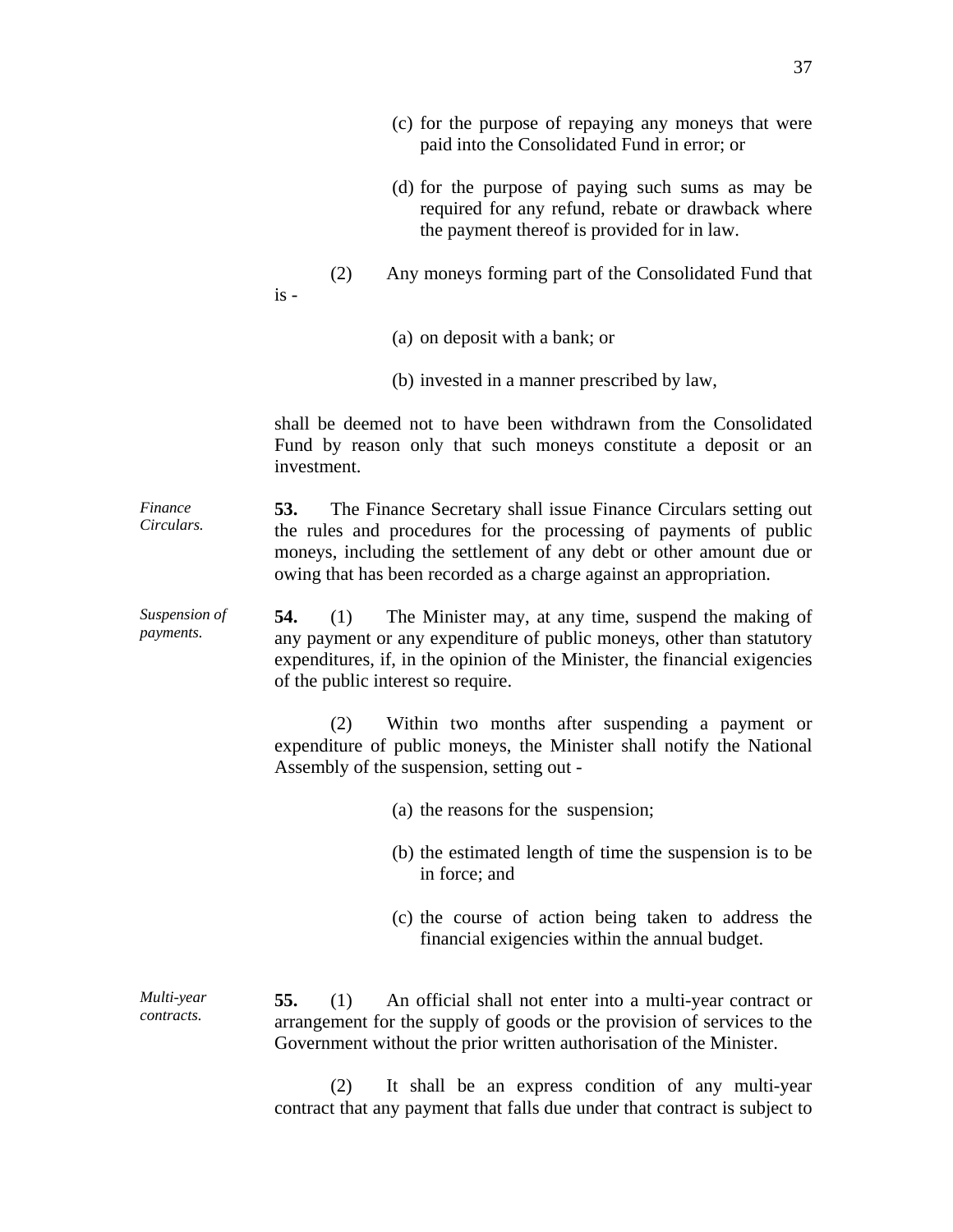(c) for the purpose of repaying any moneys that were paid into the Consolidated Fund in error; or

(d) for the purpose of paying such sums as may be required for any refund, rebate or drawback where the payment thereof is provided for in law.

(2) Any moneys forming part of the Consolidated Fund that is -

(a) on deposit with a bank; or

(b) invested in a manner prescribed by law,

shall be deemed not to have been withdrawn from the Consolidated Fund by reason only that such moneys constitute a deposit or an investment.

*Finance Circulars.*

**53.** The Finance Secretary shall issue Finance Circulars setting out the rules and procedures for the processing of payments of public moneys, including the settlement of any debt or other amount due or owing that has been recorded as a charge against an appropriation.

*Suspension of payments.*

**54.** (1) The Minister may, at any time, suspend the making of any payment or any expenditure of public moneys, other than statutory expenditures, if, in the opinion of the Minister, the financial exigencies of the public interest so require.

(2) Within two months after suspending a payment or expenditure of public moneys, the Minister shall notify the National Assembly of the suspension, setting out -

(a) the reasons for the suspension;

(b) the estimated length of time the suspension is to be in force; and

(c) the course of action being taken to address the financial exigencies within the annual budget.

*Multi-year contracts.*

**55.** (1) An official shall not enter into a multi-year contract or arrangement for the supply of goods or the provision of services to the Government without the prior written authorisation of the Minister.

(2) It shall be an express condition of any multi-year contract that any payment that falls due under that contract is subject to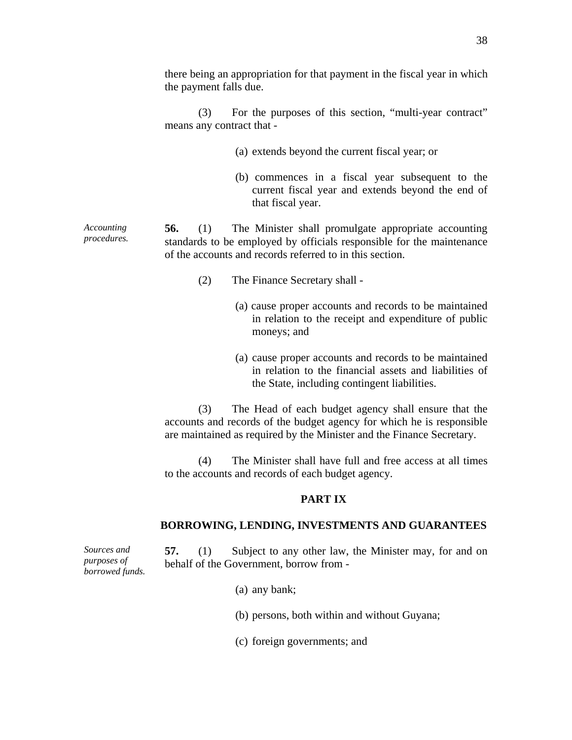there being an appropriation for that payment in the fiscal year in which the payment falls due.

(3) For the purposes of this section, "multi-year contract" means any contract that -

(a) extends beyond the current fiscal year; or

(b) commences in a fiscal year subsequent to the current fiscal year and extends beyond the end of that fiscal year.

*Accounting procedures.*

**56.** (1) The Minister shall promulgate appropriate accounting standards to be employed by officials responsible for the maintenance of the accounts and records referred to in this section.

(2) The Finance Secretary shall -

(a) cause proper accounts and records to be maintained in relation to the receipt and expenditure of public moneys; and

(a) cause proper accounts and records to be maintained in relation to the financial assets and liabilities of the State, including contingent liabilities.

(3) The Head of each budget agency shall ensure that the accounts and records of the budget agency for which he is responsible are maintained as required by the Minister and the Finance Secretary.

(4) The Minister shall have full and free access at all times to the accounts and records of each budget agency.

## PART IX

## BORROWING, LENDING, INVESTMENTS AND GUARANTEES

*Sources and purposes of borrowed funds.*

**57.** (1) Subject to any other law, the Minister may, for and on behalf of the Government, borrow from -

(a) any bank;

(b) persons, both within and without Guyana;

(c) foreign governments; and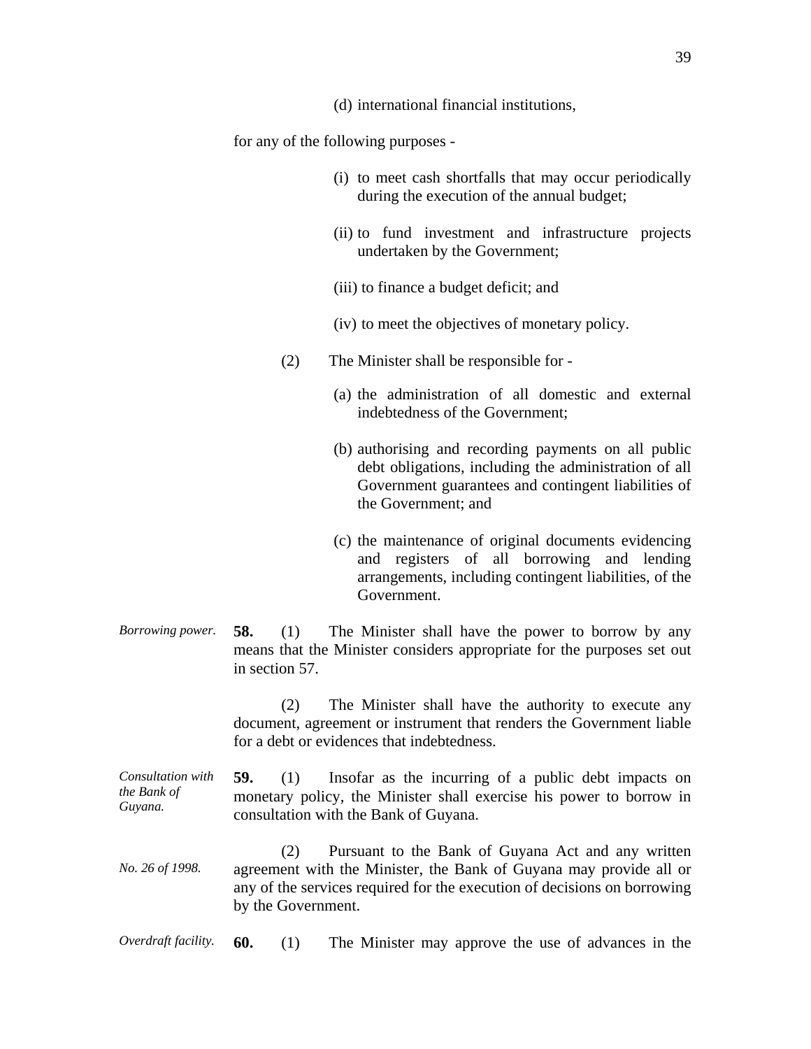(d) international financial institutions,

for any of the following purposes -

(i) to meet cash shortfalls that may occur periodically during the execution of the annual budget;

(ii) to fund investment and infrastructure projects undertaken by the Government;

(iii) to finance a budget deficit; and

(iv) to meet the objectives of monetary policy.

(2) The Minister shall be responsible for -

(a) the administration of all domestic and external indebtedness of the Government;

(b) authorising and recording payments on all public debt obligations, including the administration of all Government guarantees and contingent liabilities of the Government; and

(c) the maintenance of original documents evidencing and registers of all borrowing and lending arrangements, including contingent liabilities, of the Government.

*Borrowing power.*

**58.** (1) The Minister shall have the power to borrow by any means that the Minister considers appropriate for the purposes set out in section 57.

(2) The Minister shall have the authority to execute any document, agreement or instrument that renders the Government liable for a debt or evidences that indebtedness.

*Consultation with the Bank of Guyana.*

**59.** (1) Insofar as the incurring of a public debt impacts on monetary policy, the Minister shall exercise his power to borrow in consultation with the Bank of Guyana.

*No. 26 of 1998.*

(2) Pursuant to the Bank of Guyana Act and any written agreement with the Minister, the Bank of Guyana may provide all or any of the services required for the execution of decisions on borrowing by the Government.

*Overdraft facility.*

**60.** (1) The Minister may approve the use of advances in the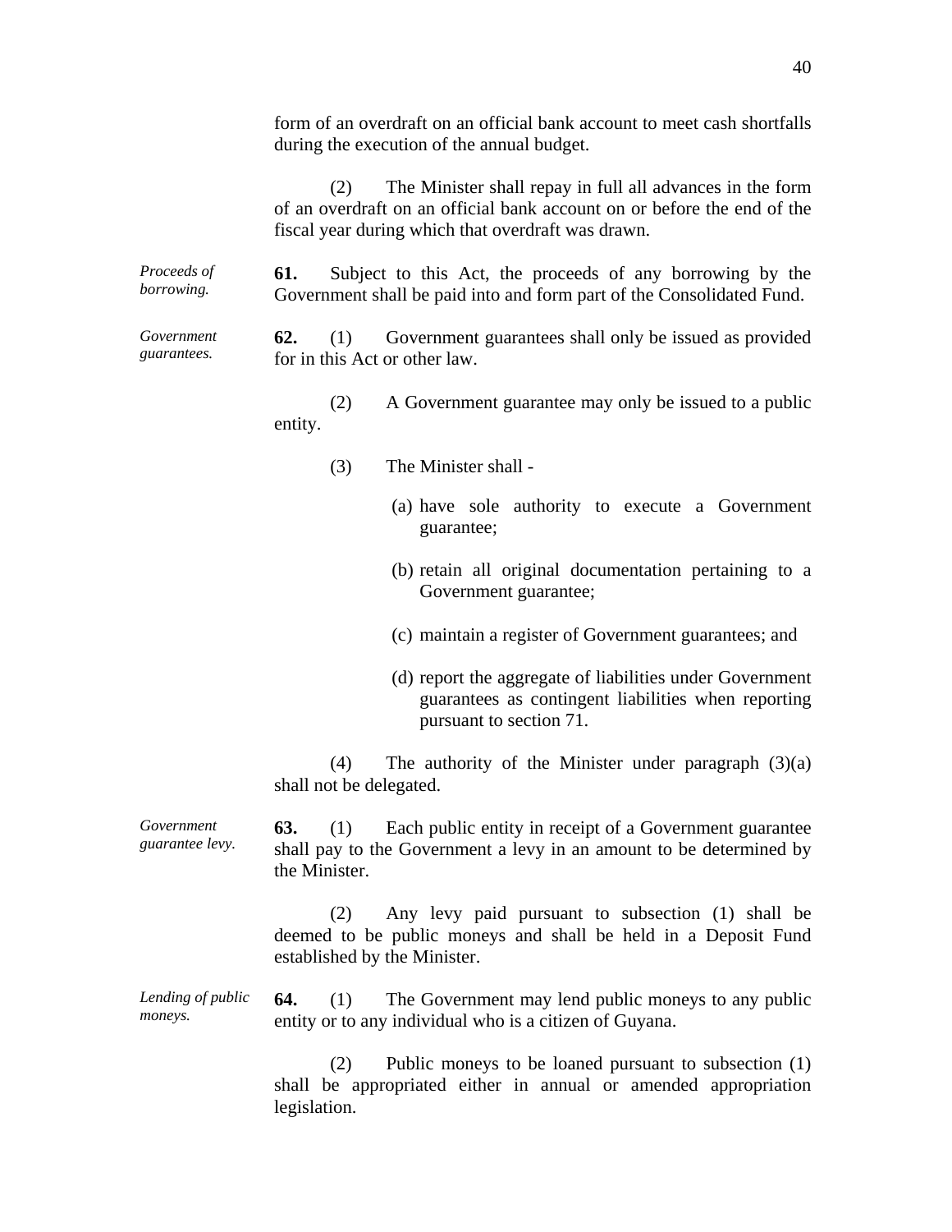form of an overdraft on an official bank account to meet cash shortfalls during the execution of the annual budget.

(2) The Minister shall repay in full all advances in the form of an overdraft on an official bank account on or before the end of the fiscal year during which that overdraft was drawn.

*Proceeds of borrowing.*

**61.** Subject to this Act, the proceeds of any borrowing by the Government shall be paid into and form part of the Consolidated Fund.

*Government guarantees.*

**62.** (1) Government guarantees shall only be issued as provided for in this Act or other law.

(2) A Government guarantee may only be issued to a public entity.

(3) The Minister shall -

(a) have sole authority to execute a Government guarantee;

(b) retain all original documentation pertaining to a Government guarantee;

(c) maintain a register of Government guarantees; and

(d) report the aggregate of liabilities under Government guarantees as contingent liabilities when reporting pursuant to section 71.

(4) The authority of the Minister under paragraph (3)(a) shall not be delegated.

*Government guarantee levy.*

**63.** (1) Each public entity in receipt of a Government guarantee shall pay to the Government a levy in an amount to be determined by the Minister.

(2) Any levy paid pursuant to subsection (1) shall be deemed to be public moneys and shall be held in a Deposit Fund established by the Minister.

*Lending of public moneys.*

**64.** (1) The Government may lend public moneys to any public entity or to any individual who is a citizen of Guyana.

(2) Public moneys to be loaned pursuant to subsection (1) shall be appropriated either in annual or amended appropriation legislation.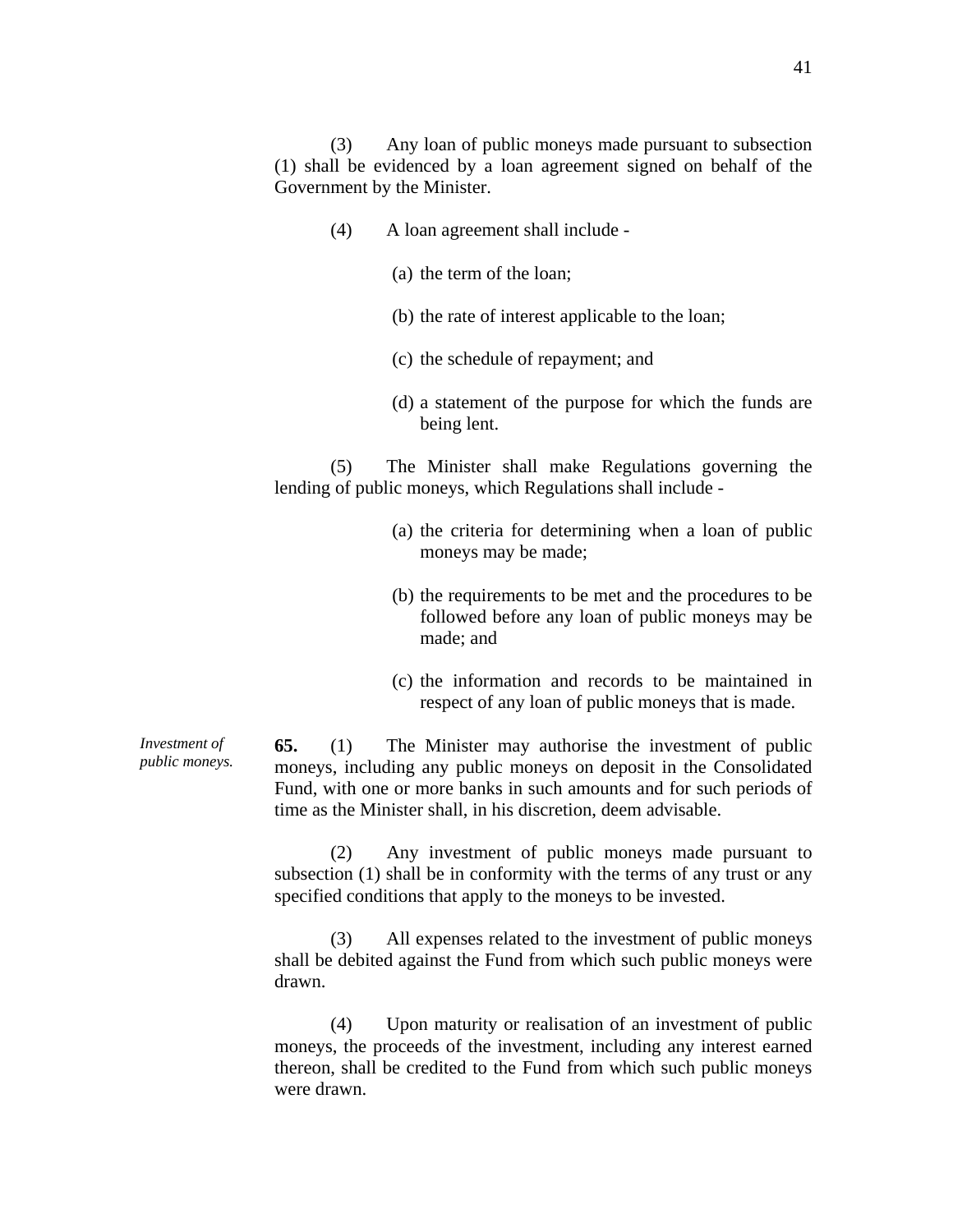(3) Any loan of public moneys made pursuant to subsection (1) shall be evidenced by a loan agreement signed on behalf of the Government by the Minister.

(4) A loan agreement shall include -

(a) the term of the loan;

(b) the rate of interest applicable to the loan;

(c) the schedule of repayment; and

(d) a statement of the purpose for which the funds are being lent.

(5) The Minister shall make Regulations governing the lending of public moneys, which Regulations shall include -

(a) the criteria for determining when a loan of public moneys may be made;

(b) the requirements to be met and the procedures to be followed before any loan of public moneys may be made; and

(c) the information and records to be maintained in respect of any loan of public moneys that is made.

*Investment of public moneys.*

**65.** (1) The Minister may authorise the investment of public moneys, including any public moneys on deposit in the Consolidated Fund, with one or more banks in such amounts and for such periods of time as the Minister shall, in his discretion, deem advisable.

(2) Any investment of public moneys made pursuant to subsection (1) shall be in conformity with the terms of any trust or any specified conditions that apply to the moneys to be invested.

(3) All expenses related to the investment of public moneys shall be debited against the Fund from which such public moneys were drawn.

(4) Upon maturity or realisation of an investment of public moneys, the proceeds of the investment, including any interest earned thereon, shall be credited to the Fund from which such public moneys were drawn.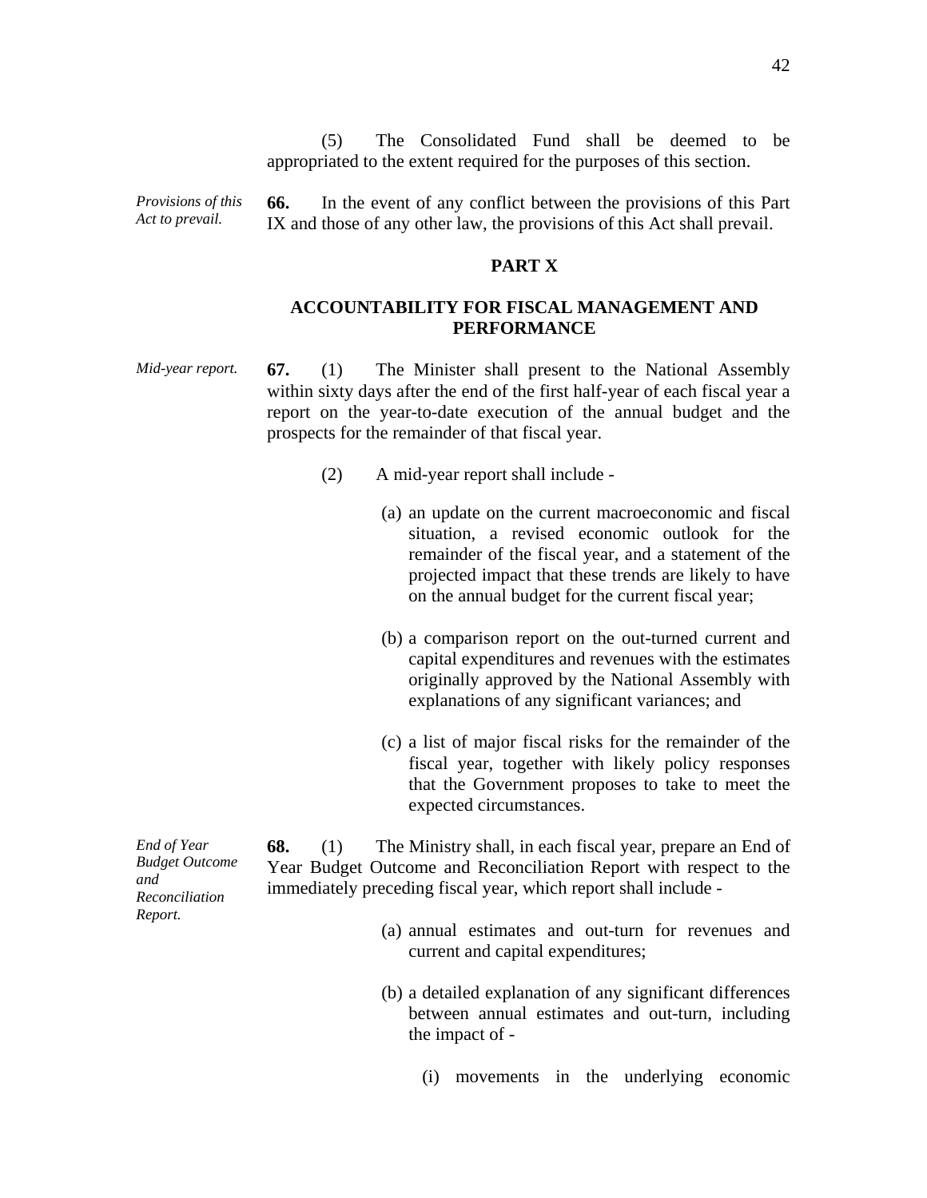(5) The Consolidated Fund shall be deemed to be appropriated to the extent required for the purposes of this section.

*Provisions of this Act to prevail.*

**66.** In the event of any conflict between the provisions of this Part IX and those of any other law, the provisions of this Act shall prevail.

## PART X

## ACCOUNTABILITY FOR FISCAL MANAGEMENT AND PERFORMANCE

*Mid-year report.*

**67.** (1) The Minister shall present to the National Assembly within sixty days after the end of the first half-year of each fiscal year a report on the year-to-date execution of the annual budget and the prospects for the remainder of that fiscal year.

(2) A mid-year report shall include -

(a) an update on the current macroeconomic and fiscal situation, a revised economic outlook for the remainder of the fiscal year, and a statement of the projected impact that these trends are likely to have on the annual budget for the current fiscal year;

(b) a comparison report on the out-turned current and capital expenditures and revenues with the estimates originally approved by the National Assembly with explanations of any significant variances; and

(c) a list of major fiscal risks for the remainder of the fiscal year, together with likely policy responses that the Government proposes to take to meet the expected circumstances.

*End of Year Budget Outcome and Reconciliation Report.*

**68.** (1) The Ministry shall, in each fiscal year, prepare an End of Year Budget Outcome and Reconciliation Report with respect to the immediately preceding fiscal year, which report shall include -

(a) annual estimates and out-turn for revenues and current and capital expenditures;

(b) a detailed explanation of any significant differences between annual estimates and out-turn, including the impact of -

(i) movements in the underlying economic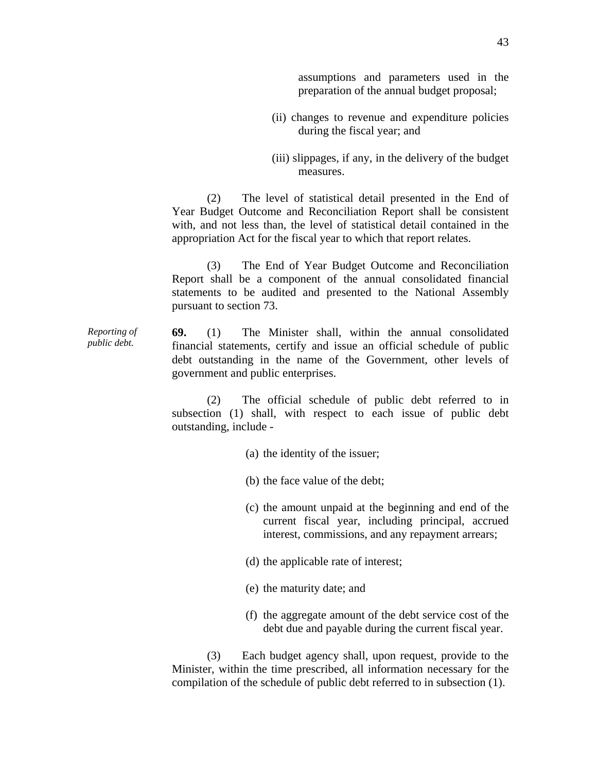assumptions and parameters used in the preparation of the annual budget proposal;

(ii) changes to revenue and expenditure policies during the fiscal year; and

(iii) slippages, if any, in the delivery of the budget measures.

(2) The level of statistical detail presented in the End of Year Budget Outcome and Reconciliation Report shall be consistent with, and not less than, the level of statistical detail contained in the appropriation Act for the fiscal year to which that report relates.

(3) The End of Year Budget Outcome and Reconciliation Report shall be a component of the annual consolidated financial statements to be audited and presented to the National Assembly pursuant to section 73.

*Reporting of public debt.*

**69.** (1) The Minister shall, within the annual consolidated financial statements, certify and issue an official schedule of public debt outstanding in the name of the Government, other levels of government and public enterprises.

(2) The official schedule of public debt referred to in subsection (1) shall, with respect to each issue of public debt outstanding, include -

(a) the identity of the issuer;

(b) the face value of the debt;

(c) the amount unpaid at the beginning and end of the current fiscal year, including principal, accrued interest, commissions, and any repayment arrears;

(d) the applicable rate of interest;

(e) the maturity date; and

(f) the aggregate amount of the debt service cost of the debt due and payable during the current fiscal year.

(3) Each budget agency shall, upon request, provide to the Minister, within the time prescribed, all information necessary for the compilation of the schedule of public debt referred to in subsection (1).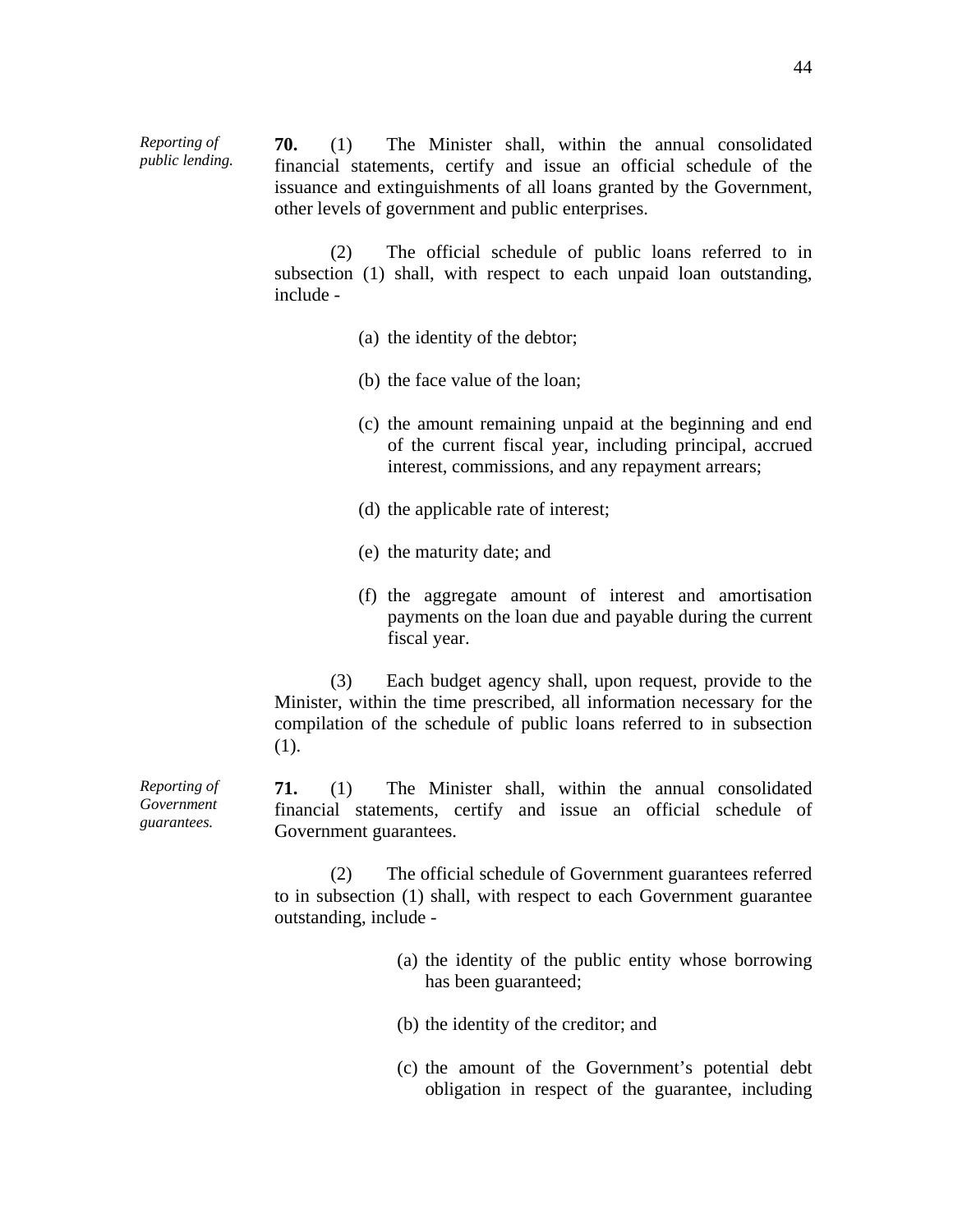*Reporting of public lending.*

**70.** (1) The Minister shall, within the annual consolidated financial statements, certify and issue an official schedule of the issuance and extinguishments of all loans granted by the Government, other levels of government and public enterprises.

(2) The official schedule of public loans referred to in subsection (1) shall, with respect to each unpaid loan outstanding, include -

(a) the identity of the debtor;

(b) the face value of the loan;

(c) the amount remaining unpaid at the beginning and end of the current fiscal year, including principal, accrued interest, commissions, and any repayment arrears;

(d) the applicable rate of interest;

(e) the maturity date; and

(f) the aggregate amount of interest and amortisation payments on the loan due and payable during the current fiscal year.

(3) Each budget agency shall, upon request, provide to the Minister, within the time prescribed, all information necessary for the compilation of the schedule of public loans referred to in subsection (1).

*Reporting of Government guarantees.*

**71.** (1) The Minister shall, within the annual consolidated financial statements, certify and issue an official schedule of Government guarantees.

(2) The official schedule of Government guarantees referred to in subsection (1) shall, with respect to each Government guarantee outstanding, include -

(a) the identity of the public entity whose borrowing has been guaranteed;

(b) the identity of the creditor; and

(c) the amount of the Government's potential debt obligation in respect of the guarantee, including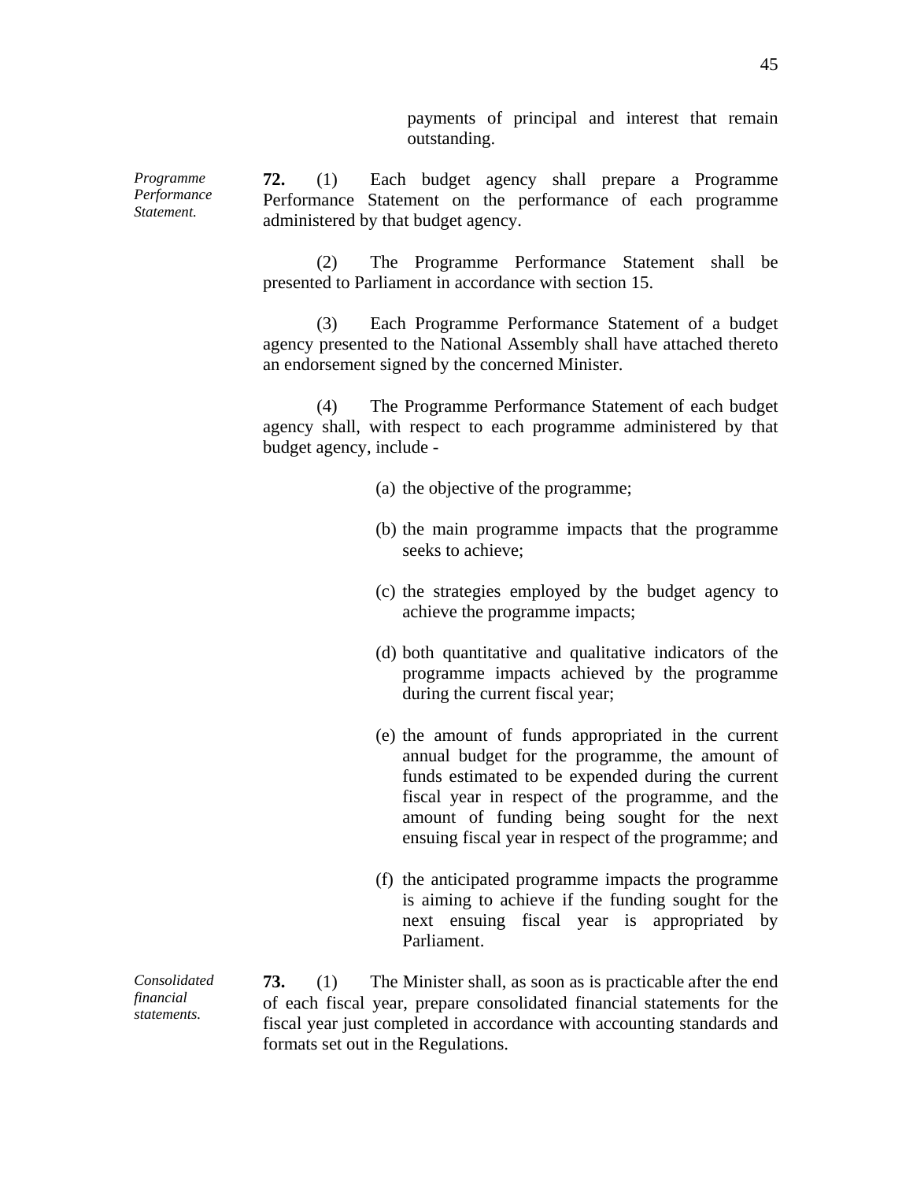payments of principal and interest that remain outstanding.

*Programme Performance Statement.*

**72.** (1) Each budget agency shall prepare a Programme Performance Statement on the performance of each programme administered by that budget agency.

(2) The Programme Performance Statement shall be presented to Parliament in accordance with section 15.

(3) Each Programme Performance Statement of a budget agency presented to the National Assembly shall have attached thereto an endorsement signed by the concerned Minister.

(4) The Programme Performance Statement of each budget agency shall, with respect to each programme administered by that budget agency, include -

(a) the objective of the programme;

(b) the main programme impacts that the programme seeks to achieve;

(c) the strategies employed by the budget agency to achieve the programme impacts;

(d) both quantitative and qualitative indicators of the programme impacts achieved by the programme during the current fiscal year;

(e) the amount of funds appropriated in the current annual budget for the programme, the amount of funds estimated to be expended during the current fiscal year in respect of the programme, and the amount of funding being sought for the next ensuing fiscal year in respect of the programme; and

(f) the anticipated programme impacts the programme is aiming to achieve if the funding sought for the next ensuing fiscal year is appropriated by Parliament.

*Consolidated financial statements.*

**73.** (1) The Minister shall, as soon as is practicable after the end of each fiscal year, prepare consolidated financial statements for the fiscal year just completed in accordance with accounting standards and formats set out in the Regulations.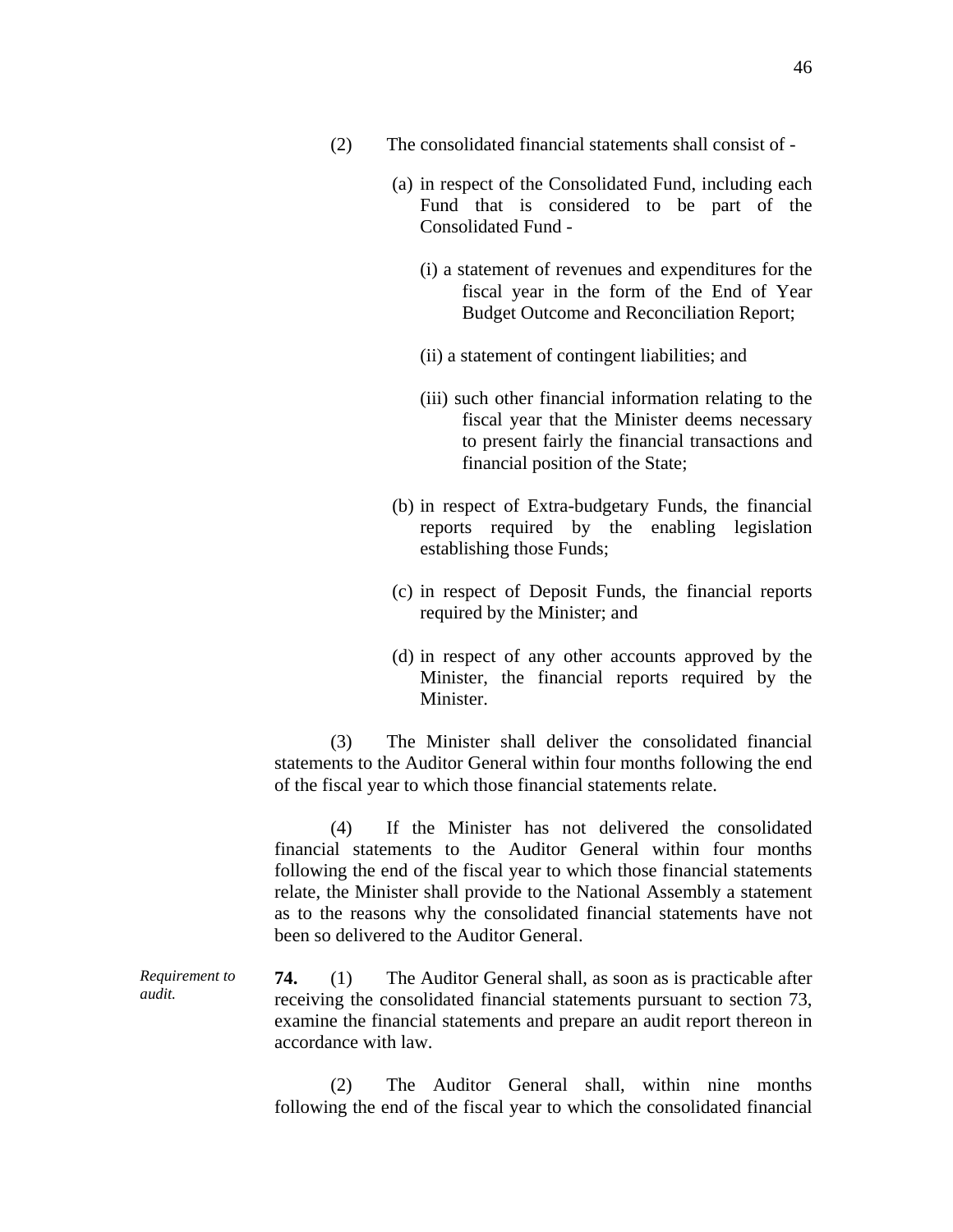(2) The consolidated financial statements shall consist of -

(a) in respect of the Consolidated Fund, including each Fund that is considered to be part of the Consolidated Fund -

(i) a statement of revenues and expenditures for the fiscal year in the form of the End of Year Budget Outcome and Reconciliation Report;

(ii) a statement of contingent liabilities; and

(iii) such other financial information relating to the fiscal year that the Minister deems necessary to present fairly the financial transactions and financial position of the State;

(b) in respect of Extra-budgetary Funds, the financial reports required by the enabling legislation establishing those Funds;

(c) in respect of Deposit Funds, the financial reports required by the Minister; and

(d) in respect of any other accounts approved by the Minister, the financial reports required by the Minister.

(3) The Minister shall deliver the consolidated financial statements to the Auditor General within four months following the end of the fiscal year to which those financial statements relate.

(4) If the Minister has not delivered the consolidated financial statements to the Auditor General within four months following the end of the fiscal year to which those financial statements relate, the Minister shall provide to the National Assembly a statement as to the reasons why the consolidated financial statements have not been so delivered to the Auditor General.

*Requirement to audit.*

**74.** (1) The Auditor General shall, as soon as is practicable after receiving the consolidated financial statements pursuant to section 73, examine the financial statements and prepare an audit report thereon in accordance with law.

(2) The Auditor General shall, within nine months following the end of the fiscal year to which the consolidated financial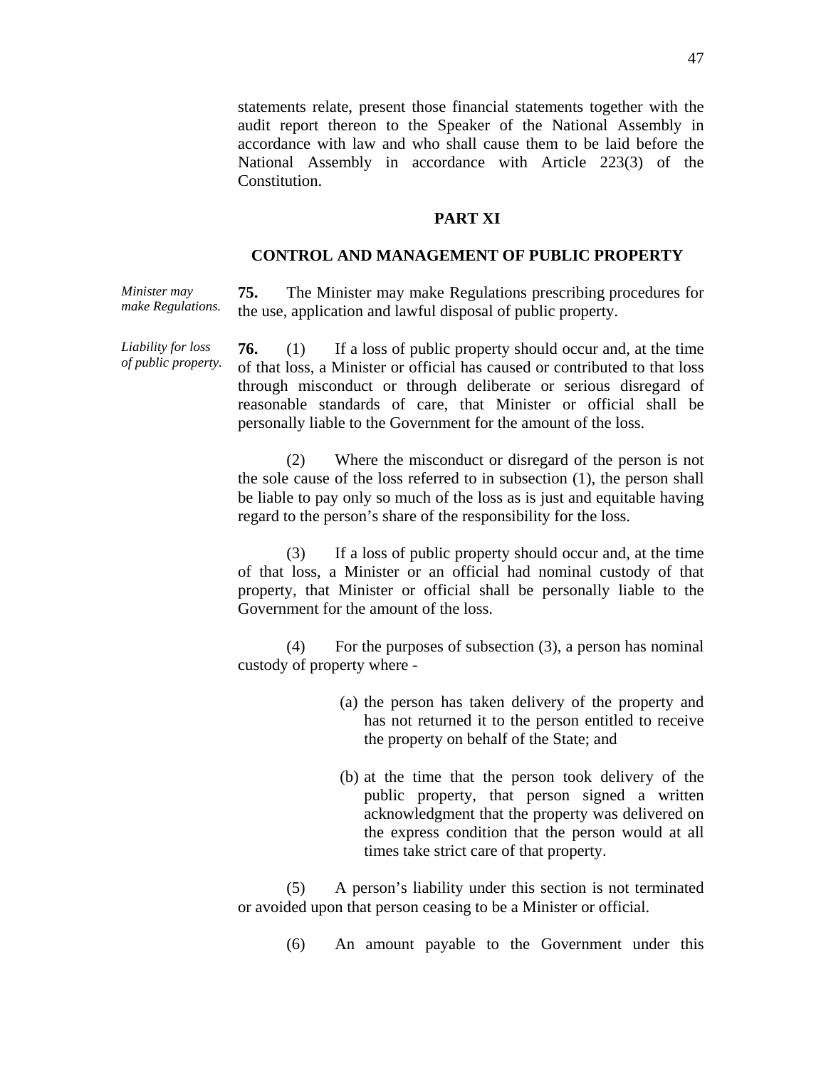statements relate, present those financial statements together with the audit report thereon to the Speaker of the National Assembly in accordance with law and who shall cause them to be laid before the National Assembly in accordance with Article 223(3) of the Constitution.

## PART XI

## CONTROL AND MANAGEMENT OF PUBLIC PROPERTY

*Minister may make Regulations.*

**75.** The Minister may make Regulations prescribing procedures for the use, application and lawful disposal of public property.

*Liability for loss of public property.*

**76.** (1) If a loss of public property should occur and, at the time of that loss, a Minister or official has caused or contributed to that loss through misconduct or through deliberate or serious disregard of reasonable standards of care, that Minister or official shall be personally liable to the Government for the amount of the loss.

(2) Where the misconduct or disregard of the person is not the sole cause of the loss referred to in subsection (1), the person shall be liable to pay only so much of the loss as is just and equitable having regard to the person's share of the responsibility for the loss.

(3) If a loss of public property should occur and, at the time of that loss, a Minister or an official had nominal custody of that property, that Minister or official shall be personally liable to the Government for the amount of the loss.

(4) For the purposes of subsection (3), a person has nominal custody of property where -

(a) the person has taken delivery of the property and has not returned it to the person entitled to receive the property on behalf of the State; and

(b) at the time that the person took delivery of the public property, that person signed a written acknowledgment that the property was delivered on the express condition that the person would at all times take strict care of that property.

(5) A person's liability under this section is not terminated or avoided upon that person ceasing to be a Minister or official.

(6) An amount payable to the Government under this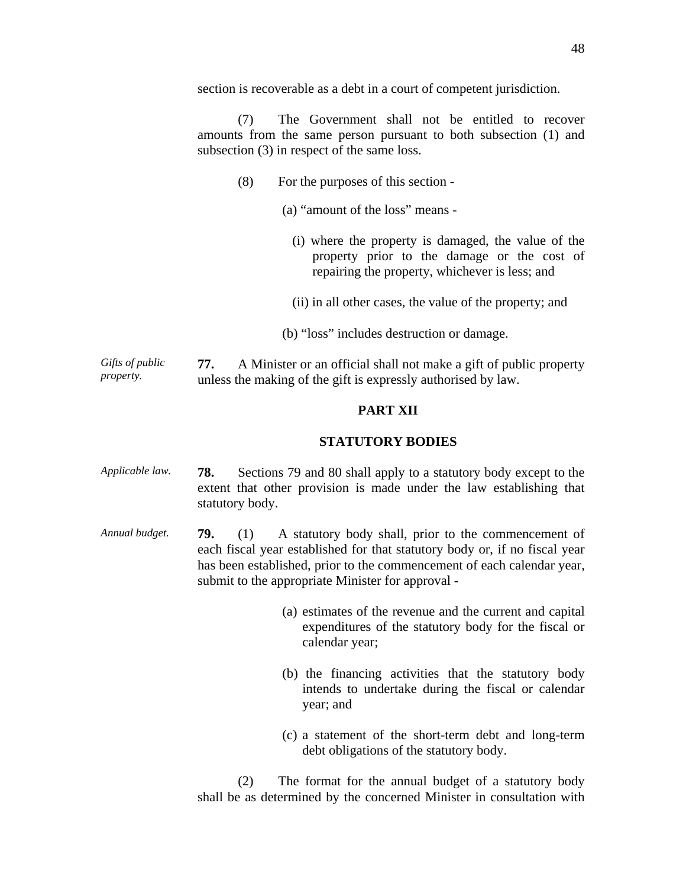section is recoverable as a debt in a court of competent jurisdiction.

(7) The Government shall not be entitled to recover amounts from the same person pursuant to both subsection (1) and subsection (3) in respect of the same loss.

(8) For the purposes of this section -

(a) "amount of the loss" means -

(i) where the property is damaged, the value of the property prior to the damage or the cost of repairing the property, whichever is less; and

(ii) in all other cases, the value of the property; and

(b) "loss" includes destruction or damage.

*Gifts of public property.*

**77.** A Minister or an official shall not make a gift of public property unless the making of the gift is expressly authorised by law.

## PART XII

## STATUTORY BODIES

*Applicable law.*

**78.** Sections 79 and 80 shall apply to a statutory body except to the extent that other provision is made under the law establishing that statutory body.

*Annual budget.*

**79.** (1) A statutory body shall, prior to the commencement of each fiscal year established for that statutory body or, if no fiscal year has been established, prior to the commencement of each calendar year, submit to the appropriate Minister for approval -

(a) estimates of the revenue and the current and capital expenditures of the statutory body for the fiscal or calendar year;

(b) the financing activities that the statutory body intends to undertake during the fiscal or calendar year; and

(c) a statement of the short-term debt and long-term debt obligations of the statutory body.

(2) The format for the annual budget of a statutory body shall be as determined by the concerned Minister in consultation with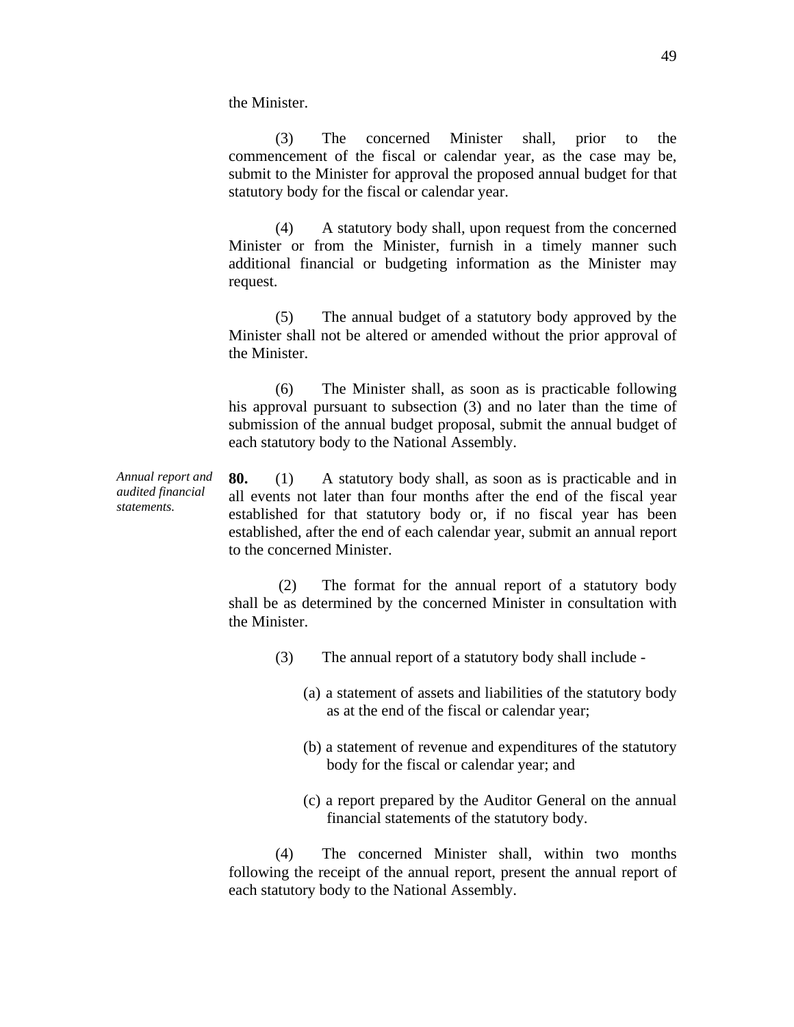the Minister.

(3) The concerned Minister shall, prior to the commencement of the fiscal or calendar year, as the case may be, submit to the Minister for approval the proposed annual budget for that statutory body for the fiscal or calendar year.

(4) A statutory body shall, upon request from the concerned Minister or from the Minister, furnish in a timely manner such additional financial or budgeting information as the Minister may request.

(5) The annual budget of a statutory body approved by the Minister shall not be altered or amended without the prior approval of the Minister.

(6) The Minister shall, as soon as is practicable following his approval pursuant to subsection (3) and no later than the time of submission of the annual budget proposal, submit the annual budget of each statutory body to the National Assembly.

*Annual report and audited financial statements.*

**80.** (1) A statutory body shall, as soon as is practicable and in all events not later than four months after the end of the fiscal year established for that statutory body or, if no fiscal year has been established, after the end of each calendar year, submit an annual report to the concerned Minister.

(2) The format for the annual report of a statutory body shall be as determined by the concerned Minister in consultation with the Minister.

(3) The annual report of a statutory body shall include -

(a) a statement of assets and liabilities of the statutory body as at the end of the fiscal or calendar year;

(b) a statement of revenue and expenditures of the statutory body for the fiscal or calendar year; and

(c) a report prepared by the Auditor General on the annual financial statements of the statutory body.

(4) The concerned Minister shall, within two months following the receipt of the annual report, present the annual report of each statutory body to the National Assembly.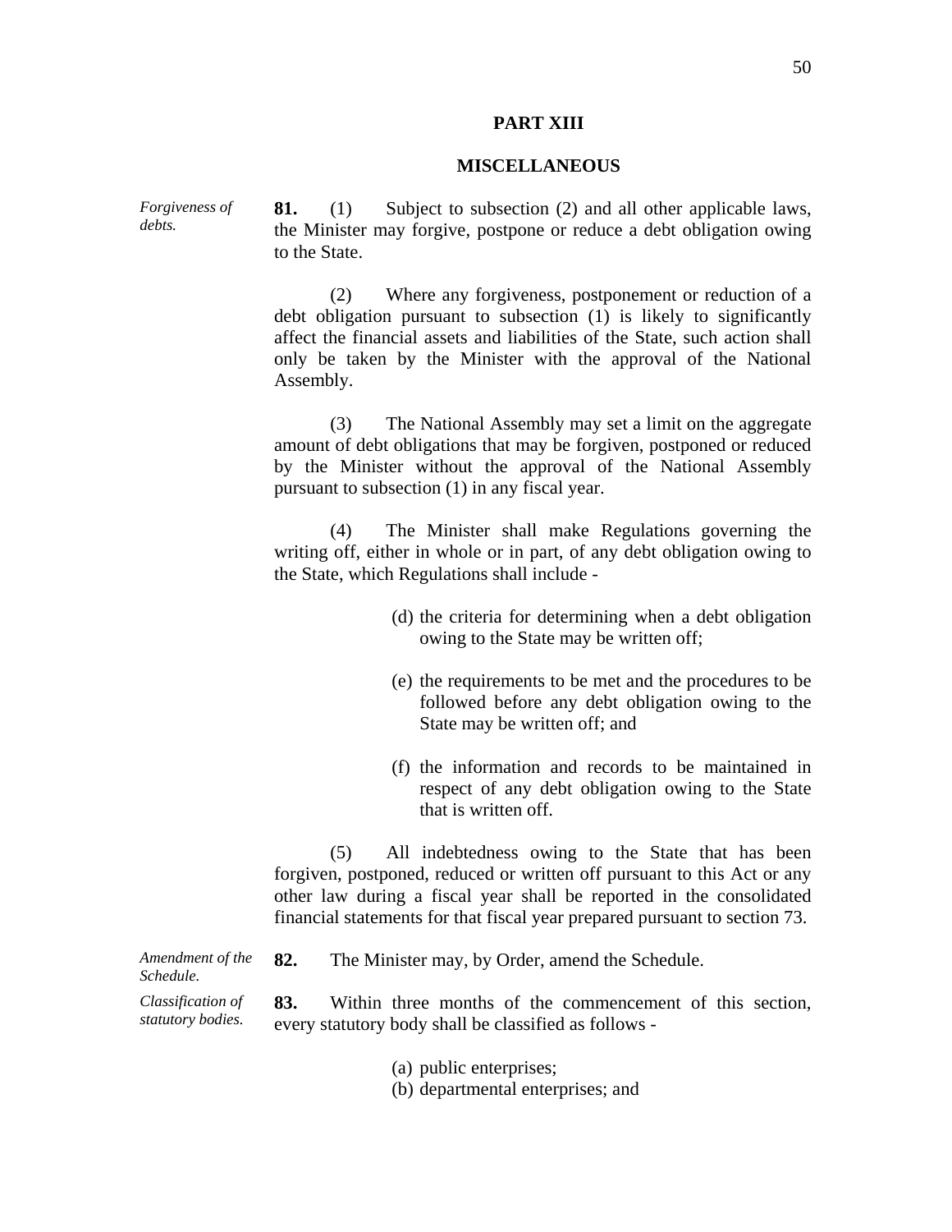## PART XIII

## MISCELLANEOUS

*Forgiveness of debts.*

**81.** (1) Subject to subsection (2) and all other applicable laws, the Minister may forgive, postpone or reduce a debt obligation owing to the State.

(2) Where any forgiveness, postponement or reduction of a debt obligation pursuant to subsection (1) is likely to significantly affect the financial assets and liabilities of the State, such action shall only be taken by the Minister with the approval of the National Assembly.

(3) The National Assembly may set a limit on the aggregate amount of debt obligations that may be forgiven, postponed or reduced by the Minister without the approval of the National Assembly pursuant to subsection (1) in any fiscal year.

(4) The Minister shall make Regulations governing the writing off, either in whole or in part, of any debt obligation owing to the State, which Regulations shall include -

(d) the criteria for determining when a debt obligation owing to the State may be written off;

(e) the requirements to be met and the procedures to be followed before any debt obligation owing to the State may be written off; and

(f) the information and records to be maintained in respect of any debt obligation owing to the State that is written off.

(5) All indebtedness owing to the State that has been forgiven, postponed, reduced or written off pursuant to this Act or any other law during a fiscal year shall be reported in the consolidated financial statements for that fiscal year prepared pursuant to section 73.

*Amendment of the Schedule.*

**82.** The Minister may, by Order, amend the Schedule.

*Classification of statutory bodies.*

**83.** Within three months of the commencement of this section, every statutory body shall be classified as follows -

(a) public enterprises;
(b) departmental enterprises; and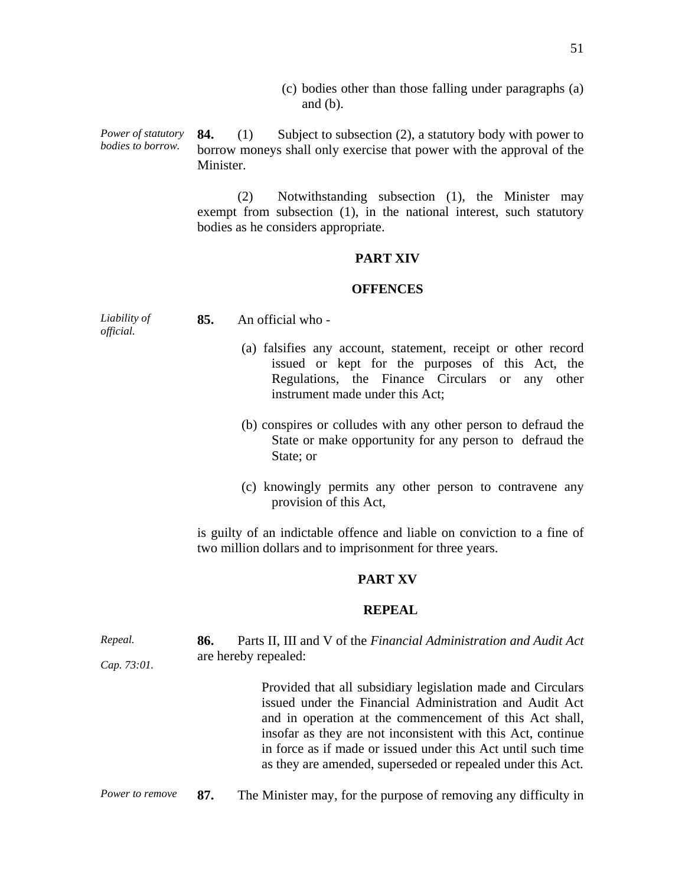(c) bodies other than those falling under paragraphs (a) and (b).

*Power of statutory bodies to borrow.*

**84.** (1) Subject to subsection (2), a statutory body with power to borrow moneys shall only exercise that power with the approval of the Minister.

(2) Notwithstanding subsection (1), the Minister may exempt from subsection (1), in the national interest, such statutory bodies as he considers appropriate.

## PART XIV

## OFFENCES

*Liability of official.*

**85.** An official who -

(a) falsifies any account, statement, receipt or other record issued or kept for the purposes of this Act, the Regulations, the Finance Circulars or any other instrument made under this Act;

(b) conspires or colludes with any other person to defraud the State or make opportunity for any person to defraud the State; or

(c) knowingly permits any other person to contravene any provision of this Act,

is guilty of an indictable offence and liable on conviction to a fine of two million dollars and to imprisonment for three years.

## PART XV

## REPEAL

*Repeal.*

*Cap. 73:01.*

**86.** Parts II, III and V of the *Financial Administration and Audit Act* are hereby repealed:

Provided that all subsidiary legislation made and Circulars issued under the Financial Administration and Audit Act and in operation at the commencement of this Act shall, insofar as they are not inconsistent with this Act, continue in force as if made or issued under this Act until such time as they are amended, superseded or repealed under this Act.

*Power to remove*

**87.** The Minister may, for the purpose of removing any difficulty in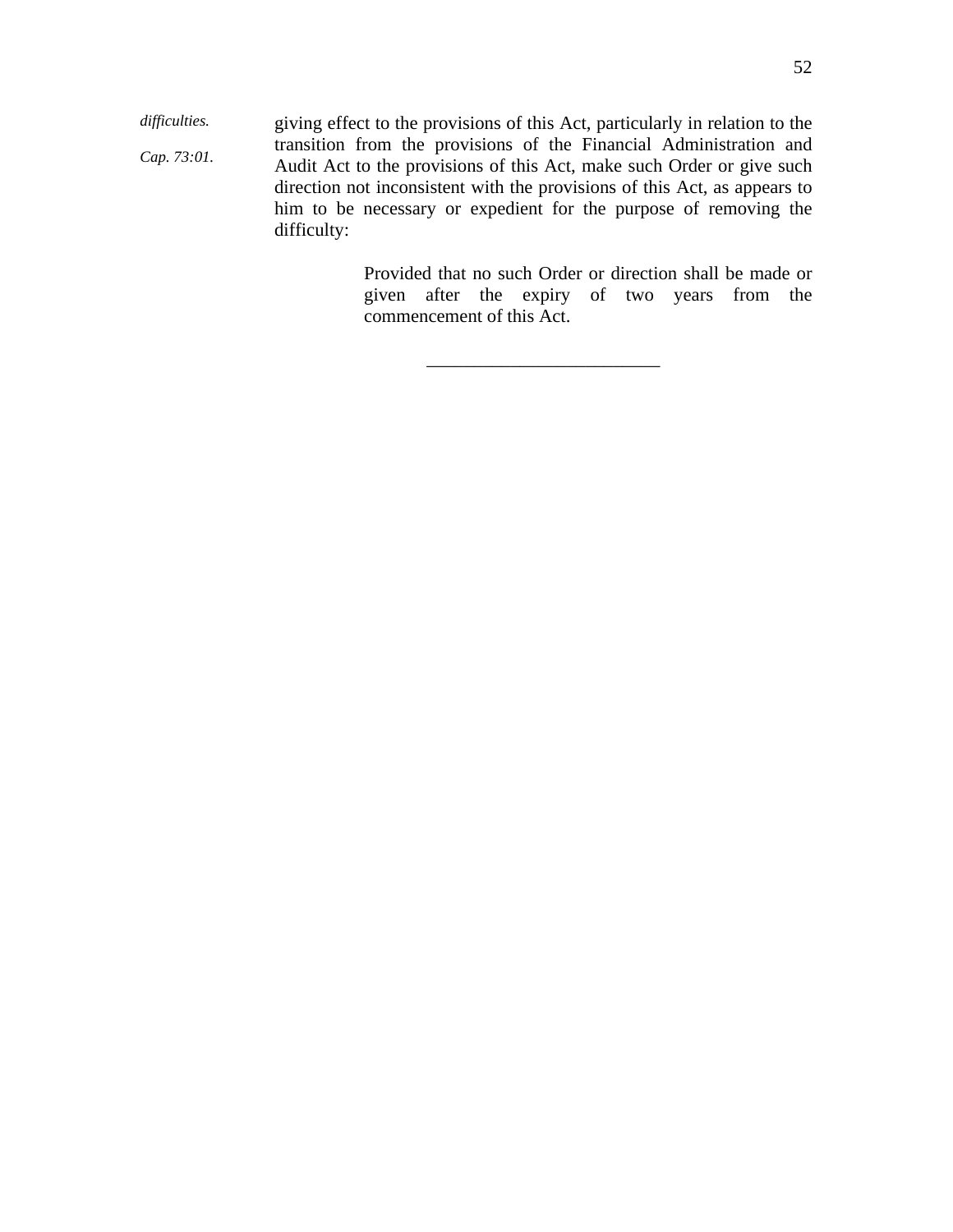*difficulties.*

*Cap. 73:01.*

giving effect to the provisions of this Act, particularly in relation to the transition from the provisions of the Financial Administration and Audit Act to the provisions of this Act, make such Order or give such direction not inconsistent with the provisions of this Act, as appears to him to be necessary or expedient for the purpose of removing the difficulty:

> Provided that no such Order or direction shall be made or given after the expiry of two years from the commencement of this Act.

---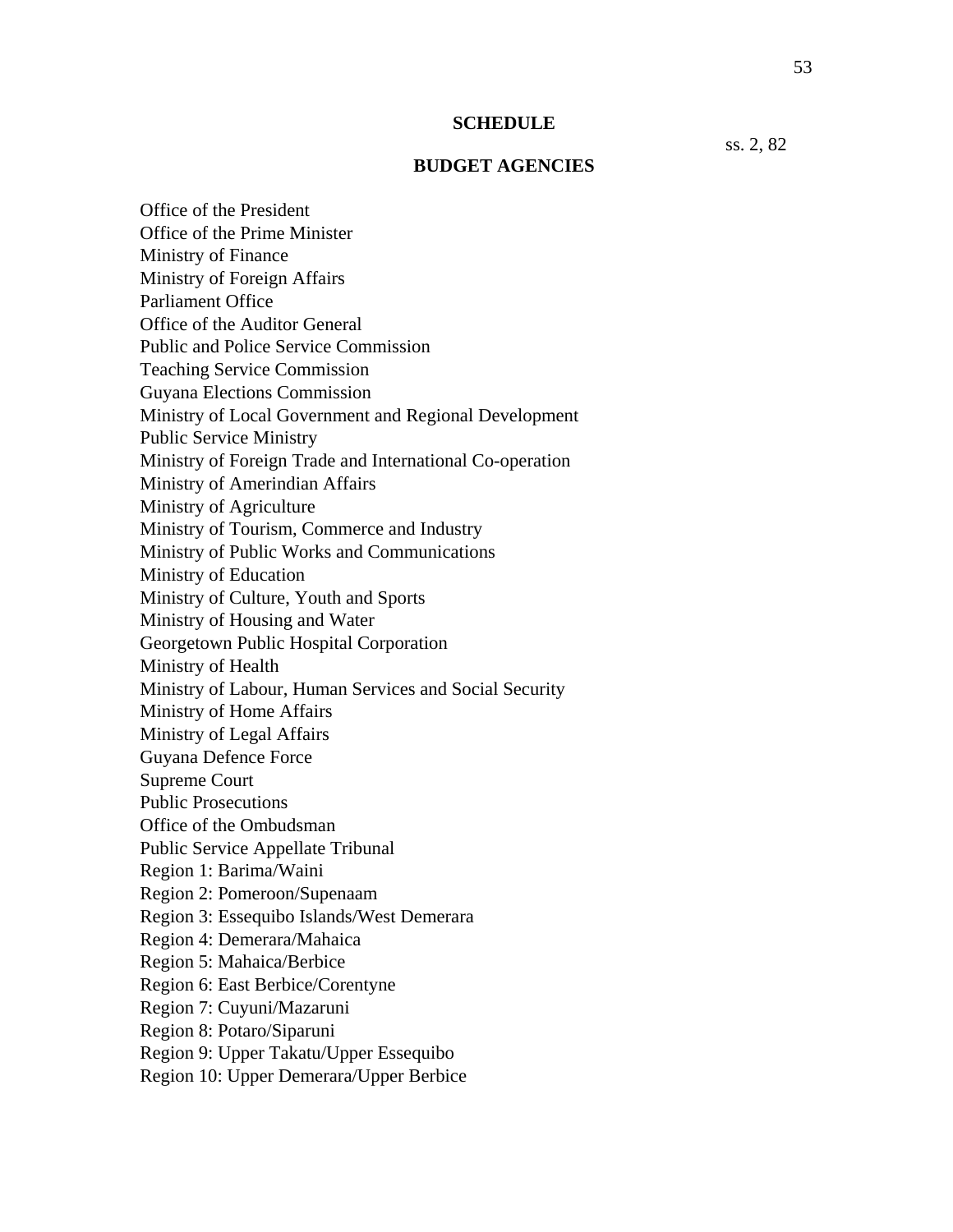## SCHEDULE

ss. 2, 82

## BUDGET AGENCIES

Office of the President
Office of the Prime Minister
Ministry of Finance
Ministry of Foreign Affairs
Parliament Office
Office of the Auditor General
Public and Police Service Commission
Teaching Service Commission
Guyana Elections Commission
Ministry of Local Government and Regional Development
Public Service Ministry
Ministry of Foreign Trade and International Co-operation
Ministry of Amerindian Affairs
Ministry of Agriculture
Ministry of Tourism, Commerce and Industry
Ministry of Public Works and Communications
Ministry of Education
Ministry of Culture, Youth and Sports
Ministry of Housing and Water
Georgetown Public Hospital Corporation
Ministry of Health
Ministry of Labour, Human Services and Social Security
Ministry of Home Affairs
Ministry of Legal Affairs
Guyana Defence Force
Supreme Court
Public Prosecutions
Office of the Ombudsman
Public Service Appellate Tribunal
Region 1: Barima/Waini
Region 2: Pomeroon/Supenaam
Region 3: Essequibo Islands/West Demerara
Region 4: Demerara/Mahaica
Region 5: Mahaica/Berbice
Region 6: East Berbice/Corentyne
Region 7: Cuyuni/Mazaruni
Region 8: Potaro/Siparuni
Region 9: Upper Takatu/Upper Essequibo
Region 10: Upper Demerara/Upper Berbice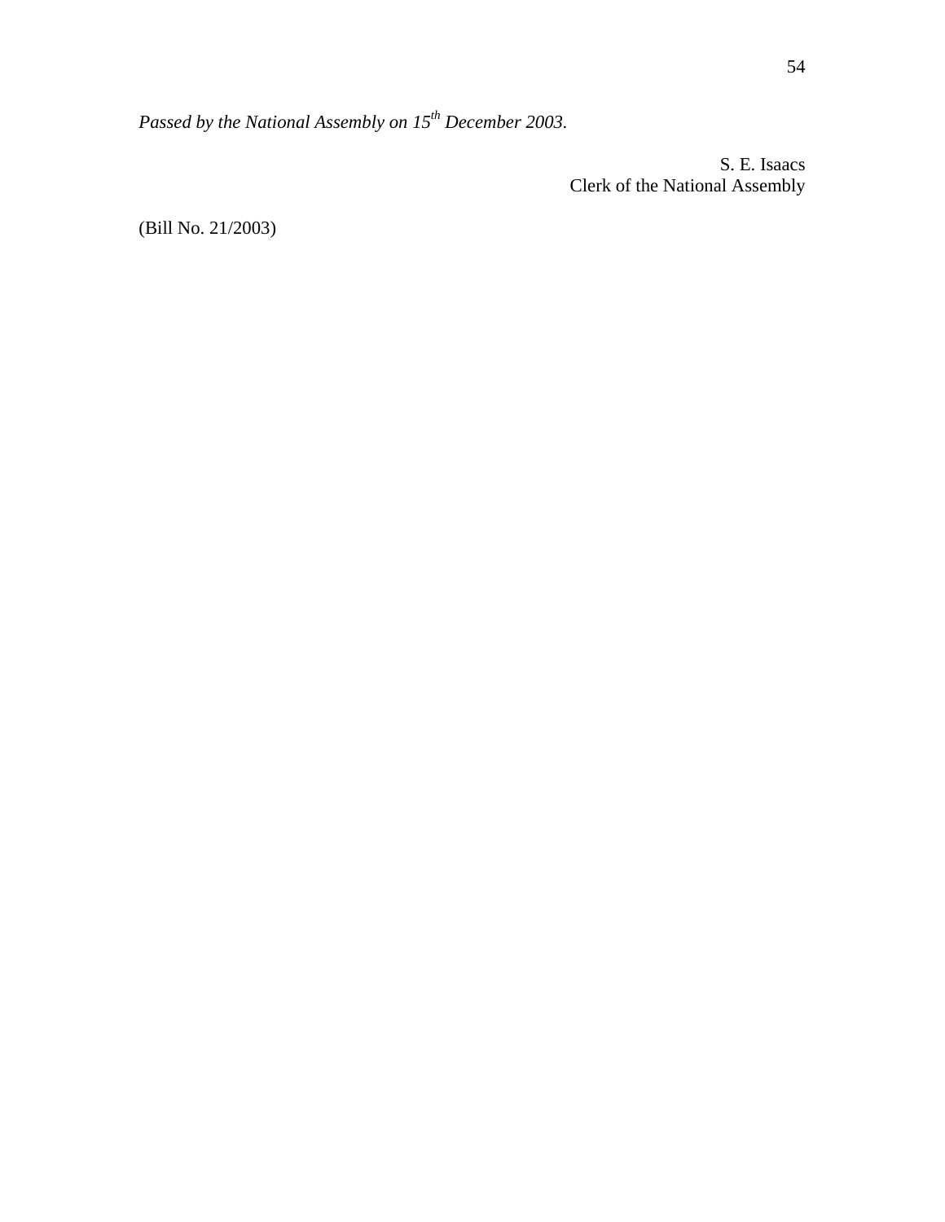*Passed by the National Assembly on 15th December 2003.*

S. E. Isaacs
Clerk of the National Assembly

(Bill No. 21/2003)